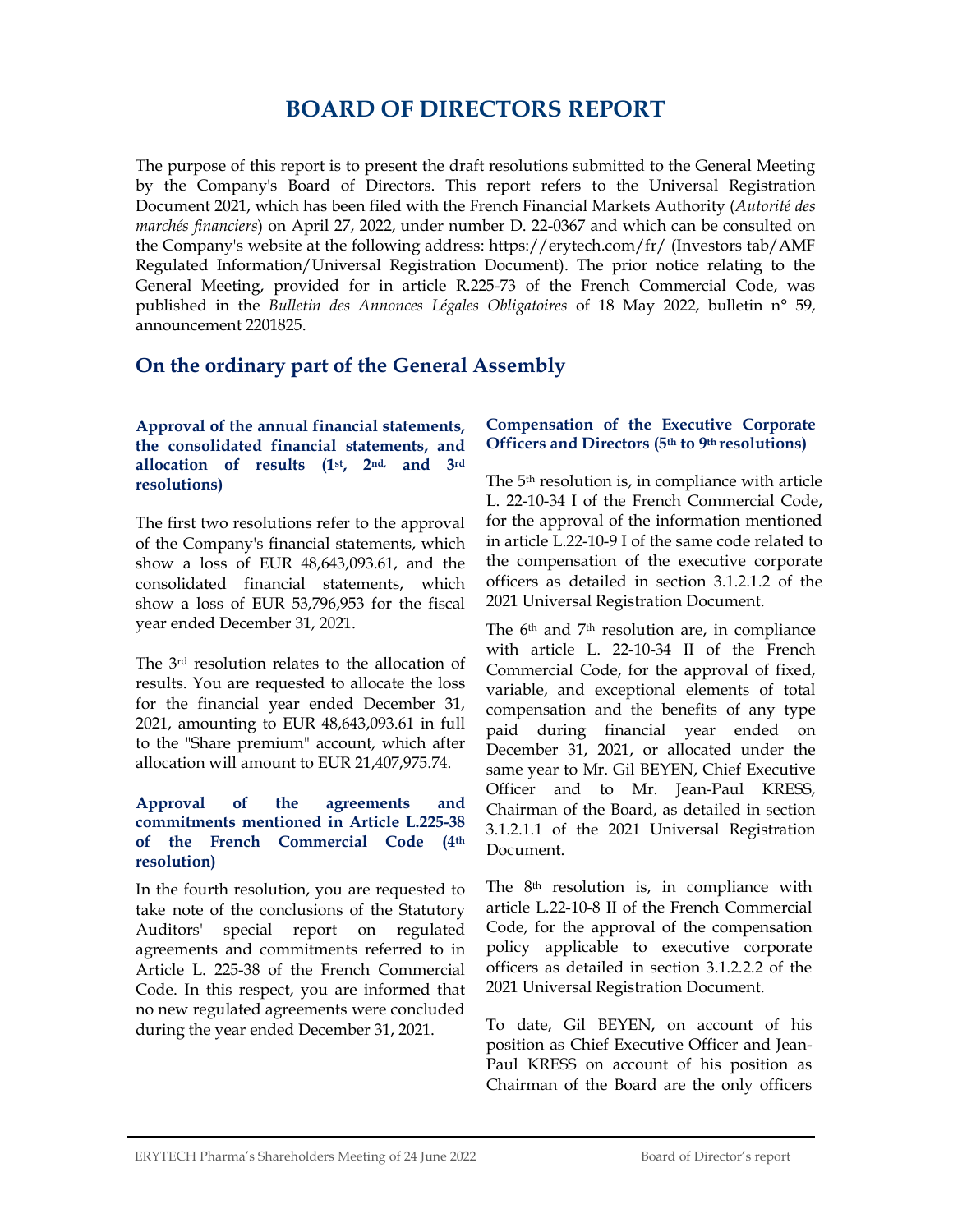# BOARD OF DIRECTORS REPORT

The purpose of this report is to present the draft resolutions submitted to the General Meeting by the Company's Board of Directors. This report refers to the Universal Registration Document 2021, which has been filed with the French Financial Markets Authority (*Autorité des marchés financiers*) on April 27, 2022, under number D. 22-0367 and which can be consulted on the Company's website at the following address: https://erytech.com/fr/ (Investors tab/AMF Regulated Information/Universal Registration Document). The prior notice relating to the General Meeting, provided for in article R.225-73 of the French Commercial Code, was published in the *Bulletin des Annonces Légales Obligatoires* of 18 May 2022, bulletin n° 59, announcement 2201825.

## On the ordinary part of the General Assembly

### Approval of the annual financial statements, the consolidated financial statements, and allocation of results (1st, 2nd, and 3rd resolutions)

The first two resolutions refer to the approval of the Company's financial statements, which show a loss of EUR 48,643,093.61, and the consolidated financial statements, which show a loss of EUR 53,796,953 for the fiscal year ended December 31, 2021.

The 3rd resolution relates to the allocation of results. You are requested to allocate the loss for the financial year ended December 31, 2021, amounting to EUR 48,643,093.61 in full to the "Share premium" account, which after allocation will amount to EUR 21,407,975.74.

### Approval of the agreements and commitments mentioned in Article L.225-38 of the French Commercial Code (4th resolution)

In the fourth resolution, you are requested to take note of the conclusions of the Statutory Auditors' special report on regulated agreements and commitments referred to in Article L. 225-38 of the French Commercial Code. In this respect, you are informed that no new regulated agreements were concluded during the year ended December 31, 2021.

### Compensation of the Executive Corporate Officers and Directors (5th to 9th resolutions)

The 5th resolution is, in compliance with article L. 22-10-34 I of the French Commercial Code, for the approval of the information mentioned in article L.22-10-9 I of the same code related to the compensation of the executive corporate officers as detailed in section 3.1.2.1.2 of the 2021 Universal Registration Document.

The 6th and 7th resolution are, in compliance with article L. 22-10-34 II of the French Commercial Code, for the approval of fixed, variable, and exceptional elements of total compensation and the benefits of any type paid during financial year ended on December 31, 2021, or allocated under the same year to Mr. Gil BEYEN, Chief Executive Officer and to Mr. Jean-Paul KRESS, Chairman of the Board, as detailed in section 3.1.2.1.1 of the 2021 Universal Registration Document.

The 8th resolution is, in compliance with article L.22-10-8 II of the French Commercial Code, for the approval of the compensation policy applicable to executive corporate officers as detailed in section 3.1.2.2.2 of the 2021 Universal Registration Document.

To date, Gil BEYEN, on account of his position as Chief Executive Officer and Jean-Paul KRESS on account of his position as Chairman of the Board are the only officers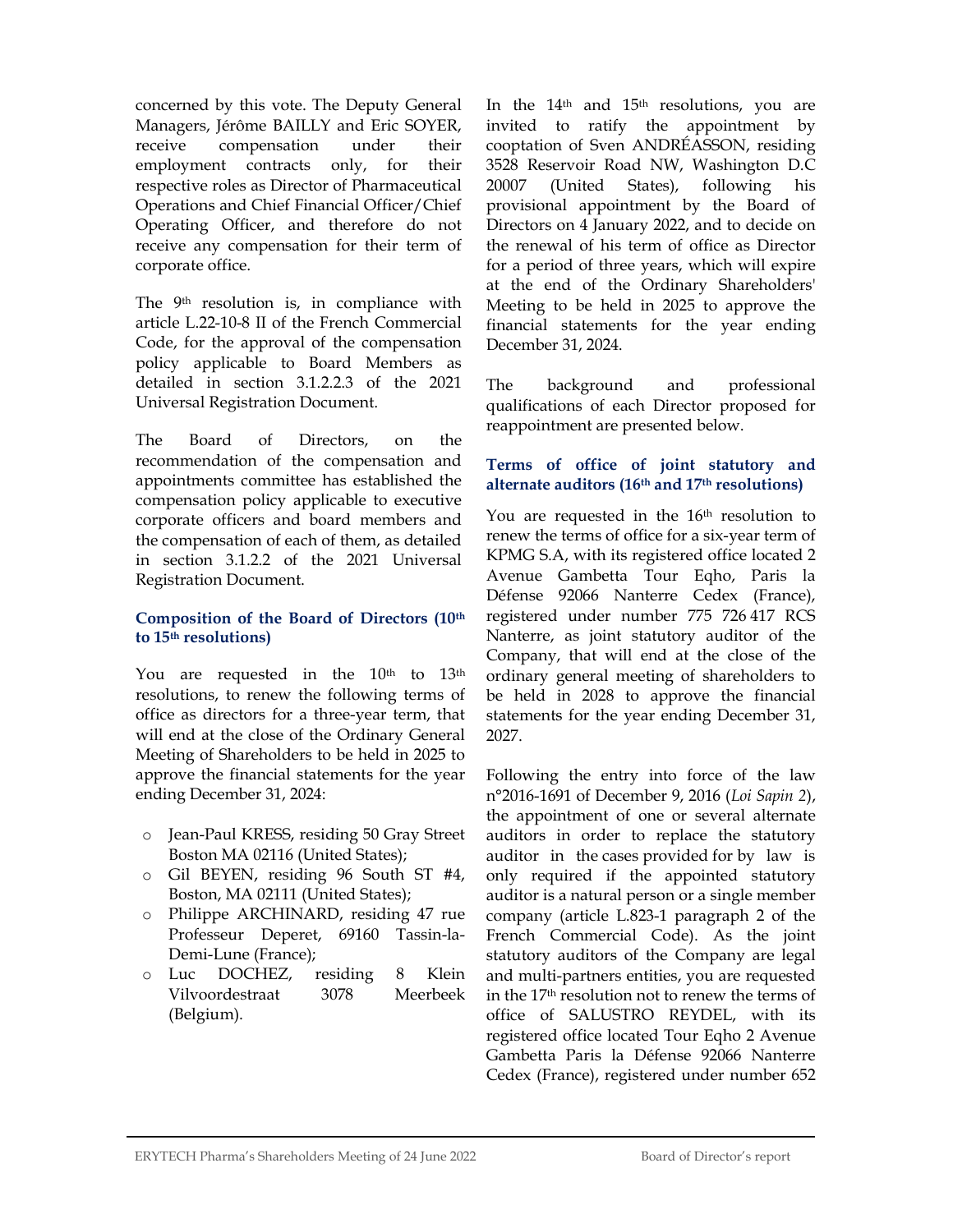concerned by this vote. The Deputy General Managers, Jérôme BAILLY and Eric SOYER, receive compensation under their employment contracts only, for their respective roles as Director of Pharmaceutical Operations and Chief Financial Officer/Chief Operating Officer, and therefore do not receive any compensation for their term of corporate office.

The 9th resolution is, in compliance with article L.22-10-8 II of the French Commercial Code, for the approval of the compensation policy applicable to Board Members as detailed in section 3.1.2.2.3 of the 2021 Universal Registration Document.

The Board of Directors, on the recommendation of the compensation and appointments committee has established the compensation policy applicable to executive corporate officers and board members and the compensation of each of them, as detailed in section 3.1.2.2 of the 2021 Universal Registration Document.

#### Composition of the Board of Directors (10th to 15th resolutions)

You are requested in the 10th to 13th resolutions, to renew the following terms of office as directors for a three-year term, that will end at the close of the Ordinary General Meeting of Shareholders to be held in 2025 to approve the financial statements for the year ending December 31, 2024:

- Jean-Paul KRESS, residing 50 Gray Street Boston MA 02116 (United States);
- Gil BEYEN, residing 96 South ST #4, Boston, MA 02111 (United States);
- Philippe ARCHINARD, residing 47 rue Professeur Deperet, 69160 Tassin-la-Demi-Lune (France);
- Luc DOCHEZ, residing 8 Klein Vilvoordestraat 3078 Meerbeek (Belgium).

In the 14th and 15th resolutions, you are invited to ratify the appointment by cooptation of Sven ANDRÉASSON, residing 3528 Reservoir Road NW, Washington D.C 20007 (United States), following his provisional appointment by the Board of Directors on 4 January 2022, and to decide on the renewal of his term of office as Director for a period of three years, which will expire at the end of the Ordinary Shareholders' Meeting to be held in 2025 to approve the financial statements for the year ending December 31, 2024.

The background and professional qualifications of each Director proposed for reappointment are presented below.

#### Terms of office of joint statutory and alternate auditors (16th and 17th resolutions)

You are requested in the 16th resolution to renew the terms of office for a six-year term of KPMG S.A, with its registered office located 2 Avenue Gambetta Tour Eqho, Paris la Défense 92066 Nanterre Cedex (France), registered under number 775 726 417 RCS Nanterre, as joint statutory auditor of the Company, that will end at the close of the ordinary general meeting of shareholders to be held in 2028 to approve the financial statements for the year ending December 31, 2027.

Following the entry into force of the law n°2016-1691 of December 9, 2016 (*Loi Sapin 2*), the appointment of one or several alternate auditors in order to replace the statutory auditor in the cases provided for by law is only required if the appointed statutory auditor is a natural person or a single member company (article L.823-1 paragraph 2 of the French Commercial Code). As the joint statutory auditors of the Company are legal and multi-partners entities, you are requested in the 17th resolution not to renew the terms of office of SALUSTRO REYDEL, with its registered office located Tour Eqho 2 Avenue Gambetta Paris la Défense 92066 Nanterre Cedex (France), registered under number 652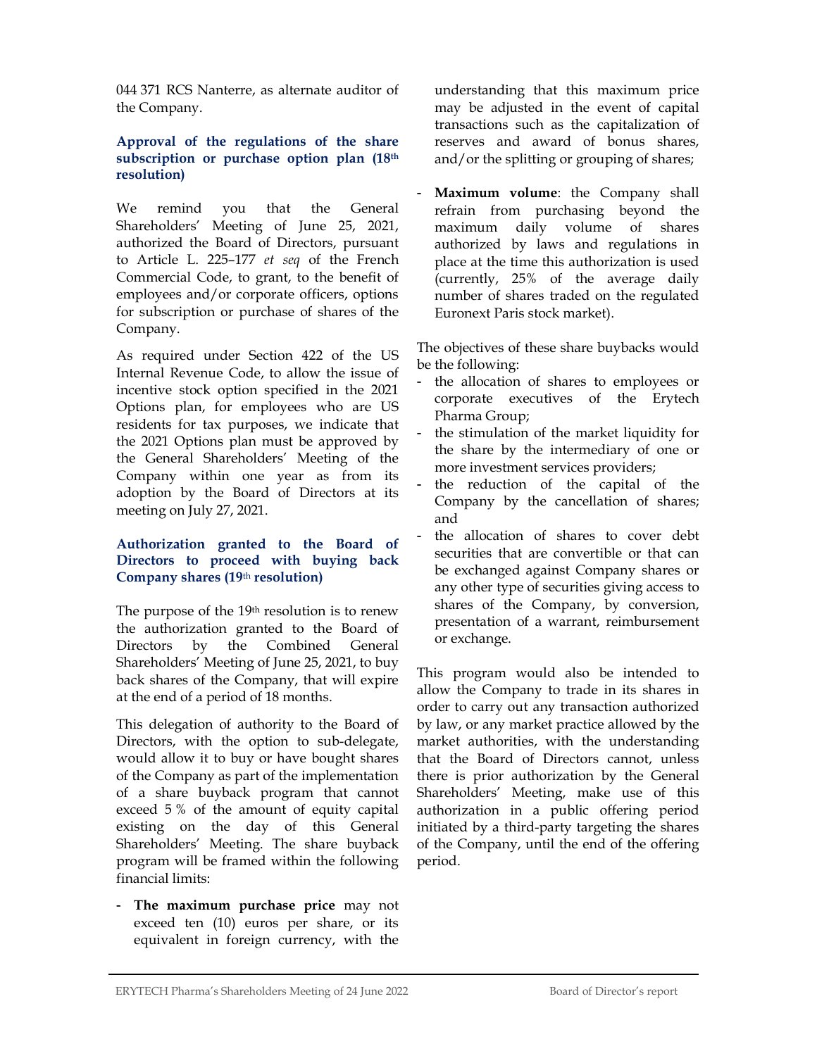044 371 RCS Nanterre, as alternate auditor of the Company.

### Approval of the regulations of the share subscription or purchase option plan (18th resolution)

We remind you that the General Shareholders' Meeting of June 25, 2021, authorized the Board of Directors, pursuant to Article L. 225–177 *et seq* of the French Commercial Code, to grant, to the benefit of employees and/or corporate officers, options for subscription or purchase of shares of the Company.

As required under Section 422 of the US Internal Revenue Code, to allow the issue of incentive stock option specified in the 2021 Options plan, for employees who are US residents for tax purposes, we indicate that the 2021 Options plan must be approved by the General Shareholders' Meeting of the Company within one year as from its adoption by the Board of Directors at its meeting on July 27, 2021.

### Authorization granted to the Board of Directors to proceed with buying back Company shares (19th resolution)

The purpose of the 19th resolution is to renew the authorization granted to the Board of Directors by the Combined General Shareholders' Meeting of June 25, 2021, to buy back shares of the Company, that will expire at the end of a period of 18 months.

This delegation of authority to the Board of Directors, with the option to sub-delegate, would allow it to buy or have bought shares of the Company as part of the implementation of a share buyback program that cannot exceed 5 % of the amount of equity capital existing on the day of this General Shareholders' Meeting. The share buyback program will be framed within the following financial limits:

- **The maximum purchase price** may not exceed ten (10) euros per share, or its equivalent in foreign currency, with the understanding that this maximum price may be adjusted in the event of capital transactions such as the capitalization of reserves and award of bonus shares, and/or the splitting or grouping of shares;
- **Maximum volume**: the Company shall refrain from purchasing beyond the maximum daily volume of shares authorized by laws and regulations in place at the time this authorization is used (currently, 25% of the average daily number of shares traded on the regulated Euronext Paris stock market).

The objectives of these share buybacks would be the following:

- the allocation of shares to employees or corporate executives of the Erytech Pharma Group;
- the stimulation of the market liquidity for the share by the intermediary of one or more investment services providers;
- the reduction of the capital of the Company by the cancellation of shares; and
- the allocation of shares to cover debt securities that are convertible or that can be exchanged against Company shares or any other type of securities giving access to shares of the Company, by conversion, presentation of a warrant, reimbursement or exchange.

This program would also be intended to allow the Company to trade in its shares in order to carry out any transaction authorized by law, or any market practice allowed by the market authorities, with the understanding that the Board of Directors cannot, unless there is prior authorization by the General Shareholders' Meeting, make use of this authorization in a public offering period initiated by a third-party targeting the shares of the Company, until the end of the offering period.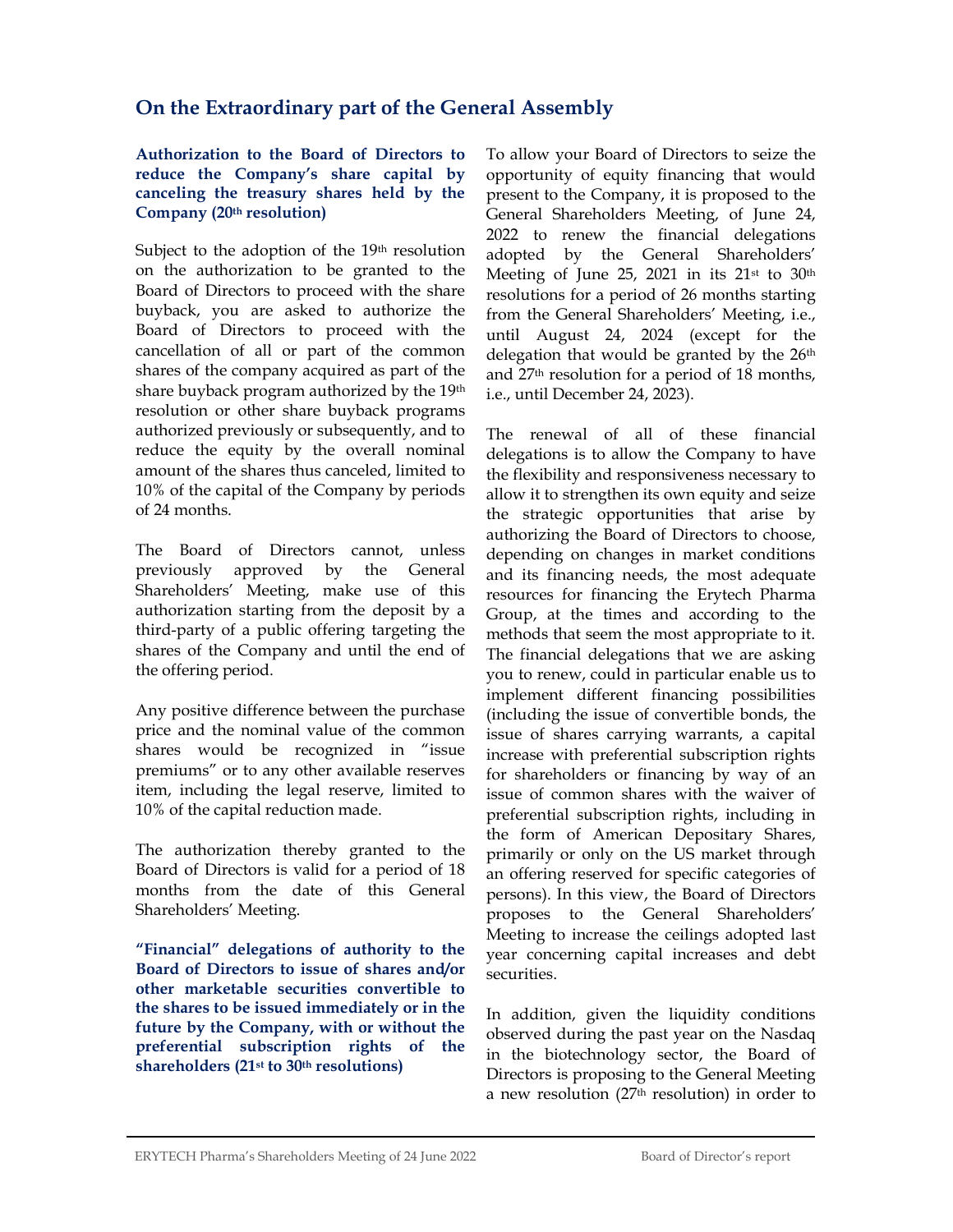## On the Extraordinary part of the General Assembly

**Authorization to the Board of Directors to reduce the Company's share capital by canceling the treasury shares held by the Company (20th resolution)**

Subject to the adoption of the 19th resolution on the authorization to be granted to the Board of Directors to proceed with the share buyback, you are asked to authorize the Board of Directors to proceed with the cancellation of all or part of the common shares of the company acquired as part of the share buyback program authorized by the 19th resolution or other share buyback programs authorized previously or subsequently, and to reduce the equity by the overall nominal amount of the shares thus canceled, limited to 10% of the capital of the Company by periods of 24 months.

The Board of Directors cannot, unless previously approved by the General Shareholders' Meeting, make use of this authorization starting from the deposit by a third-party of a public offering targeting the shares of the Company and until the end of the offering period.

Any positive difference between the purchase price and the nominal value of the common shares would be recognized in "issue premiums" or to any other available reserves item, including the legal reserve, limited to 10% of the capital reduction made.

The authorization thereby granted to the Board of Directors is valid for a period of 18 months from the date of this General Shareholders' Meeting.

**"Financial" delegations of authority to the Board of Directors to issue of shares and/or other marketable securities convertible to the shares to be issued immediately or in the future by the Company, with or without the preferential subscription rights of the shareholders (21st to 30th resolutions)**

To allow your Board of Directors to seize the opportunity of equity financing that would present to the Company, it is proposed to the General Shareholders Meeting, of June 24, 2022 to renew the financial delegations adopted by the General Shareholders' Meeting of June 25, 2021 in its 21st to 30th resolutions for a period of 26 months starting from the General Shareholders' Meeting, i.e., until August 24, 2024 (except for the delegation that would be granted by the 26th and 27th resolution for a period of 18 months, i.e., until December 24, 2023).

The renewal of all of these financial delegations is to allow the Company to have the flexibility and responsiveness necessary to allow it to strengthen its own equity and seize the strategic opportunities that arise by authorizing the Board of Directors to choose, depending on changes in market conditions and its financing needs, the most adequate resources for financing the Erytech Pharma Group, at the times and according to the methods that seem the most appropriate to it. The financial delegations that we are asking you to renew, could in particular enable us to implement different financing possibilities (including the issue of convertible bonds, the issue of shares carrying warrants, a capital increase with preferential subscription rights for shareholders or financing by way of an issue of common shares with the waiver of preferential subscription rights, including in the form of American Depositary Shares, primarily or only on the US market through an offering reserved for specific categories of persons). In this view, the Board of Directors proposes to the General Shareholders' Meeting to increase the ceilings adopted last year concerning capital increases and debt securities.

In addition, given the liquidity conditions observed during the past year on the Nasdaq in the biotechnology sector, the Board of Directors is proposing to the General Meeting a new resolution (27th resolution) in order to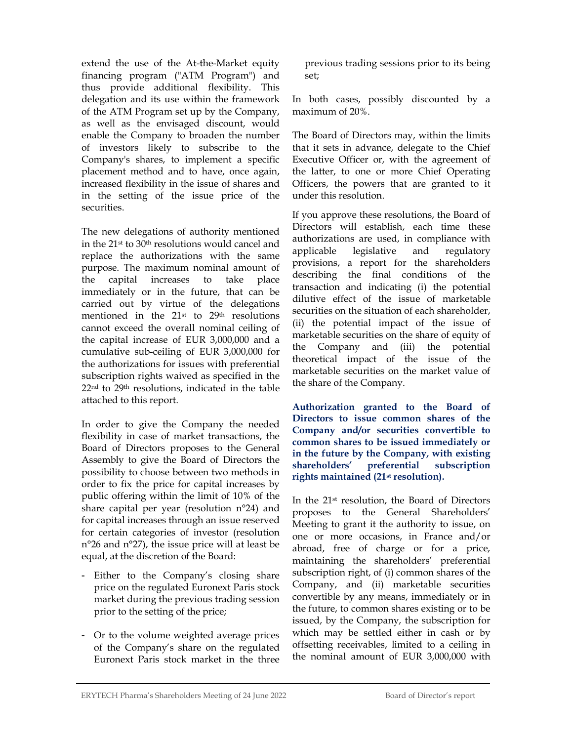extend the use of the At-the-Market equity financing program ("ATM Program") and thus provide additional flexibility. This delegation and its use within the framework of the ATM Program set up by the Company, as well as the envisaged discount, would enable the Company to broaden the number of investors likely to subscribe to the Company's shares, to implement a specific placement method and to have, once again, increased flexibility in the issue of shares and in the setting of the issue price of the securities.

The new delegations of authority mentioned in the 21st to 30th resolutions would cancel and replace the authorizations with the same purpose. The maximum nominal amount of the capital increases to take place immediately or in the future, that can be carried out by virtue of the delegations mentioned in the 21st to 29th resolutions cannot exceed the overall nominal ceiling of the capital increase of EUR 3,000,000 and a cumulative sub-ceiling of EUR 3,000,000 for the authorizations for issues with preferential subscription rights waived as specified in the 22nd to 29th resolutions, indicated in the table attached to this report.

In order to give the Company the needed flexibility in case of market transactions, the Board of Directors proposes to the General Assembly to give the Board of Directors the possibility to choose between two methods in order to fix the price for capital increases by public offering within the limit of 10% of the share capital per year (resolution n°24) and for capital increases through an issue reserved for certain categories of investor (resolution n°26 and n°27), the issue price will at least be equal, at the discretion of the Board:

- Either to the Company's closing share price on the regulated Euronext Paris stock market during the previous trading session prior to the setting of the price;
- Or to the volume weighted average prices of the Company's share on the regulated Euronext Paris stock market in the three previous trading sessions prior to its being set;

In both cases, possibly discounted by a maximum of 20%.

The Board of Directors may, within the limits that it sets in advance, delegate to the Chief Executive Officer or, with the agreement of the latter, to one or more Chief Operating Officers, the powers that are granted to it under this resolution.

If you approve these resolutions, the Board of Directors will establish, each time these authorizations are used, in compliance with applicable legislative and regulatory provisions, a report for the shareholders describing the final conditions of the transaction and indicating (i) the potential dilutive effect of the issue of marketable securities on the situation of each shareholder, (ii) the potential impact of the issue of marketable securities on the share of equity of the Company and (iii) the potential theoretical impact of the issue of the marketable securities on the market value of the share of the Company.

**Authorization granted to the Board of Directors to issue common shares of the Company and/or securities convertible to common shares to be issued immediately or in the future by the Company, with existing shareholders' preferential subscription rights maintained (21st resolution).**

In the 21st resolution, the Board of Directors proposes to the General Shareholders' Meeting to grant it the authority to issue, on one or more occasions, in France and/or abroad, free of charge or for a price, maintaining the shareholders' preferential subscription right, of (i) common shares of the Company, and (ii) marketable securities convertible by any means, immediately or in the future, to common shares existing or to be issued, by the Company, the subscription for which may be settled either in cash or by offsetting receivables, limited to a ceiling in the nominal amount of EUR 3,000,000 with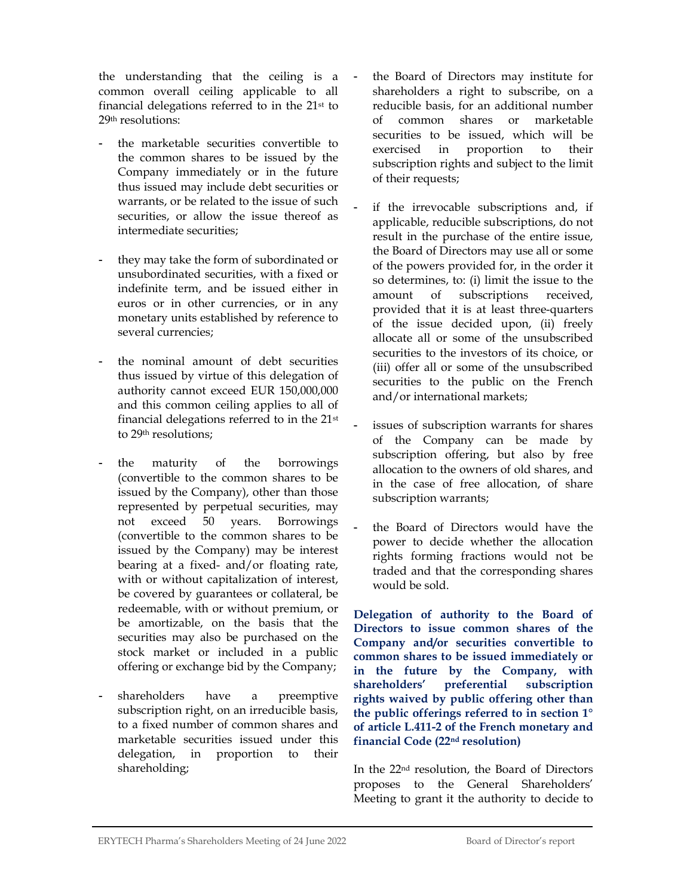the understanding that the ceiling is a common overall ceiling applicable to all financial delegations referred to in the 21st to 29th resolutions:

- the marketable securities convertible to the common shares to be issued by the Company immediately or in the future thus issued may include debt securities or warrants, or be related to the issue of such securities, or allow the issue thereof as intermediate securities;

- they may take the form of subordinated or unsubordinated securities, with a fixed or indefinite term, and be issued either in euros or in other currencies, or in any monetary units established by reference to several currencies;

- the nominal amount of debt securities thus issued by virtue of this delegation of authority cannot exceed EUR 150,000,000 and this common ceiling applies to all of financial delegations referred to in the 21st to 29th resolutions;

- the maturity of the borrowings (convertible to the common shares to be issued by the Company), other than those represented by perpetual securities, may not exceed 50 years. Borrowings (convertible to the common shares to be issued by the Company) may be interest bearing at a fixed- and/or floating rate, with or without capitalization of interest, be covered by guarantees or collateral, be redeemable, with or without premium, or be amortizable, on the basis that the securities may also be purchased on the stock market or included in a public offering or exchange bid by the Company;

- shareholders have a preemptive subscription right, on an irreducible basis, to a fixed number of common shares and marketable securities issued under this delegation, in proportion to their shareholding;

- the Board of Directors may institute for shareholders a right to subscribe, on a reducible basis, for an additional number of common shares or marketable securities to be issued, which will be exercised in proportion to their subscription rights and subject to the limit of their requests;

- if the irrevocable subscriptions and, if applicable, reducible subscriptions, do not result in the purchase of the entire issue, the Board of Directors may use all or some of the powers provided for, in the order it so determines, to: (i) limit the issue to the amount of subscriptions received, provided that it is at least three-quarters of the issue decided upon, (ii) freely allocate all or some of the unsubscribed securities to the investors of its choice, or (iii) offer all or some of the unsubscribed securities to the public on the French and/or international markets;

- issues of subscription warrants for shares of the Company can be made by subscription offering, but also by free allocation to the owners of old shares, and in the case of free allocation, of share subscription warrants;

- the Board of Directors would have the power to decide whether the allocation rights forming fractions would not be traded and that the corresponding shares would be sold.

**Delegation of authority to the Board of Directors to issue common shares of the Company and/or securities convertible to common shares to be issued immediately or in the future by the Company, with shareholders' preferential subscription rights waived by public offering other than the public offerings referred to in section 1° of article L.411-2 of the French monetary and financial Code (22nd resolution)**

In the 22nd resolution, the Board of Directors proposes to the General Shareholders' Meeting to grant it the authority to decide to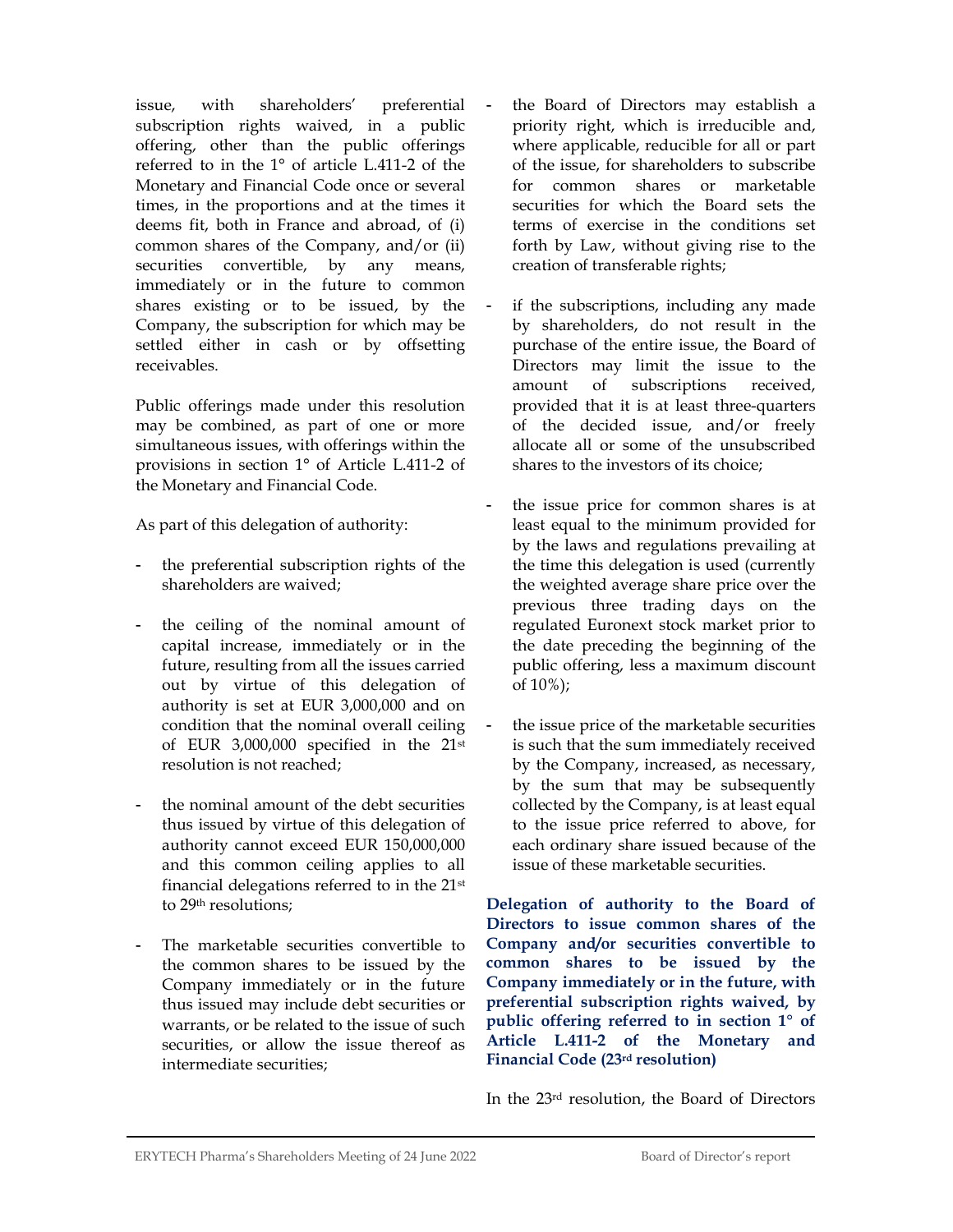issue, with shareholders' preferential subscription rights waived, in a public offering, other than the public offerings referred to in the 1° of article L.411-2 of the Monetary and Financial Code once or several times, in the proportions and at the times it deems fit, both in France and abroad, of (i) common shares of the Company, and/or (ii) securities convertible, by any means, immediately or in the future to common shares existing or to be issued, by the Company, the subscription for which may be settled either in cash or by offsetting receivables.

Public offerings made under this resolution may be combined, as part of one or more simultaneous issues, with offerings within the provisions in section 1° of Article L.411-2 of the Monetary and Financial Code.

As part of this delegation of authority:

- the preferential subscription rights of the shareholders are waived;
- the ceiling of the nominal amount of capital increase, immediately or in the future, resulting from all the issues carried out by virtue of this delegation of authority is set at EUR 3,000,000 and on condition that the nominal overall ceiling of EUR 3,000,000 specified in the 21st resolution is not reached;
- the nominal amount of the debt securities thus issued by virtue of this delegation of authority cannot exceed EUR 150,000,000 and this common ceiling applies to all financial delegations referred to in the 21st to 29th resolutions;
- The marketable securities convertible to the common shares to be issued by the Company immediately or in the future thus issued may include debt securities or warrants, or be related to the issue of such securities, or allow the issue thereof as intermediate securities;
- the Board of Directors may establish a priority right, which is irreducible and, where applicable, reducible for all or part of the issue, for shareholders to subscribe for common shares or marketable securities for which the Board sets the terms of exercise in the conditions set forth by Law, without giving rise to the creation of transferable rights;
- if the subscriptions, including any made by shareholders, do not result in the purchase of the entire issue, the Board of Directors may limit the issue to the amount of subscriptions received, provided that it is at least three-quarters of the decided issue, and/or freely allocate all or some of the unsubscribed shares to the investors of its choice;
- the issue price for common shares is at least equal to the minimum provided for by the laws and regulations prevailing at the time this delegation is used (currently the weighted average share price over the previous three trading days on the regulated Euronext stock market prior to the date preceding the beginning of the public offering, less a maximum discount of 10%);
- the issue price of the marketable securities is such that the sum immediately received by the Company, increased, as necessary, by the sum that may be subsequently collected by the Company, is at least equal to the issue price referred to above, for each ordinary share issued because of the issue of these marketable securities.

**Delegation of authority to the Board of Directors to issue common shares of the Company and/or securities convertible to common shares to be issued by the Company immediately or in the future, with preferential subscription rights waived, by public offering referred to in section 1° of Article L.411-2 of the Monetary and Financial Code (23rd resolution)**

In the 23rd resolution, the Board of Directors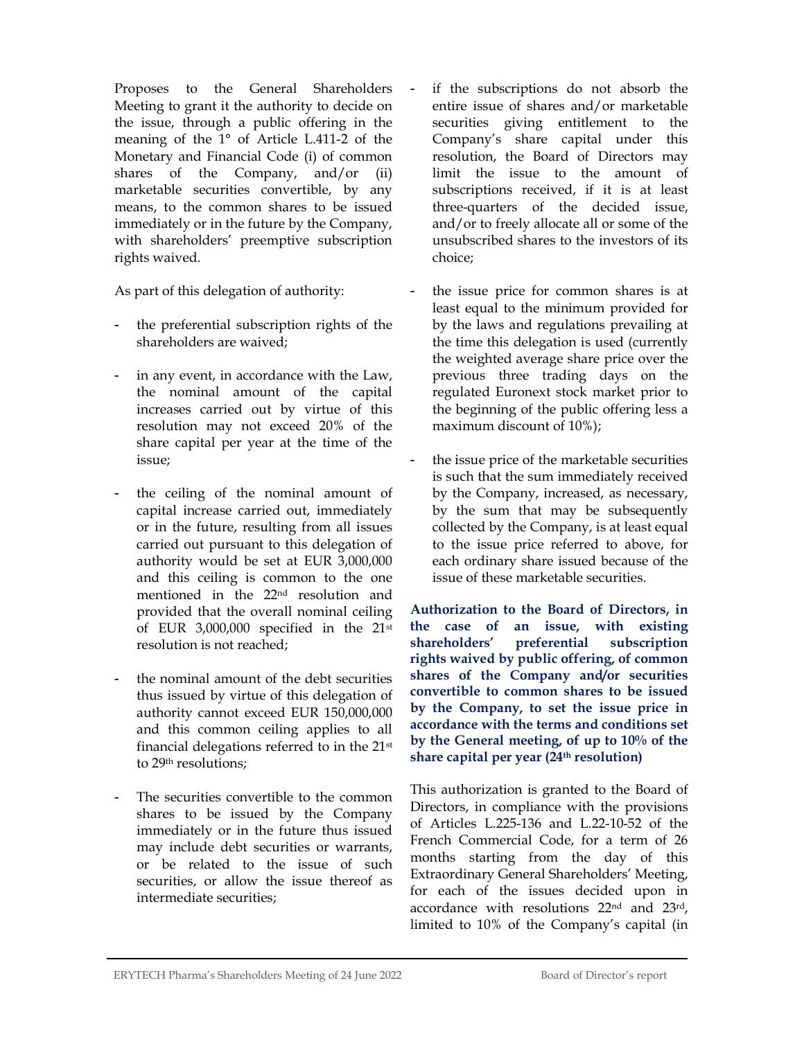Proposes to the General Shareholders Meeting to grant it the authority to decide on the issue, through a public offering in the meaning of the 1° of Article L.411-2 of the Monetary and Financial Code (i) of common shares of the Company, and/or (ii) marketable securities convertible, by any means, to the common shares to be issued immediately or in the future by the Company, with shareholders' preemptive subscription rights waived.

As part of this delegation of authority:

- the preferential subscription rights of the shareholders are waived;
- in any event, in accordance with the Law, the nominal amount of the capital increases carried out by virtue of this resolution may not exceed 20% of the share capital per year at the time of the issue;
- the ceiling of the nominal amount of capital increase carried out, immediately or in the future, resulting from all issues carried out pursuant to this delegation of authority would be set at EUR 3,000,000 and this ceiling is common to the one mentioned in the 22nd resolution and provided that the overall nominal ceiling of EUR 3,000,000 specified in the 21st resolution is not reached;
- the nominal amount of the debt securities thus issued by virtue of this delegation of authority cannot exceed EUR 150,000,000 and this common ceiling applies to all financial delegations referred to in the 21st to 29th resolutions;
- The securities convertible to the common shares to be issued by the Company immediately or in the future thus issued may include debt securities or warrants, or be related to the issue of such securities, or allow the issue thereof as intermediate securities;
- if the subscriptions do not absorb the entire issue of shares and/or marketable securities giving entitlement to the Company's share capital under this resolution, the Board of Directors may limit the issue to the amount of subscriptions received, if it is at least three-quarters of the decided issue, and/or to freely allocate all or some of the unsubscribed shares to the investors of its choice;
- the issue price for common shares is at least equal to the minimum provided for by the laws and regulations prevailing at the time this delegation is used (currently the weighted average share price over the previous three trading days on the regulated Euronext stock market prior to the beginning of the public offering less a maximum discount of 10%);
- the issue price of the marketable securities is such that the sum immediately received by the Company, increased, as necessary, by the sum that may be subsequently collected by the Company, is at least equal to the issue price referred to above, for each ordinary share issued because of the issue of these marketable securities.

**Authorization to the Board of Directors, in the case of an issue, with existing shareholders' preferential subscription rights waived by public offering, of common shares of the Company and/or securities convertible to common shares to be issued by the Company, to set the issue price in accordance with the terms and conditions set by the General meeting, of up to 10% of the share capital per year (24th resolution)**

This authorization is granted to the Board of Directors, in compliance with the provisions of Articles L.225-136 and L.22-10-52 of the French Commercial Code, for a term of 26 months starting from the day of this Extraordinary General Shareholders' Meeting, for each of the issues decided upon in accordance with resolutions 22nd and 23rd, limited to 10% of the Company's capital (in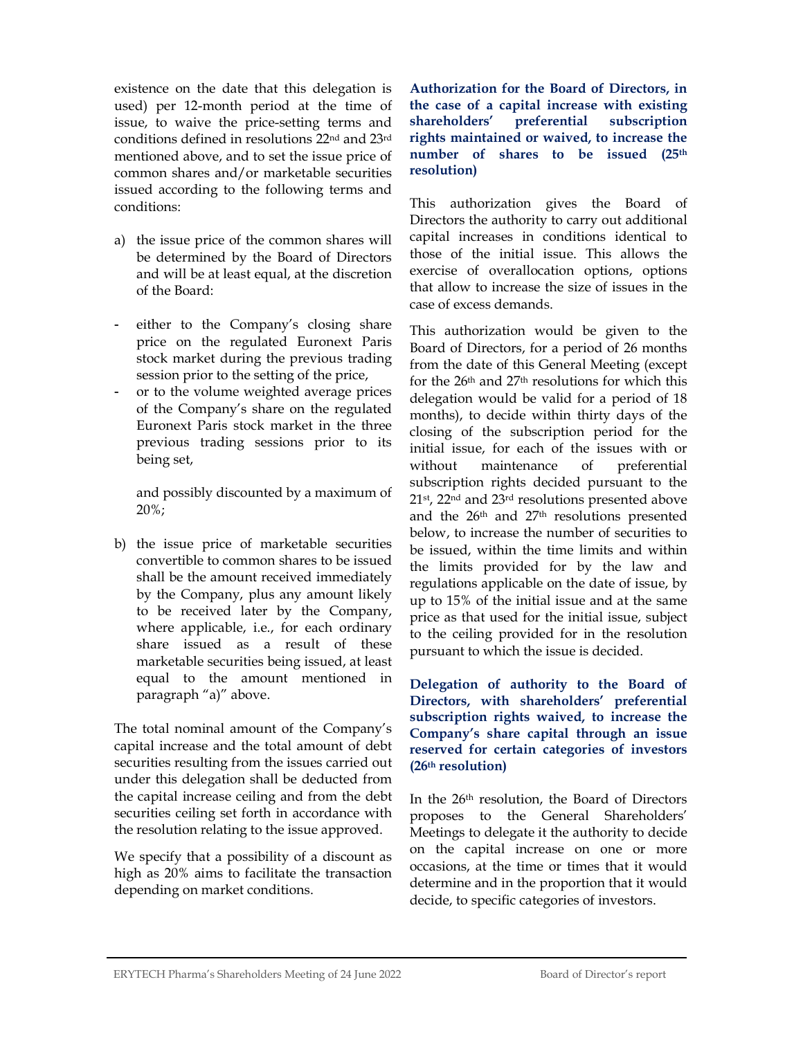existence on the date that this delegation is used) per 12-month period at the time of issue, to waive the price-setting terms and conditions defined in resolutions 22nd and 23rd mentioned above, and to set the issue price of common shares and/or marketable securities issued according to the following terms and conditions:

a) the issue price of the common shares will be determined by the Board of Directors and will be at least equal, at the discretion of the Board:

- either to the Company's closing share price on the regulated Euronext Paris stock market during the previous trading session prior to the setting of the price,
- or to the volume weighted average prices of the Company's share on the regulated Euronext Paris stock market in the three previous trading sessions prior to its being set,

  and possibly discounted by a maximum of 20%;

b) the issue price of marketable securities convertible to common shares to be issued shall be the amount received immediately by the Company, plus any amount likely to be received later by the Company, where applicable, i.e., for each ordinary share issued as a result of these marketable securities being issued, at least equal to the amount mentioned in paragraph "a)" above.

The total nominal amount of the Company's capital increase and the total amount of debt securities resulting from the issues carried out under this delegation shall be deducted from the capital increase ceiling and from the debt securities ceiling set forth in accordance with the resolution relating to the issue approved.

We specify that a possibility of a discount as high as 20% aims to facilitate the transaction depending on market conditions.

**Authorization for the Board of Directors, in the case of a capital increase with existing shareholders' preferential subscription rights maintained or waived, to increase the number of shares to be issued (25th resolution)**

This authorization gives the Board of Directors the authority to carry out additional capital increases in conditions identical to those of the initial issue. This allows the exercise of overallocation options, options that allow to increase the size of issues in the case of excess demands.

This authorization would be given to the Board of Directors, for a period of 26 months from the date of this General Meeting (except for the 26th and 27th resolutions for which this delegation would be valid for a period of 18 months), to decide within thirty days of the closing of the subscription period for the initial issue, for each of the issues with or without maintenance of preferential subscription rights decided pursuant to the 21st, 22nd and 23rd resolutions presented above and the 26th and 27th resolutions presented below, to increase the number of securities to be issued, within the time limits and within the limits provided for by the law and regulations applicable on the date of issue, by up to 15% of the initial issue and at the same price as that used for the initial issue, subject to the ceiling provided for in the resolution pursuant to which the issue is decided.

**Delegation of authority to the Board of Directors, with shareholders' preferential subscription rights waived, to increase the Company's share capital through an issue reserved for certain categories of investors (26th resolution)**

In the 26th resolution, the Board of Directors proposes to the General Shareholders' Meetings to delegate it the authority to decide on the capital increase on one or more occasions, at the time or times that it would determine and in the proportion that it would decide, to specific categories of investors.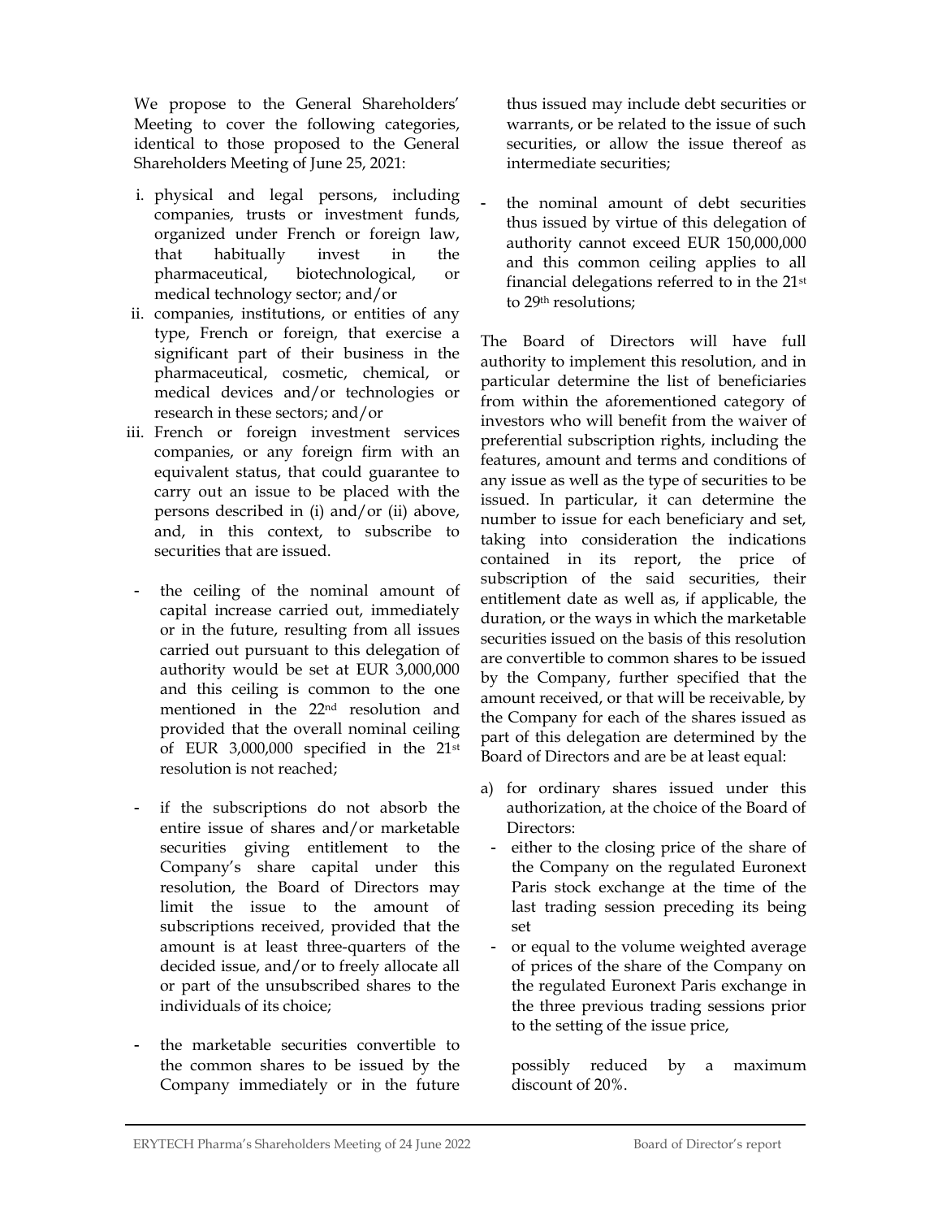We propose to the General Shareholders' Meeting to cover the following categories, identical to those proposed to the General Shareholders Meeting of June 25, 2021:

i. physical and legal persons, including companies, trusts or investment funds, organized under French or foreign law, that habitually invest in the pharmaceutical, biotechnological, or medical technology sector; and/or
ii. companies, institutions, or entities of any type, French or foreign, that exercise a significant part of their business in the pharmaceutical, cosmetic, chemical, or medical devices and/or technologies or research in these sectors; and/or
iii. French or foreign investment services companies, or any foreign firm with an equivalent status, that could guarantee to carry out an issue to be placed with the persons described in (i) and/or (ii) above, and, in this context, to subscribe to securities that are issued.

- the ceiling of the nominal amount of capital increase carried out, immediately or in the future, resulting from all issues carried out pursuant to this delegation of authority would be set at EUR 3,000,000 and this ceiling is common to the one mentioned in the 22nd resolution and provided that the overall nominal ceiling of EUR 3,000,000 specified in the 21st resolution is not reached;

- if the subscriptions do not absorb the entire issue of shares and/or marketable securities giving entitlement to the Company's share capital under this resolution, the Board of Directors may limit the issue to the amount of subscriptions received, provided that the amount is at least three-quarters of the decided issue, and/or to freely allocate all or part of the unsubscribed shares to the individuals of its choice;

- the marketable securities convertible to the common shares to be issued by the Company immediately or in the future thus issued may include debt securities or warrants, or be related to the issue of such securities, or allow the issue thereof as intermediate securities;

- the nominal amount of debt securities thus issued by virtue of this delegation of authority cannot exceed EUR 150,000,000 and this common ceiling applies to all financial delegations referred to in the 21st to 29th resolutions;

The Board of Directors will have full authority to implement this resolution, and in particular determine the list of beneficiaries from within the aforementioned category of investors who will benefit from the waiver of preferential subscription rights, including the features, amount and terms and conditions of any issue as well as the type of securities to be issued. In particular, it can determine the number to issue for each beneficiary and set, taking into consideration the indications contained in its report, the price of subscription of the said securities, their entitlement date as well as, if applicable, the duration, or the ways in which the marketable securities issued on the basis of this resolution are convertible to common shares to be issued by the Company, further specified that the amount received, or that will be receivable, by the Company for each of the shares issued as part of this delegation are determined by the Board of Directors and are be at least equal:

a) for ordinary shares issued under this authorization, at the choice of the Board of Directors:
   - either to the closing price of the share of the Company on the regulated Euronext Paris stock exchange at the time of the last trading session preceding its being set
   - or equal to the volume weighted average of prices of the share of the Company on the regulated Euronext Paris exchange in the three previous trading sessions prior to the setting of the issue price,

   possibly reduced by a maximum discount of 20%.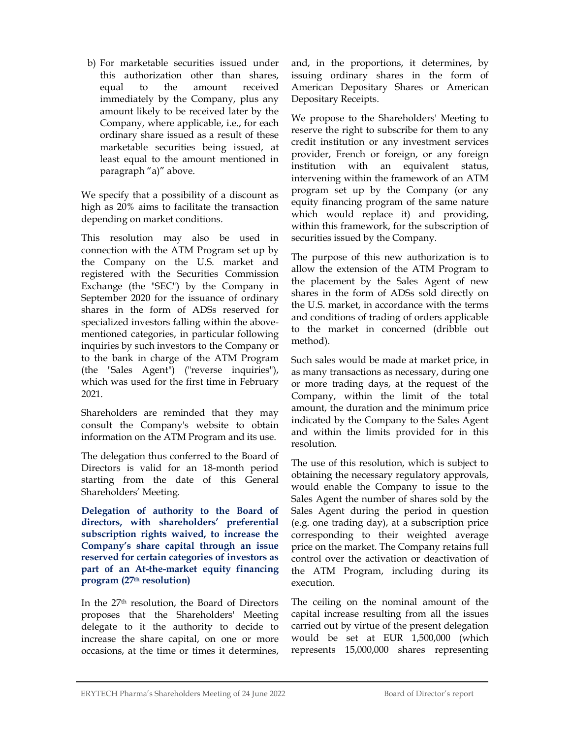b) For marketable securities issued under this authorization other than shares, equal to the amount received immediately by the Company, plus any amount likely to be received later by the Company, where applicable, i.e., for each ordinary share issued as a result of these marketable securities being issued, at least equal to the amount mentioned in paragraph "a)" above.

We specify that a possibility of a discount as high as 20% aims to facilitate the transaction depending on market conditions.

This resolution may also be used in connection with the ATM Program set up by the Company on the U.S. market and registered with the Securities Commission Exchange (the "SEC") by the Company in September 2020 for the issuance of ordinary shares in the form of ADSs reserved for specialized investors falling within the above-mentioned categories, in particular following inquiries by such investors to the Company or to the bank in charge of the ATM Program (the "Sales Agent") ("reverse inquiries"), which was used for the first time in February 2021.

Shareholders are reminded that they may consult the Company's website to obtain information on the ATM Program and its use.

The delegation thus conferred to the Board of Directors is valid for an 18-month period starting from the date of this General Shareholders' Meeting.

**Delegation of authority to the Board of directors, with shareholders' preferential subscription rights waived, to increase the Company's share capital through an issue reserved for certain categories of investors as part of an At-the-market equity financing program (27th resolution)**

In the 27th resolution, the Board of Directors proposes that the Shareholders' Meeting delegate to it the authority to decide to increase the share capital, on one or more occasions, at the time or times it determines, and, in the proportions, it determines, by issuing ordinary shares in the form of American Depositary Shares or American Depositary Receipts.

We propose to the Shareholders' Meeting to reserve the right to subscribe for them to any credit institution or any investment services provider, French or foreign, or any foreign institution with an equivalent status, intervening within the framework of an ATM program set up by the Company (or any equity financing program of the same nature which would replace it) and providing, within this framework, for the subscription of securities issued by the Company.

The purpose of this new authorization is to allow the extension of the ATM Program to the placement by the Sales Agent of new shares in the form of ADSs sold directly on the U.S. market, in accordance with the terms and conditions of trading of orders applicable to the market in concerned (dribble out method).

Such sales would be made at market price, in as many transactions as necessary, during one or more trading days, at the request of the Company, within the limit of the total amount, the duration and the minimum price indicated by the Company to the Sales Agent and within the limits provided for in this resolution.

The use of this resolution, which is subject to obtaining the necessary regulatory approvals, would enable the Company to issue to the Sales Agent the number of shares sold by the Sales Agent during the period in question (e.g. one trading day), at a subscription price corresponding to their weighted average price on the market. The Company retains full control over the activation or deactivation of the ATM Program, including during its execution.

The ceiling on the nominal amount of the capital increase resulting from all the issues carried out by virtue of the present delegation would be set at EUR 1,500,000 (which represents 15,000,000 shares representing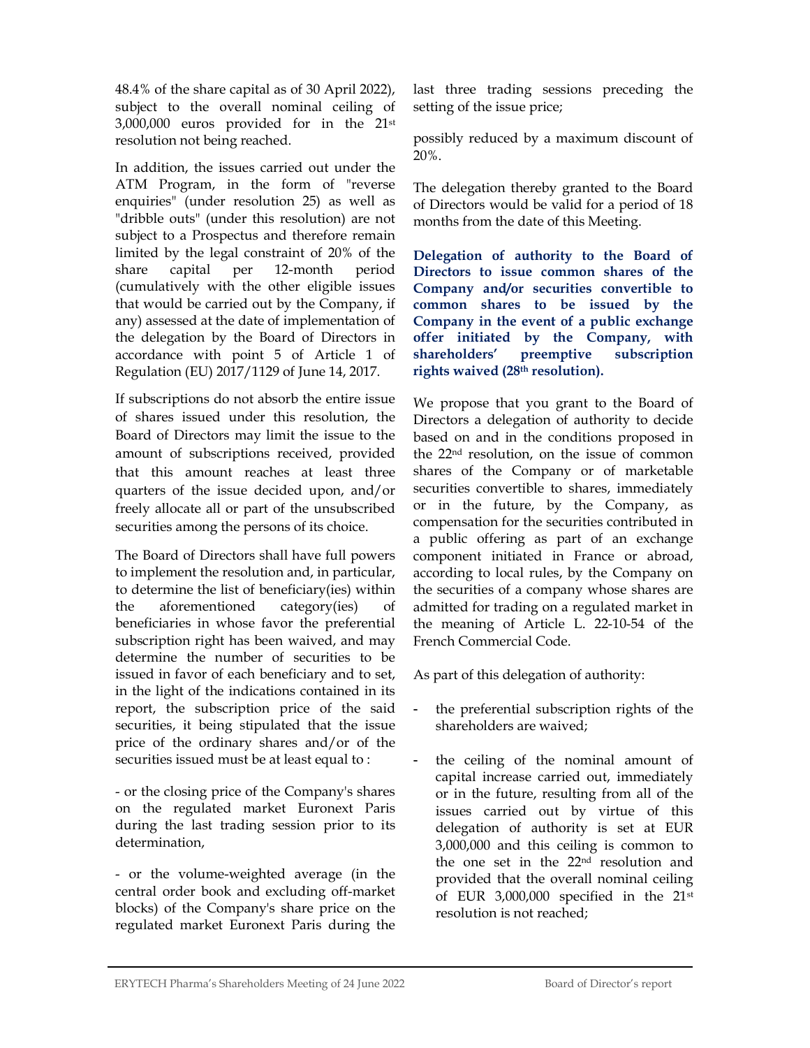48.4% of the share capital as of 30 April 2022), subject to the overall nominal ceiling of 3,000,000 euros provided for in the 21st resolution not being reached.

In addition, the issues carried out under the ATM Program, in the form of "reverse enquiries" (under resolution 25) as well as "dribble outs" (under this resolution) are not subject to a Prospectus and therefore remain limited by the legal constraint of 20% of the share capital per 12-month period (cumulatively with the other eligible issues that would be carried out by the Company, if any) assessed at the date of implementation of the delegation by the Board of Directors in accordance with point 5 of Article 1 of Regulation (EU) 2017/1129 of June 14, 2017.

If subscriptions do not absorb the entire issue of shares issued under this resolution, the Board of Directors may limit the issue to the amount of subscriptions received, provided that this amount reaches at least three quarters of the issue decided upon, and/or freely allocate all or part of the unsubscribed securities among the persons of its choice.

The Board of Directors shall have full powers to implement the resolution and, in particular, to determine the list of beneficiary(ies) within the aforementioned category(ies) of beneficiaries in whose favor the preferential subscription right has been waived, and may determine the number of securities to be issued in favor of each beneficiary and to set, in the light of the indications contained in its report, the subscription price of the said securities, it being stipulated that the issue price of the ordinary shares and/or of the securities issued must be at least equal to :

- or the closing price of the Company's shares on the regulated market Euronext Paris during the last trading session prior to its determination,

- or the volume-weighted average (in the central order book and excluding off-market blocks) of the Company's share price on the regulated market Euronext Paris during the last three trading sessions preceding the setting of the issue price;

possibly reduced by a maximum discount of 20%.

The delegation thereby granted to the Board of Directors would be valid for a period of 18 months from the date of this Meeting.

**Delegation of authority to the Board of Directors to issue common shares of the Company and/or securities convertible to common shares to be issued by the Company in the event of a public exchange offer initiated by the Company, with shareholders' preemptive subscription rights waived (28th resolution).**

We propose that you grant to the Board of Directors a delegation of authority to decide based on and in the conditions proposed in the 22nd resolution, on the issue of common shares of the Company or of marketable securities convertible to shares, immediately or in the future, by the Company, as compensation for the securities contributed in a public offering as part of an exchange component initiated in France or abroad, according to local rules, by the Company on the securities of a company whose shares are admitted for trading on a regulated market in the meaning of Article L. 22-10-54 of the French Commercial Code.

As part of this delegation of authority:

- the preferential subscription rights of the shareholders are waived;
- the ceiling of the nominal amount of capital increase carried out, immediately or in the future, resulting from all of the issues carried out by virtue of this delegation of authority is set at EUR 3,000,000 and this ceiling is common to the one set in the 22nd resolution and provided that the overall nominal ceiling of EUR 3,000,000 specified in the 21st resolution is not reached;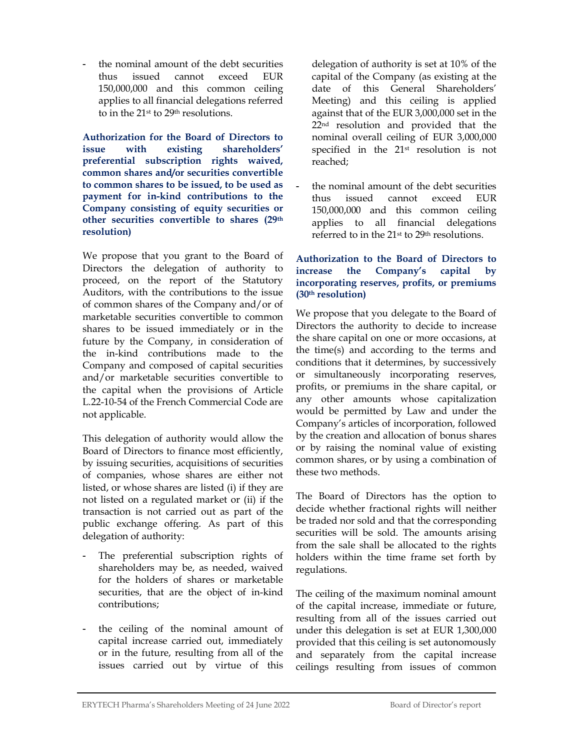- the nominal amount of the debt securities thus issued cannot exceed EUR 150,000,000 and this common ceiling applies to all financial delegations referred to in the 21st to 29th resolutions.

**Authorization for the Board of Directors to issue with existing shareholders' preferential subscription rights waived, common shares and/or securities convertible to common shares to be issued, to be used as payment for in-kind contributions to the Company consisting of equity securities or other securities convertible to shares (29th resolution)**

We propose that you grant to the Board of Directors the delegation of authority to proceed, on the report of the Statutory Auditors, with the contributions to the issue of common shares of the Company and/or of marketable securities convertible to common shares to be issued immediately or in the future by the Company, in consideration of the in-kind contributions made to the Company and composed of capital securities and/or marketable securities convertible to the capital when the provisions of Article L.22-10-54 of the French Commercial Code are not applicable.

This delegation of authority would allow the Board of Directors to finance most efficiently, by issuing securities, acquisitions of securities of companies, whose shares are either not listed, or whose shares are listed (i) if they are not listed on a regulated market or (ii) if the transaction is not carried out as part of the public exchange offering. As part of this delegation of authority:

- The preferential subscription rights of shareholders may be, as needed, waived for the holders of shares or marketable securities, that are the object of in-kind contributions;
- the ceiling of the nominal amount of capital increase carried out, immediately or in the future, resulting from all of the issues carried out by virtue of this delegation of authority is set at 10% of the capital of the Company (as existing at the date of this General Shareholders' Meeting) and this ceiling is applied against that of the EUR 3,000,000 set in the 22nd resolution and provided that the nominal overall ceiling of EUR 3,000,000 specified in the 21st resolution is not reached;
- the nominal amount of the debt securities thus issued cannot exceed EUR 150,000,000 and this common ceiling applies to all financial delegations referred to in the 21st to 29th resolutions.

**Authorization to the Board of Directors to increase the Company's capital by incorporating reserves, profits, or premiums (30th resolution)**

We propose that you delegate to the Board of Directors the authority to decide to increase the share capital on one or more occasions, at the time(s) and according to the terms and conditions that it determines, by successively or simultaneously incorporating reserves, profits, or premiums in the share capital, or any other amounts whose capitalization would be permitted by Law and under the Company's articles of incorporation, followed by the creation and allocation of bonus shares or by raising the nominal value of existing common shares, or by using a combination of these two methods.

The Board of Directors has the option to decide whether fractional rights will neither be traded nor sold and that the corresponding securities will be sold. The amounts arising from the sale shall be allocated to the rights holders within the time frame set forth by regulations.

The ceiling of the maximum nominal amount of the capital increase, immediate or future, resulting from all of the issues carried out under this delegation is set at EUR 1,300,000 provided that this ceiling is set autonomously and separately from the capital increase ceilings resulting from issues of common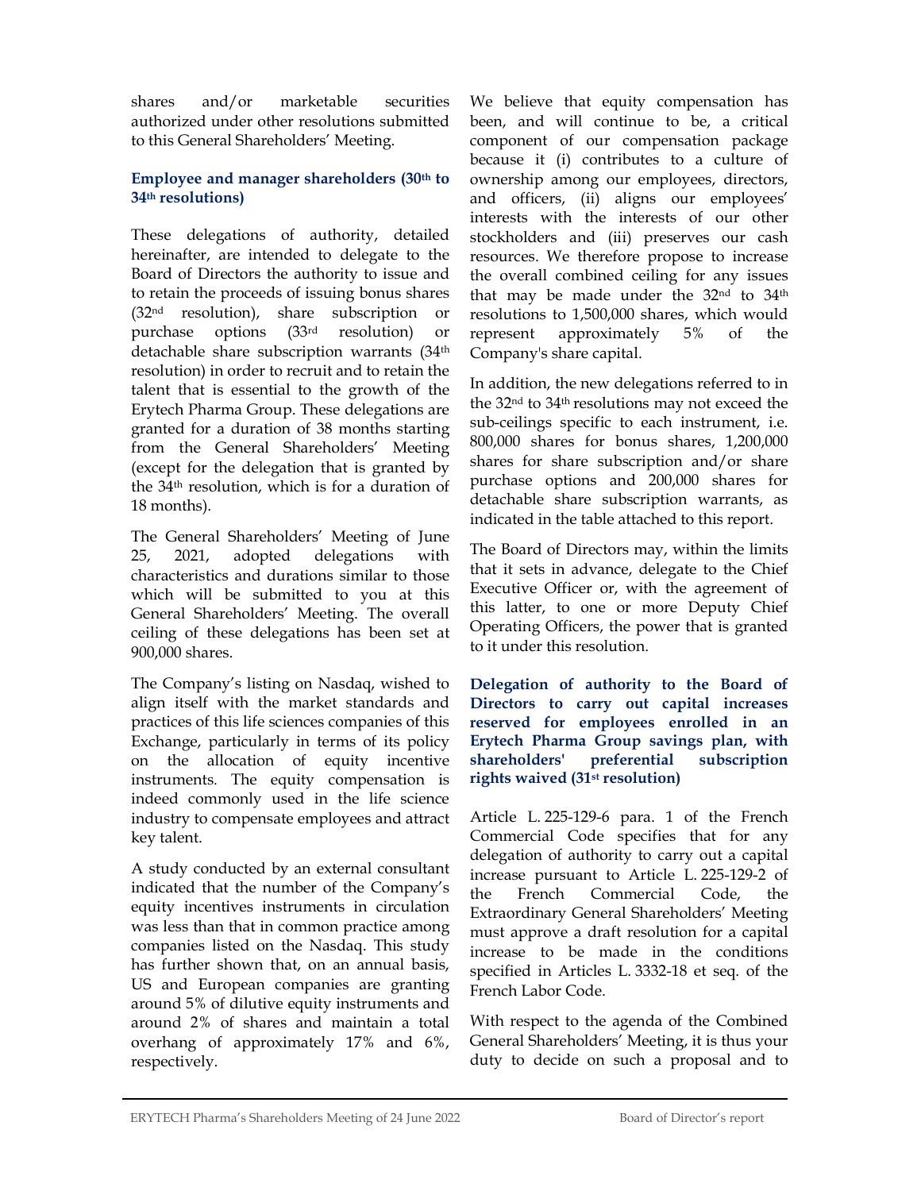shares and/or marketable securities authorized under other resolutions submitted to this General Shareholders' Meeting.

**Employee and manager shareholders (30th to 34th resolutions)**

These delegations of authority, detailed hereinafter, are intended to delegate to the Board of Directors the authority to issue and to retain the proceeds of issuing bonus shares (32nd resolution), share subscription or purchase options (33rd resolution) or detachable share subscription warrants (34th resolution) in order to recruit and to retain the talent that is essential to the growth of the Erytech Pharma Group. These delegations are granted for a duration of 38 months starting from the General Shareholders' Meeting (except for the delegation that is granted by the 34th resolution, which is for a duration of 18 months).

The General Shareholders' Meeting of June 25, 2021, adopted delegations with characteristics and durations similar to those which will be submitted to you at this General Shareholders' Meeting. The overall ceiling of these delegations has been set at 900,000 shares.

The Company's listing on Nasdaq, wished to align itself with the market standards and practices of this life sciences companies of this Exchange, particularly in terms of its policy on the allocation of equity incentive instruments. The equity compensation is indeed commonly used in the life science industry to compensate employees and attract key talent.

A study conducted by an external consultant indicated that the number of the Company's equity incentives instruments in circulation was less than that in common practice among companies listed on the Nasdaq. This study has further shown that, on an annual basis, US and European companies are granting around 5% of dilutive equity instruments and around 2% of shares and maintain a total overhang of approximately 17% and 6%, respectively.

We believe that equity compensation has been, and will continue to be, a critical component of our compensation package because it (i) contributes to a culture of ownership among our employees, directors, and officers, (ii) aligns our employees' interests with the interests of our other stockholders and (iii) preserves our cash resources. We therefore propose to increase the overall combined ceiling for any issues that may be made under the 32nd to 34th resolutions to 1,500,000 shares, which would represent approximately 5% of the Company's share capital.

In addition, the new delegations referred to in the 32nd to 34th resolutions may not exceed the sub-ceilings specific to each instrument, i.e. 800,000 shares for bonus shares, 1,200,000 shares for share subscription and/or share purchase options and 200,000 shares for detachable share subscription warrants, as indicated in the table attached to this report.

The Board of Directors may, within the limits that it sets in advance, delegate to the Chief Executive Officer or, with the agreement of this latter, to one or more Deputy Chief Operating Officers, the power that is granted to it under this resolution.

**Delegation of authority to the Board of Directors to carry out capital increases reserved for employees enrolled in an Erytech Pharma Group savings plan, with shareholders' preferential subscription rights waived (31st resolution)**

Article L. 225-129-6 para. 1 of the French Commercial Code specifies that for any delegation of authority to carry out a capital increase pursuant to Article L. 225-129-2 of the French Commercial Code, the Extraordinary General Shareholders' Meeting must approve a draft resolution for a capital increase to be made in the conditions specified in Articles L. 3332-18 et seq. of the French Labor Code.

With respect to the agenda of the Combined General Shareholders' Meeting, it is thus your duty to decide on such a proposal and to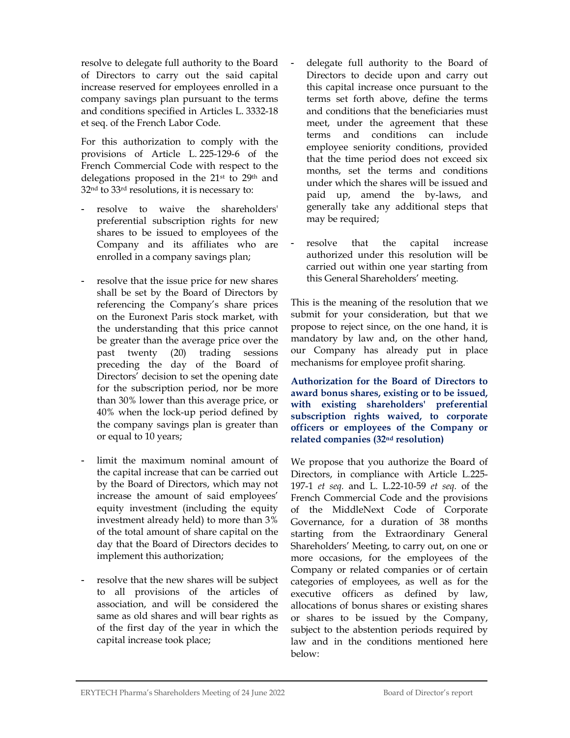resolve to delegate full authority to the Board of Directors to carry out the said capital increase reserved for employees enrolled in a company savings plan pursuant to the terms and conditions specified in Articles L. 3332-18 et seq. of the French Labor Code.

For this authorization to comply with the provisions of Article L. 225-129-6 of the French Commercial Code with respect to the delegations proposed in the 21st to 29th and 32nd to 33rd resolutions, it is necessary to:

- resolve to waive the shareholders' preferential subscription rights for new shares to be issued to employees of the Company and its affiliates who are enrolled in a company savings plan;
- resolve that the issue price for new shares shall be set by the Board of Directors by referencing the Company's share prices on the Euronext Paris stock market, with the understanding that this price cannot be greater than the average price over the past twenty (20) trading sessions preceding the day of the Board of Directors' decision to set the opening date for the subscription period, nor be more than 30% lower than this average price, or 40% when the lock-up period defined by the company savings plan is greater than or equal to 10 years;
- limit the maximum nominal amount of the capital increase that can be carried out by the Board of Directors, which may not increase the amount of said employees' equity investment (including the equity investment already held) to more than 3% of the total amount of share capital on the day that the Board of Directors decides to implement this authorization;
- resolve that the new shares will be subject to all provisions of the articles of association, and will be considered the same as old shares and will bear rights as of the first day of the year in which the capital increase took place;
- delegate full authority to the Board of Directors to decide upon and carry out this capital increase once pursuant to the terms set forth above, define the terms and conditions that the beneficiaries must meet, under the agreement that these terms and conditions can include employee seniority conditions, provided that the time period does not exceed six months, set the terms and conditions under which the shares will be issued and paid up, amend the by-laws, and generally take any additional steps that may be required;
- resolve that the capital increase authorized under this resolution will be carried out within one year starting from this General Shareholders' meeting.

This is the meaning of the resolution that we submit for your consideration, but that we propose to reject since, on the one hand, it is mandatory by law and, on the other hand, our Company has already put in place mechanisms for employee profit sharing.

**Authorization for the Board of Directors to award bonus shares, existing or to be issued, with existing shareholders' preferential subscription rights waived, to corporate officers or employees of the Company or related companies (32nd resolution)**

We propose that you authorize the Board of Directors, in compliance with Article L.225-197-1 *et seq.* and L. L.22-10-59 *et seq.* of the French Commercial Code and the provisions of the MiddleNext Code of Corporate Governance, for a duration of 38 months starting from the Extraordinary General Shareholders' Meeting, to carry out, on one or more occasions, for the employees of the Company or related companies or of certain categories of employees, as well as for the executive officers as defined by law, allocations of bonus shares or existing shares or shares to be issued by the Company, subject to the abstention periods required by law and in the conditions mentioned here below: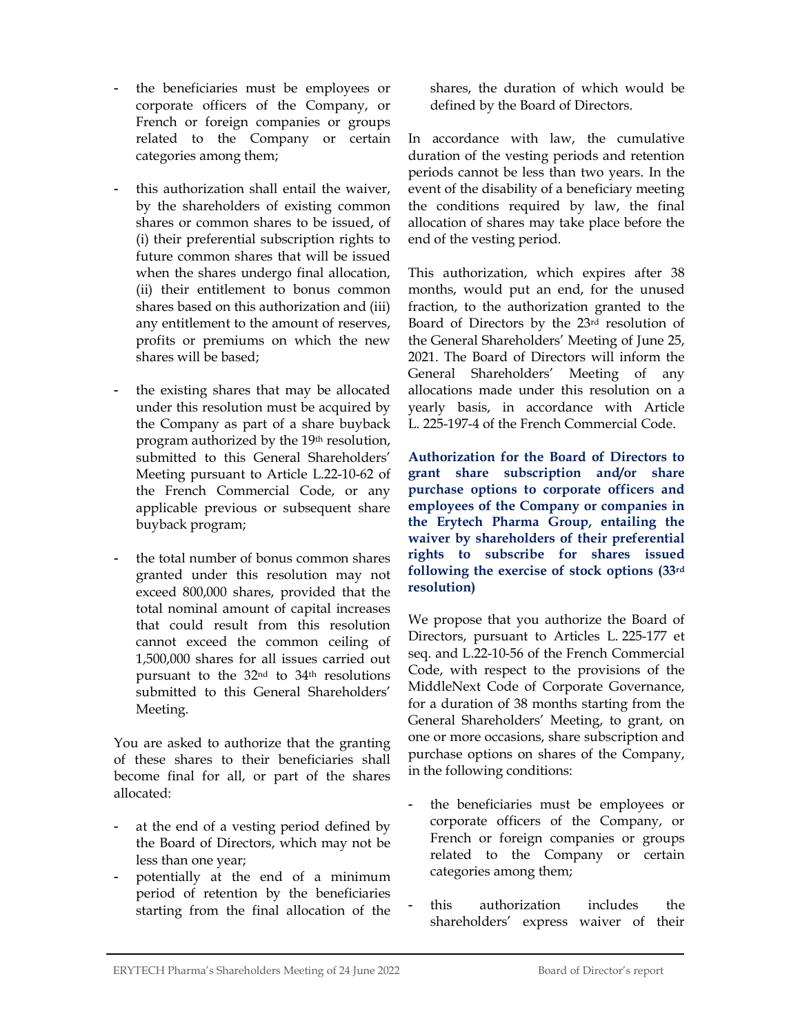- the beneficiaries must be employees or corporate officers of the Company, or French or foreign companies or groups related to the Company or certain categories among them;

- this authorization shall entail the waiver, by the shareholders of existing common shares or common shares to be issued, of (i) their preferential subscription rights to future common shares that will be issued when the shares undergo final allocation, (ii) their entitlement to bonus common shares based on this authorization and (iii) any entitlement to the amount of reserves, profits or premiums on which the new shares will be based;

- the existing shares that may be allocated under this resolution must be acquired by the Company as part of a share buyback program authorized by the 19th resolution, submitted to this General Shareholders' Meeting pursuant to Article L.22-10-62 of the French Commercial Code, or any applicable previous or subsequent share buyback program;

- the total number of bonus common shares granted under this resolution may not exceed 800,000 shares, provided that the total nominal amount of capital increases that could result from this resolution cannot exceed the common ceiling of 1,500,000 shares for all issues carried out pursuant to the 32nd to 34th resolutions submitted to this General Shareholders' Meeting.

You are asked to authorize that the granting of these shares to their beneficiaries shall become final for all, or part of the shares allocated:

- at the end of a vesting period defined by the Board of Directors, which may not be less than one year;
- potentially at the end of a minimum period of retention by the beneficiaries starting from the final allocation of the shares, the duration of which would be defined by the Board of Directors.

In accordance with law, the cumulative duration of the vesting periods and retention periods cannot be less than two years. In the event of the disability of a beneficiary meeting the conditions required by law, the final allocation of shares may take place before the end of the vesting period.

This authorization, which expires after 38 months, would put an end, for the unused fraction, to the authorization granted to the Board of Directors by the 23rd resolution of the General Shareholders' Meeting of June 25, 2021. The Board of Directors will inform the General Shareholders' Meeting of any allocations made under this resolution on a yearly basis, in accordance with Article L. 225-197-4 of the French Commercial Code.

**Authorization for the Board of Directors to grant share subscription and/or share purchase options to corporate officers and employees of the Company or companies in the Erytech Pharma Group, entailing the waiver by shareholders of their preferential rights to subscribe for shares issued following the exercise of stock options (33rd resolution)**

We propose that you authorize the Board of Directors, pursuant to Articles L. 225-177 et seq. and L.22-10-56 of the French Commercial Code, with respect to the provisions of the MiddleNext Code of Corporate Governance, for a duration of 38 months starting from the General Shareholders' Meeting, to grant, on one or more occasions, share subscription and purchase options on shares of the Company, in the following conditions:

- the beneficiaries must be employees or corporate officers of the Company, or French or foreign companies or groups related to the Company or certain categories among them;

- this authorization includes the shareholders' express waiver of their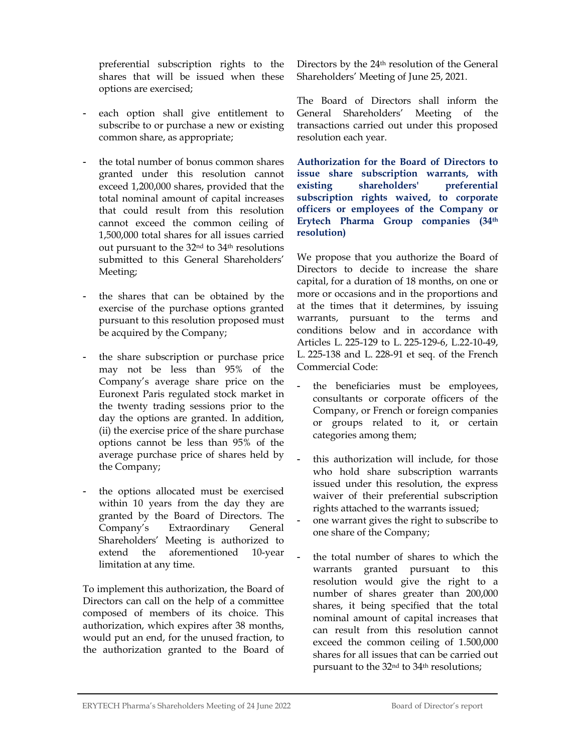preferential subscription rights to the shares that will be issued when these options are exercised;

- each option shall give entitlement to subscribe to or purchase a new or existing common share, as appropriate;

- the total number of bonus common shares granted under this resolution cannot exceed 1,200,000 shares, provided that the total nominal amount of capital increases that could result from this resolution cannot exceed the common ceiling of 1,500,000 total shares for all issues carried out pursuant to the 32nd to 34th resolutions submitted to this General Shareholders' Meeting;

- the shares that can be obtained by the exercise of the purchase options granted pursuant to this resolution proposed must be acquired by the Company;

- the share subscription or purchase price may not be less than 95% of the Company's average share price on the Euronext Paris regulated stock market in the twenty trading sessions prior to the day the options are granted. In addition, (ii) the exercise price of the share purchase options cannot be less than 95% of the average purchase price of shares held by the Company;

- the options allocated must be exercised within 10 years from the day they are granted by the Board of Directors. The Company's Extraordinary General Shareholders' Meeting is authorized to extend the aforementioned 10-year limitation at any time.

To implement this authorization, the Board of Directors can call on the help of a committee composed of members of its choice. This authorization, which expires after 38 months, would put an end, for the unused fraction, to the authorization granted to the Board of Directors by the 24th resolution of the General Shareholders' Meeting of June 25, 2021.

The Board of Directors shall inform the General Shareholders' Meeting of the transactions carried out under this proposed resolution each year.

**Authorization for the Board of Directors to issue share subscription warrants, with existing shareholders' preferential subscription rights waived, to corporate officers or employees of the Company or Erytech Pharma Group companies (34th resolution)**

We propose that you authorize the Board of Directors to decide to increase the share capital, for a duration of 18 months, on one or more or occasions and in the proportions and at the times that it determines, by issuing warrants, pursuant to the terms and conditions below and in accordance with Articles L. 225-129 to L. 225-129-6, L.22-10-49, L. 225-138 and L. 228-91 et seq. of the French Commercial Code:

- the beneficiaries must be employees, consultants or corporate officers of the Company, or French or foreign companies or groups related to it, or certain categories among them;

- this authorization will include, for those who hold share subscription warrants issued under this resolution, the express waiver of their preferential subscription rights attached to the warrants issued;
- one warrant gives the right to subscribe to one share of the Company;

- the total number of shares to which the warrants granted pursuant to this resolution would give the right to a number of shares greater than 200,000 shares, it being specified that the total nominal amount of capital increases that can result from this resolution cannot exceed the common ceiling of 1.500,000 shares for all issues that can be carried out pursuant to the 32nd to 34th resolutions;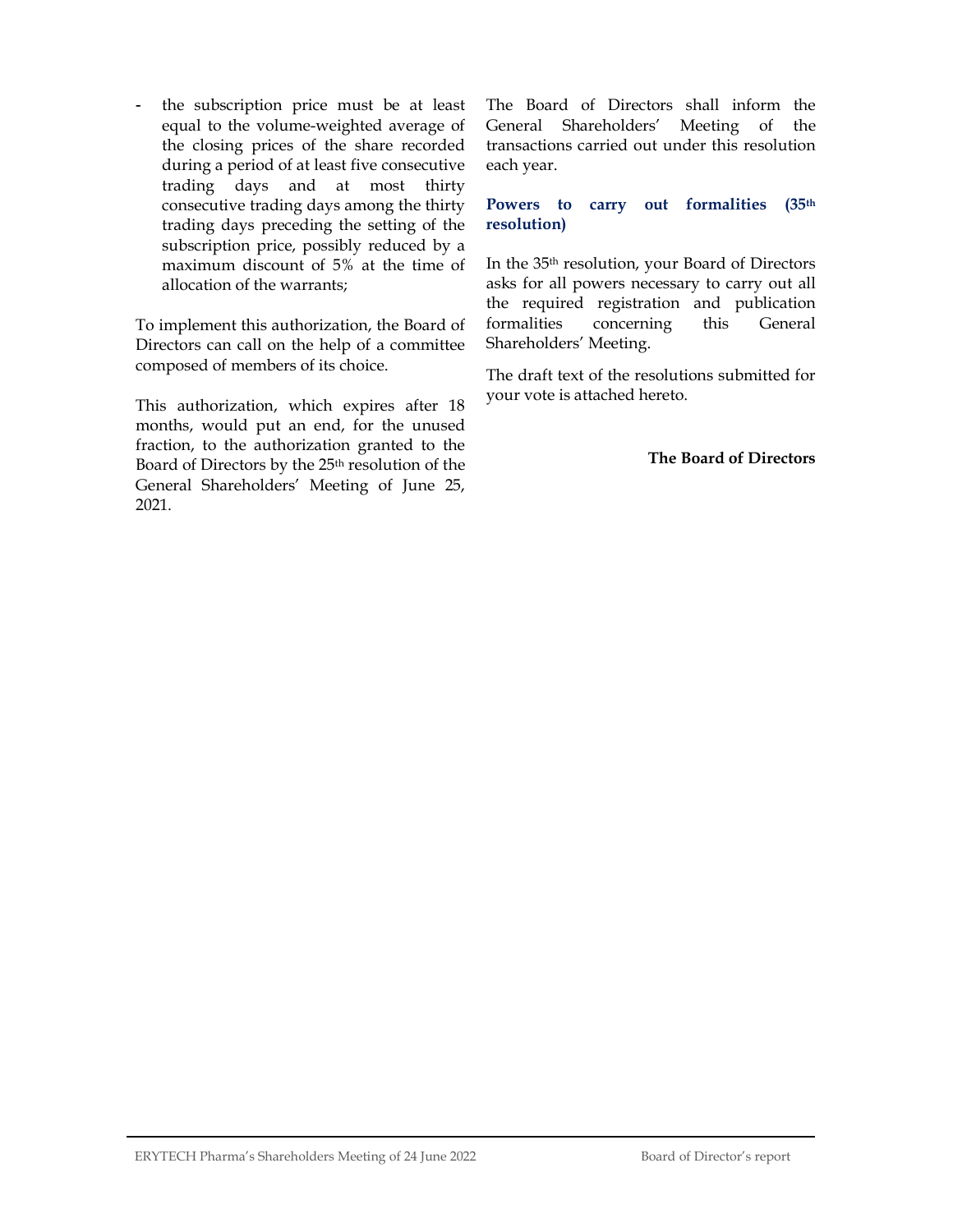- the subscription price must be at least equal to the volume-weighted average of the closing prices of the share recorded during a period of at least five consecutive trading days and at most thirty consecutive trading days among the thirty trading days preceding the setting of the subscription price, possibly reduced by a maximum discount of 5% at the time of allocation of the warrants;

To implement this authorization, the Board of Directors can call on the help of a committee composed of members of its choice.

This authorization, which expires after 18 months, would put an end, for the unused fraction, to the authorization granted to the Board of Directors by the 25th resolution of the General Shareholders' Meeting of June 25, 2021.

The Board of Directors shall inform the General Shareholders' Meeting of the transactions carried out under this resolution each year.

**Powers to carry out formalities (35th resolution)**

In the 35th resolution, your Board of Directors asks for all powers necessary to carry out all the required registration and publication formalities concerning this General Shareholders' Meeting.

The draft text of the resolutions submitted for your vote is attached hereto.

**The Board of Directors**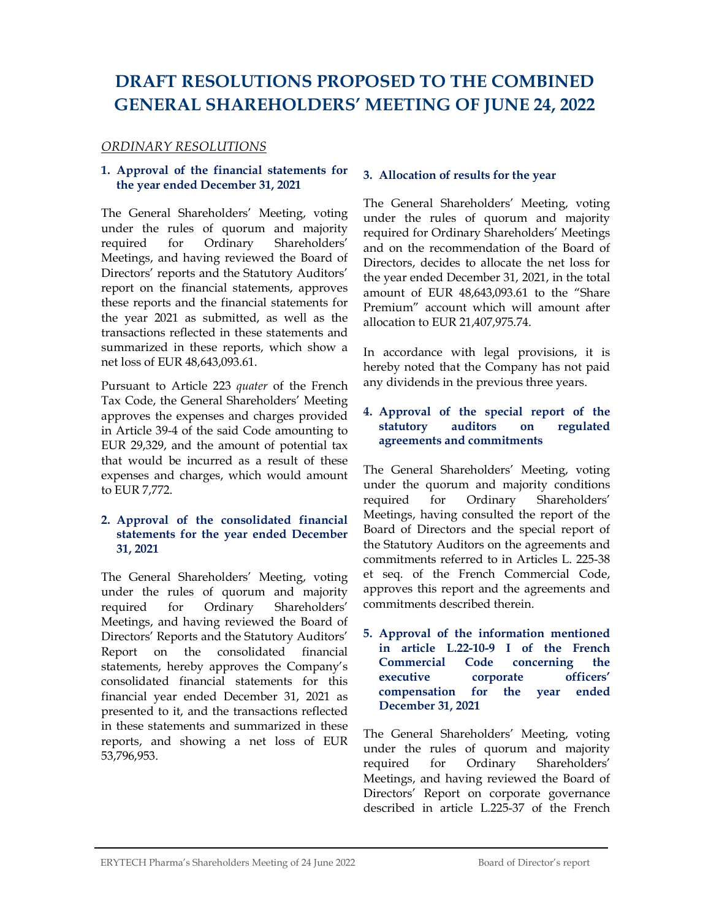# DRAFT RESOLUTIONS PROPOSED TO THE COMBINED GENERAL SHAREHOLDERS' MEETING OF JUNE 24, 2022

*ORDINARY RESOLUTIONS*

### 1. Approval of the financial statements for the year ended December 31, 2021

The General Shareholders' Meeting, voting under the rules of quorum and majority required for Ordinary Shareholders' Meetings, and having reviewed the Board of Directors' reports and the Statutory Auditors' report on the financial statements, approves these reports and the financial statements for the year 2021 as submitted, as well as the transactions reflected in these statements and summarized in these reports, which show a net loss of EUR 48,643,093.61.

Pursuant to Article 223 *quater* of the French Tax Code, the General Shareholders' Meeting approves the expenses and charges provided in Article 39-4 of the said Code amounting to EUR 29,329, and the amount of potential tax that would be incurred as a result of these expenses and charges, which would amount to EUR 7,772.

### 2. Approval of the consolidated financial statements for the year ended December 31, 2021

The General Shareholders' Meeting, voting under the rules of quorum and majority required for Ordinary Shareholders' Meetings, and having reviewed the Board of Directors' Reports and the Statutory Auditors' Report on the consolidated financial statements, hereby approves the Company's consolidated financial statements for this financial year ended December 31, 2021 as presented to it, and the transactions reflected in these statements and summarized in these reports, and showing a net loss of EUR 53,796,953.

### 3. Allocation of results for the year

The General Shareholders' Meeting, voting under the rules of quorum and majority required for Ordinary Shareholders' Meetings and on the recommendation of the Board of Directors, decides to allocate the net loss for the year ended December 31, 2021, in the total amount of EUR 48,643,093.61 to the "Share Premium" account which will amount after allocation to EUR 21,407,975.74.

In accordance with legal provisions, it is hereby noted that the Company has not paid any dividends in the previous three years.

### 4. Approval of the special report of the statutory auditors on regulated agreements and commitments

The General Shareholders' Meeting, voting under the quorum and majority conditions required for Ordinary Shareholders' Meetings, having consulted the report of the Board of Directors and the special report of the Statutory Auditors on the agreements and commitments referred to in Articles L. 225-38 et seq. of the French Commercial Code, approves this report and the agreements and commitments described therein.

### 5. Approval of the information mentioned in article L.22-10-9 I of the French Commercial Code concerning the executive corporate officers' compensation for the year ended December 31, 2021

The General Shareholders' Meeting, voting under the rules of quorum and majority required for Ordinary Shareholders' Meetings, and having reviewed the Board of Directors' Report on corporate governance described in article L.225-37 of the French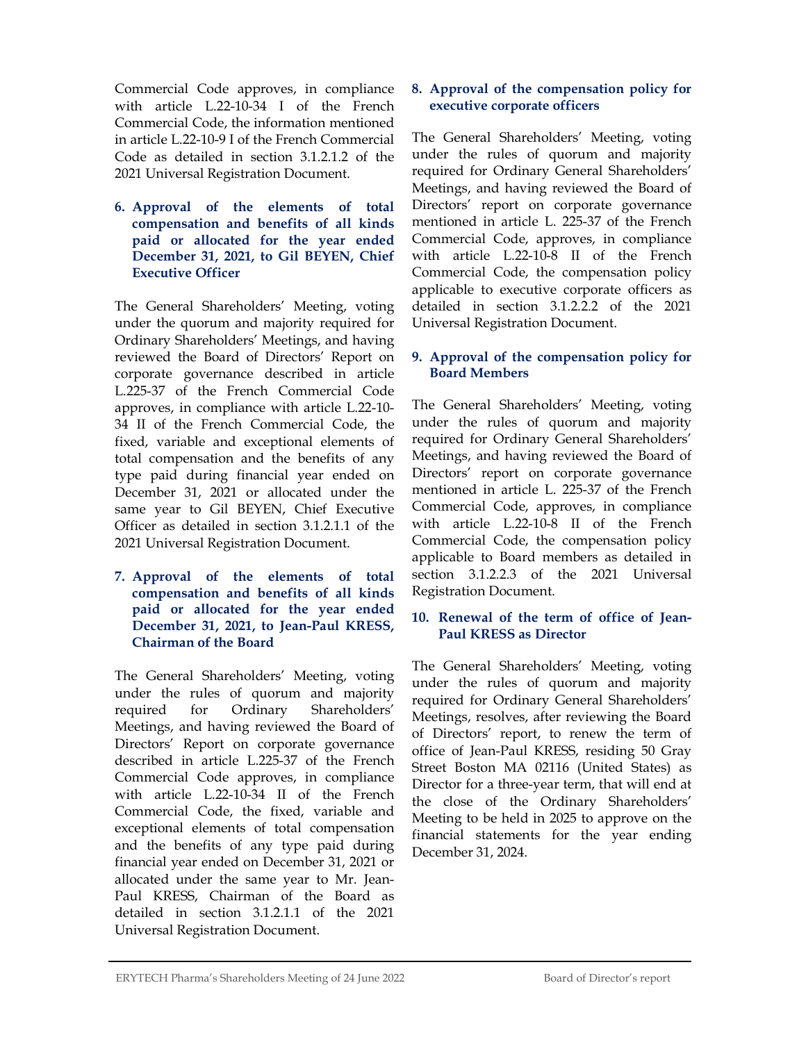Commercial Code approves, in compliance with article L.22-10-34 I of the French Commercial Code, the information mentioned in article L.22-10-9 I of the French Commercial Code as detailed in section 3.1.2.1.2 of the 2021 Universal Registration Document.

### 6. Approval of the elements of total compensation and benefits of all kinds paid or allocated for the year ended December 31, 2021, to Gil BEYEN, Chief Executive Officer

The General Shareholders' Meeting, voting under the quorum and majority required for Ordinary Shareholders' Meetings, and having reviewed the Board of Directors' Report on corporate governance described in article L.225-37 of the French Commercial Code approves, in compliance with article L.22-10-34 II of the French Commercial Code, the fixed, variable and exceptional elements of total compensation and the benefits of any type paid during financial year ended on December 31, 2021 or allocated under the same year to Gil BEYEN, Chief Executive Officer as detailed in section 3.1.2.1.1 of the 2021 Universal Registration Document.

### 7. Approval of the elements of total compensation and benefits of all kinds paid or allocated for the year ended December 31, 2021, to Jean-Paul KRESS, Chairman of the Board

The General Shareholders' Meeting, voting under the rules of quorum and majority required for Ordinary Shareholders' Meetings, and having reviewed the Board of Directors' Report on corporate governance described in article L.225-37 of the French Commercial Code approves, in compliance with article L.22-10-34 II of the French Commercial Code, the fixed, variable and exceptional elements of total compensation and the benefits of any type paid during financial year ended on December 31, 2021 or allocated under the same year to Mr. Jean-Paul KRESS, Chairman of the Board as detailed in section 3.1.2.1.1 of the 2021 Universal Registration Document.

### 8. Approval of the compensation policy for executive corporate officers

The General Shareholders' Meeting, voting under the rules of quorum and majority required for Ordinary General Shareholders' Meetings, and having reviewed the Board of Directors' report on corporate governance mentioned in article L. 225-37 of the French Commercial Code, approves, in compliance with article L.22-10-8 II of the French Commercial Code, the compensation policy applicable to executive corporate officers as detailed in section 3.1.2.2.2 of the 2021 Universal Registration Document.

### 9. Approval of the compensation policy for Board Members

The General Shareholders' Meeting, voting under the rules of quorum and majority required for Ordinary General Shareholders' Meetings, and having reviewed the Board of Directors' report on corporate governance mentioned in article L. 225-37 of the French Commercial Code, approves, in compliance with article L.22-10-8 II of the French Commercial Code, the compensation policy applicable to Board members as detailed in section 3.1.2.2.3 of the 2021 Universal Registration Document.

### 10. Renewal of the term of office of Jean-Paul KRESS as Director

The General Shareholders' Meeting, voting under the rules of quorum and majority required for Ordinary General Shareholders' Meetings, resolves, after reviewing the Board of Directors' report, to renew the term of office of Jean-Paul KRESS, residing 50 Gray Street Boston MA 02116 (United States) as Director for a three-year term, that will end at the close of the Ordinary Shareholders' Meeting to be held in 2025 to approve on the financial statements for the year ending December 31, 2024.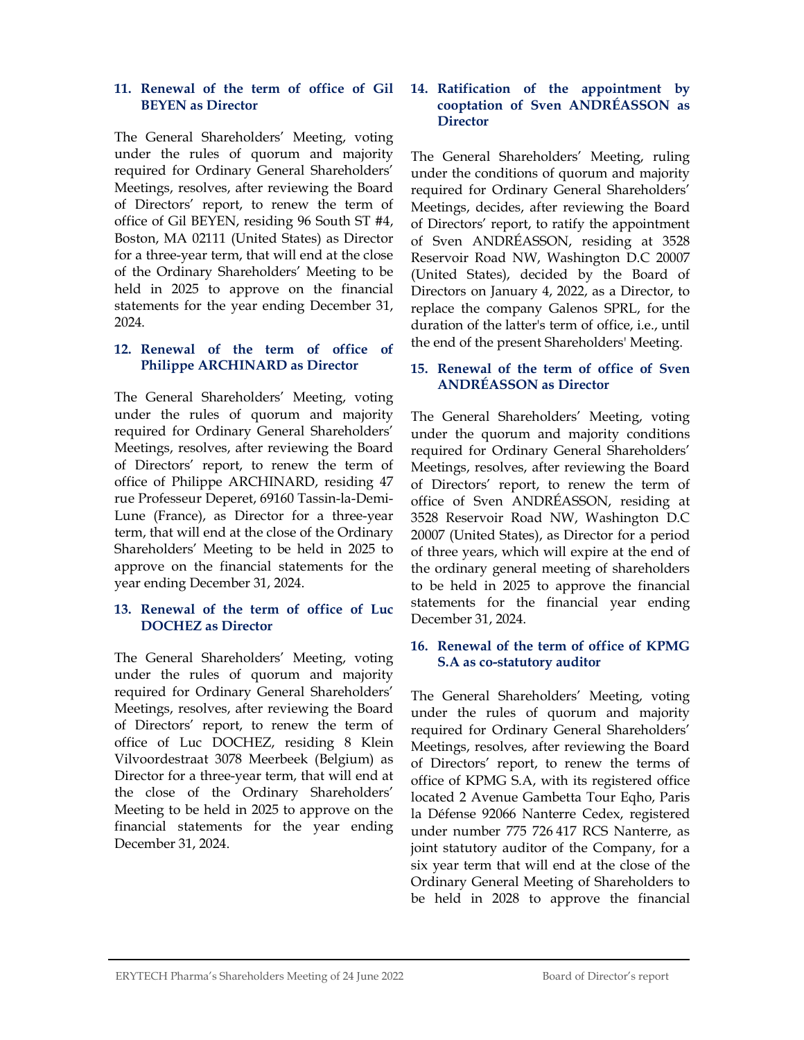### 11. Renewal of the term of office of Gil BEYEN as Director

The General Shareholders' Meeting, voting under the rules of quorum and majority required for Ordinary General Shareholders' Meetings, resolves, after reviewing the Board of Directors' report, to renew the term of office of Gil BEYEN, residing 96 South ST #4, Boston, MA 02111 (United States) as Director for a three-year term, that will end at the close of the Ordinary Shareholders' Meeting to be held in 2025 to approve on the financial statements for the year ending December 31, 2024.

### 12. Renewal of the term of office of Philippe ARCHINARD as Director

The General Shareholders' Meeting, voting under the rules of quorum and majority required for Ordinary General Shareholders' Meetings, resolves, after reviewing the Board of Directors' report, to renew the term of office of Philippe ARCHINARD, residing 47 rue Professeur Deperet, 69160 Tassin-la-Demi-Lune (France), as Director for a three-year term, that will end at the close of the Ordinary Shareholders' Meeting to be held in 2025 to approve on the financial statements for the year ending December 31, 2024.

### 13. Renewal of the term of office of Luc DOCHEZ as Director

The General Shareholders' Meeting, voting under the rules of quorum and majority required for Ordinary General Shareholders' Meetings, resolves, after reviewing the Board of Directors' report, to renew the term of office of Luc DOCHEZ, residing 8 Klein Vilvoordestraat 3078 Meerbeek (Belgium) as Director for a three-year term, that will end at the close of the Ordinary Shareholders' Meeting to be held in 2025 to approve on the financial statements for the year ending December 31, 2024.

### 14. Ratification of the appointment by cooptation of Sven ANDRÉASSON as Director

The General Shareholders' Meeting, ruling under the conditions of quorum and majority required for Ordinary General Shareholders' Meetings, decides, after reviewing the Board of Directors' report, to ratify the appointment of Sven ANDRÉASSON, residing at 3528 Reservoir Road NW, Washington D.C 20007 (United States), decided by the Board of Directors on January 4, 2022, as a Director, to replace the company Galenos SPRL, for the duration of the latter's term of office, i.e., until the end of the present Shareholders' Meeting.

### 15. Renewal of the term of office of Sven ANDRÉASSON as Director

The General Shareholders' Meeting, voting under the quorum and majority conditions required for Ordinary General Shareholders' Meetings, resolves, after reviewing the Board of Directors' report, to renew the term of office of Sven ANDRÉASSON, residing at 3528 Reservoir Road NW, Washington D.C 20007 (United States), as Director for a period of three years, which will expire at the end of the ordinary general meeting of shareholders to be held in 2025 to approve the financial statements for the financial year ending December 31, 2024.

### 16. Renewal of the term of office of KPMG S.A as co-statutory auditor

The General Shareholders' Meeting, voting under the rules of quorum and majority required for Ordinary General Shareholders' Meetings, resolves, after reviewing the Board of Directors' report, to renew the terms of office of KPMG S.A, with its registered office located 2 Avenue Gambetta Tour Eqho, Paris la Défense 92066 Nanterre Cedex, registered under number 775 726 417 RCS Nanterre, as joint statutory auditor of the Company, for a six year term that will end at the close of the Ordinary General Meeting of Shareholders to be held in 2028 to approve the financial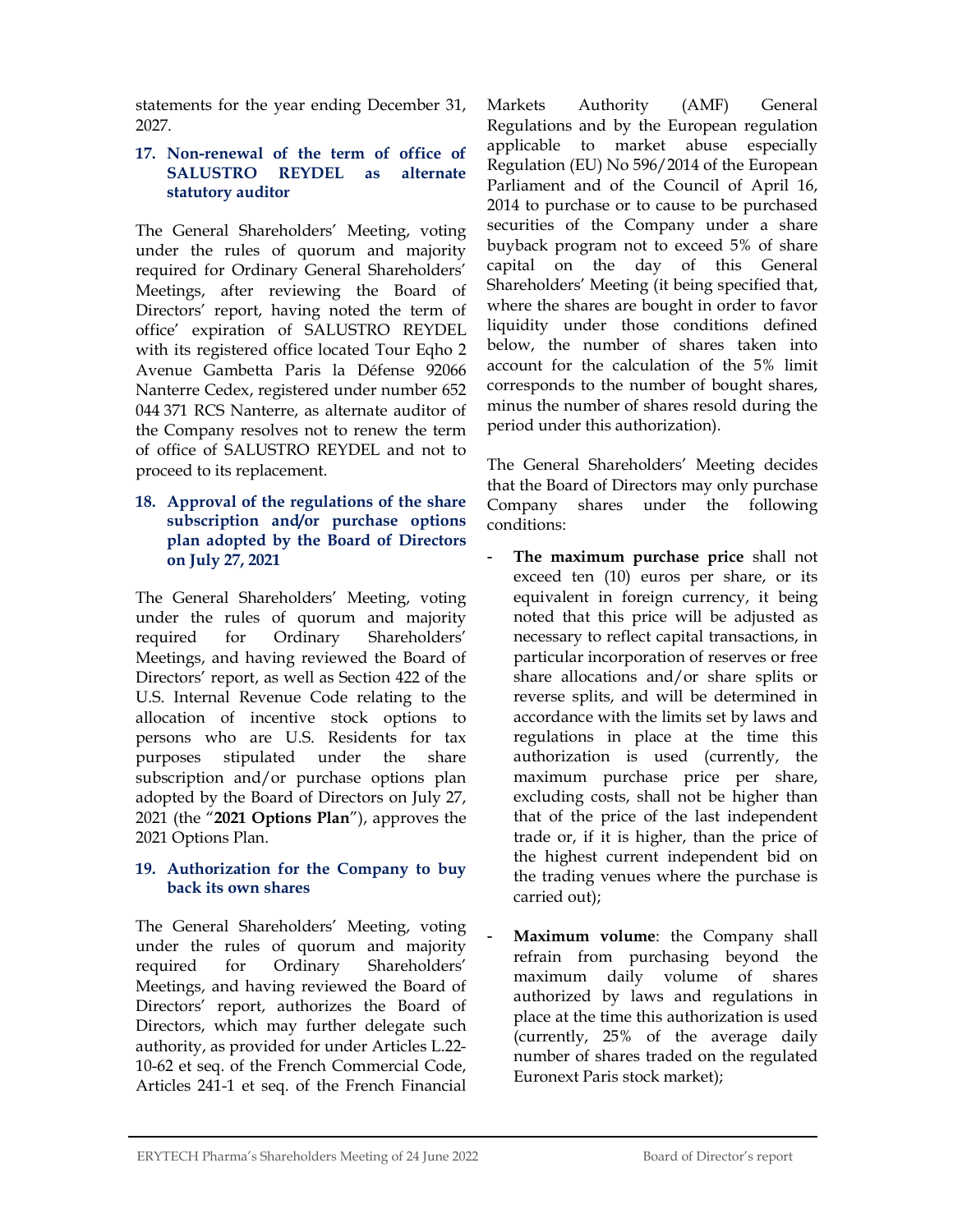statements for the year ending December 31, 2027.

### 17. Non-renewal of the term of office of SALUSTRO REYDEL as alternate statutory auditor

The General Shareholders' Meeting, voting under the rules of quorum and majority required for Ordinary General Shareholders' Meetings, after reviewing the Board of Directors' report, having noted the term of office' expiration of SALUSTRO REYDEL with its registered office located Tour Eqho 2 Avenue Gambetta Paris la Défense 92066 Nanterre Cedex, registered under number 652 044 371 RCS Nanterre, as alternate auditor of the Company resolves not to renew the term of office of SALUSTRO REYDEL and not to proceed to its replacement.

### 18. Approval of the regulations of the share subscription and/or purchase options plan adopted by the Board of Directors on July 27, 2021

The General Shareholders' Meeting, voting under the rules of quorum and majority required for Ordinary Shareholders' Meetings, and having reviewed the Board of Directors' report, as well as Section 422 of the U.S. Internal Revenue Code relating to the allocation of incentive stock options to persons who are U.S. Residents for tax purposes stipulated under the share subscription and/or purchase options plan adopted by the Board of Directors on July 27, 2021 (the "**2021 Options Plan**"), approves the 2021 Options Plan.

### 19. Authorization for the Company to buy back its own shares

The General Shareholders' Meeting, voting under the rules of quorum and majority required for Ordinary Shareholders' Meetings, and having reviewed the Board of Directors' report, authorizes the Board of Directors, which may further delegate such authority, as provided for under Articles L.22-10-62 et seq. of the French Commercial Code, Articles 241-1 et seq. of the French Financial Markets Authority (AMF) General Regulations and by the European regulation applicable to market abuse especially Regulation (EU) No 596/2014 of the European Parliament and of the Council of April 16, 2014 to purchase or to cause to be purchased securities of the Company under a share buyback program not to exceed 5% of share capital on the day of this General Shareholders' Meeting (it being specified that, where the shares are bought in order to favor liquidity under those conditions defined below, the number of shares taken into account for the calculation of the 5% limit corresponds to the number of bought shares, minus the number of shares resold during the period under this authorization).

The General Shareholders' Meeting decides that the Board of Directors may only purchase Company shares under the following conditions:

- **The maximum purchase price** shall not exceed ten (10) euros per share, or its equivalent in foreign currency, it being noted that this price will be adjusted as necessary to reflect capital transactions, in particular incorporation of reserves or free share allocations and/or share splits or reverse splits, and will be determined in accordance with the limits set by laws and regulations in place at the time this authorization is used (currently, the maximum purchase price per share, excluding costs, shall not be higher than that of the price of the last independent trade or, if it is higher, than the price of the highest current independent bid on the trading venues where the purchase is carried out);
- **Maximum volume**: the Company shall refrain from purchasing beyond the maximum daily volume of shares authorized by laws and regulations in place at the time this authorization is used (currently, 25% of the average daily number of shares traded on the regulated Euronext Paris stock market);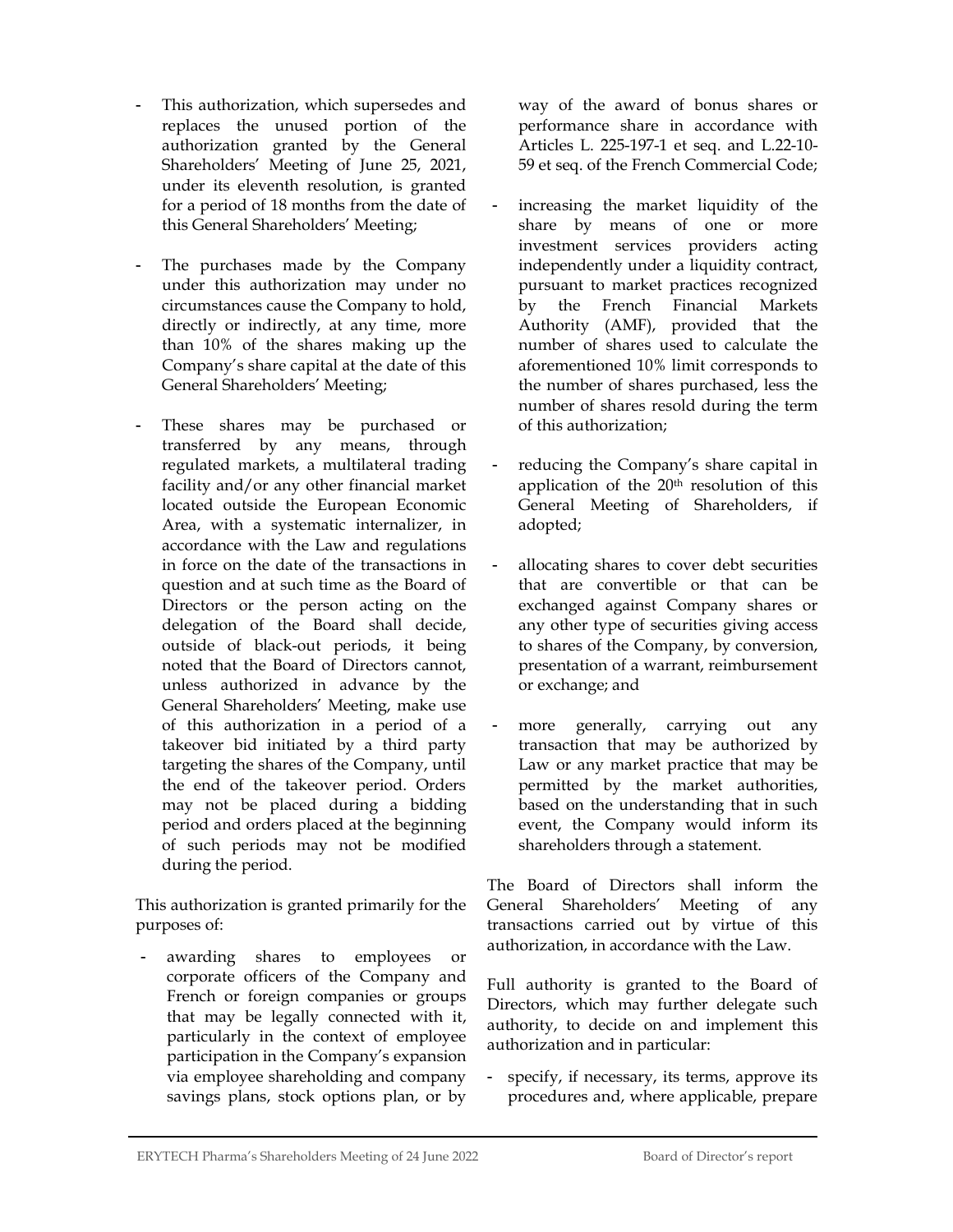- This authorization, which supersedes and replaces the unused portion of the authorization granted by the General Shareholders' Meeting of June 25, 2021, under its eleventh resolution, is granted for a period of 18 months from the date of this General Shareholders' Meeting;

- The purchases made by the Company under this authorization may under no circumstances cause the Company to hold, directly or indirectly, at any time, more than 10% of the shares making up the Company's share capital at the date of this General Shareholders' Meeting;

- These shares may be purchased or transferred by any means, through regulated markets, a multilateral trading facility and/or any other financial market located outside the European Economic Area, with a systematic internalizer, in accordance with the Law and regulations in force on the date of the transactions in question and at such time as the Board of Directors or the person acting on the delegation of the Board shall decide, outside of black-out periods, it being noted that the Board of Directors cannot, unless authorized in advance by the General Shareholders' Meeting, make use of this authorization in a period of a takeover bid initiated by a third party targeting the shares of the Company, until the end of the takeover period. Orders may not be placed during a bidding period and orders placed at the beginning of such periods may not be modified during the period.

This authorization is granted primarily for the purposes of:

- awarding shares to employees or corporate officers of the Company and French or foreign companies or groups that may be legally connected with it, particularly in the context of employee participation in the Company's expansion via employee shareholding and company savings plans, stock options plan, or by way of the award of bonus shares or performance share in accordance with Articles L. 225-197-1 et seq. and L.22-10-59 et seq. of the French Commercial Code;

- increasing the market liquidity of the share by means of one or more investment services providers acting independently under a liquidity contract, pursuant to market practices recognized by the French Financial Markets Authority (AMF), provided that the number of shares used to calculate the aforementioned 10% limit corresponds to the number of shares purchased, less the number of shares resold during the term of this authorization;

- reducing the Company's share capital in application of the 20th resolution of this General Meeting of Shareholders, if adopted;

- allocating shares to cover debt securities that are convertible or that can be exchanged against Company shares or any other type of securities giving access to shares of the Company, by conversion, presentation of a warrant, reimbursement or exchange; and

- more generally, carrying out any transaction that may be authorized by Law or any market practice that may be permitted by the market authorities, based on the understanding that in such event, the Company would inform its shareholders through a statement.

The Board of Directors shall inform the General Shareholders' Meeting of any transactions carried out by virtue of this authorization, in accordance with the Law.

Full authority is granted to the Board of Directors, which may further delegate such authority, to decide on and implement this authorization and in particular:

- specify, if necessary, its terms, approve its procedures and, where applicable, prepare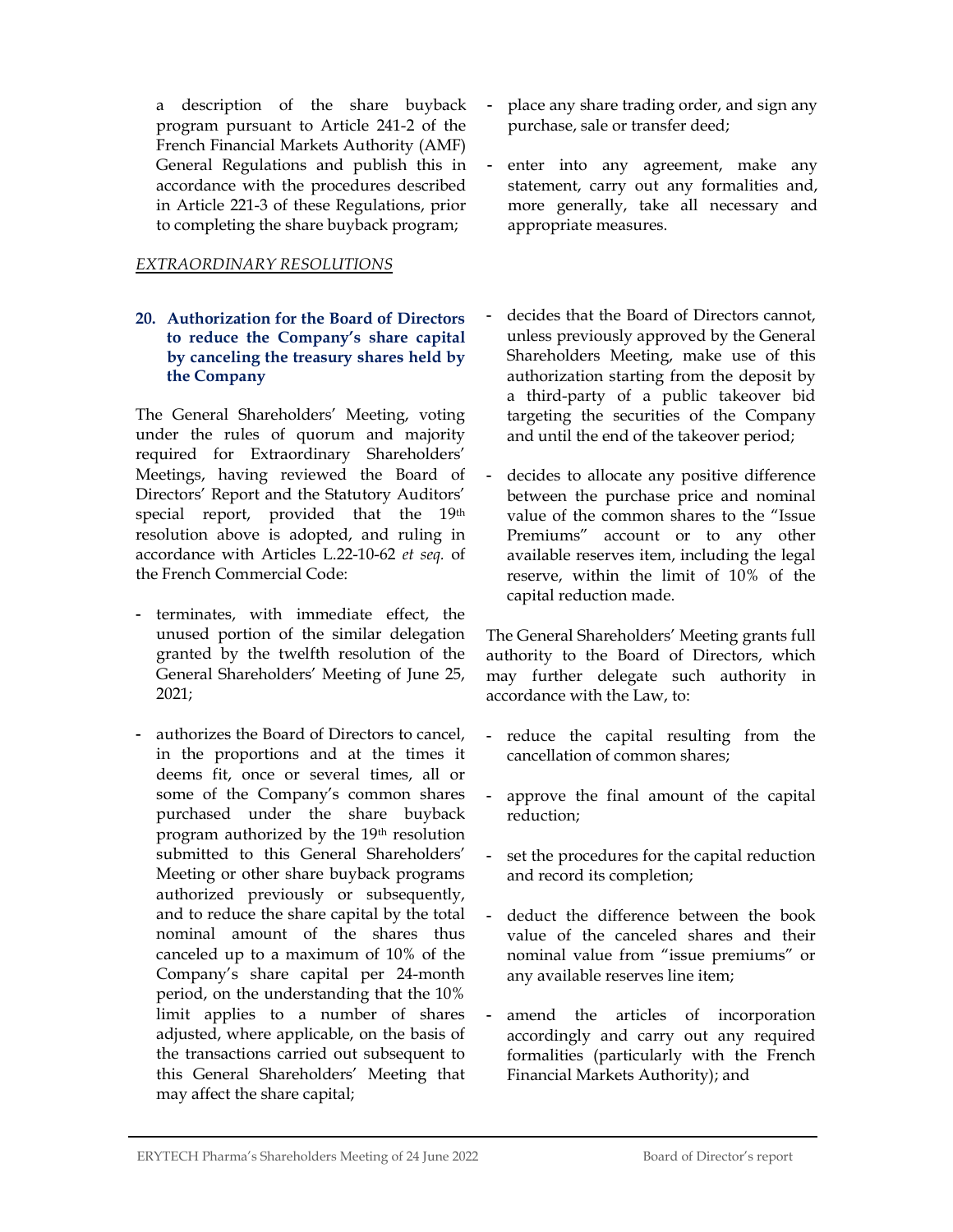a description of the share buyback program pursuant to Article 241-2 of the French Financial Markets Authority (AMF) General Regulations and publish this in accordance with the procedures described in Article 221-3 of these Regulations, prior to completing the share buyback program;

- place any share trading order, and sign any purchase, sale or transfer deed;
- enter into any agreement, make any statement, carry out any formalities and, more generally, take all necessary and appropriate measures.

*EXTRAORDINARY RESOLUTIONS*

### 20. Authorization for the Board of Directors to reduce the Company's share capital by canceling the treasury shares held by the Company

The General Shareholders' Meeting, voting under the rules of quorum and majority required for Extraordinary Shareholders' Meetings, having reviewed the Board of Directors' Report and the Statutory Auditors' special report, provided that the 19th resolution above is adopted, and ruling in accordance with Articles L.22-10-62 *et seq.* of the French Commercial Code:

- terminates, with immediate effect, the unused portion of the similar delegation granted by the twelfth resolution of the General Shareholders' Meeting of June 25, 2021;
- authorizes the Board of Directors to cancel, in the proportions and at the times it deems fit, once or several times, all or some of the Company's common shares purchased under the share buyback program authorized by the 19th resolution submitted to this General Shareholders' Meeting or other share buyback programs authorized previously or subsequently, and to reduce the share capital by the total nominal amount of the shares thus canceled up to a maximum of 10% of the Company's share capital per 24-month period, on the understanding that the 10% limit applies to a number of shares adjusted, where applicable, on the basis of the transactions carried out subsequent to this General Shareholders' Meeting that may affect the share capital;
- decides that the Board of Directors cannot, unless previously approved by the General Shareholders Meeting, make use of this authorization starting from the deposit by a third-party of a public takeover bid targeting the securities of the Company and until the end of the takeover period;
- decides to allocate any positive difference between the purchase price and nominal value of the common shares to the "Issue Premiums" account or to any other available reserves item, including the legal reserve, within the limit of 10% of the capital reduction made.

The General Shareholders' Meeting grants full authority to the Board of Directors, which may further delegate such authority in accordance with the Law, to:

- reduce the capital resulting from the cancellation of common shares;
- approve the final amount of the capital reduction;
- set the procedures for the capital reduction and record its completion;
- deduct the difference between the book value of the canceled shares and their nominal value from "issue premiums" or any available reserves line item;
- amend the articles of incorporation accordingly and carry out any required formalities (particularly with the French Financial Markets Authority); and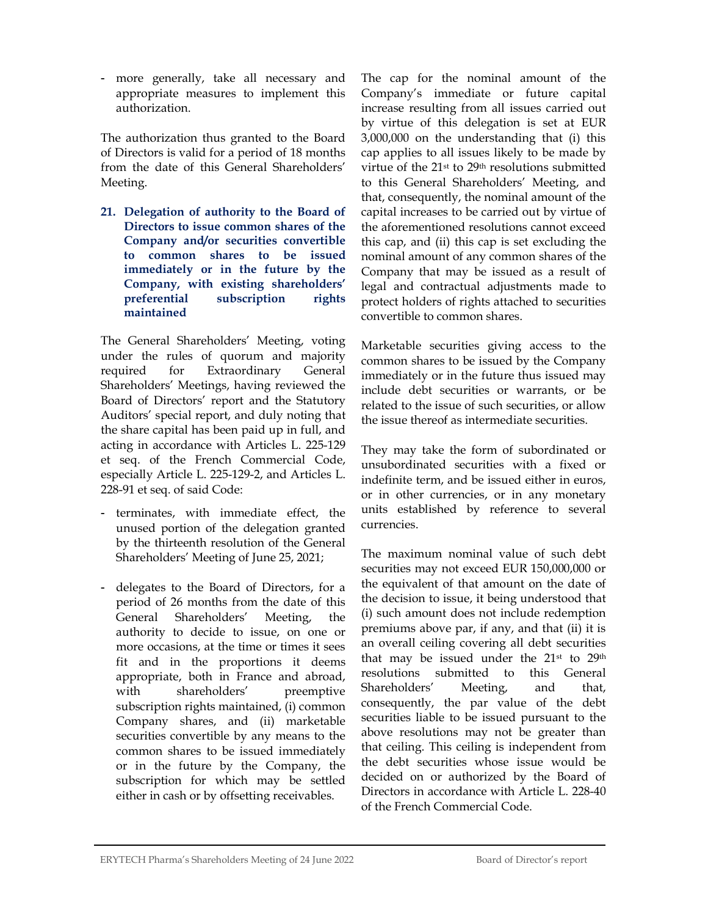- more generally, take all necessary and appropriate measures to implement this authorization.

The authorization thus granted to the Board of Directors is valid for a period of 18 months from the date of this General Shareholders' Meeting.

**21. Delegation of authority to the Board of Directors to issue common shares of the Company and/or securities convertible to common shares to be issued immediately or in the future by the Company, with existing shareholders' preferential subscription rights maintained**

The General Shareholders' Meeting, voting under the rules of quorum and majority required for Extraordinary General Shareholders' Meetings, having reviewed the Board of Directors' report and the Statutory Auditors' special report, and duly noting that the share capital has been paid up in full, and acting in accordance with Articles L. 225-129 et seq. of the French Commercial Code, especially Article L. 225-129-2, and Articles L. 228-91 et seq. of said Code:

- terminates, with immediate effect, the unused portion of the delegation granted by the thirteenth resolution of the General Shareholders' Meeting of June 25, 2021;
- delegates to the Board of Directors, for a period of 26 months from the date of this General Shareholders' Meeting, the authority to decide to issue, on one or more occasions, at the time or times it sees fit and in the proportions it deems appropriate, both in France and abroad, with shareholders' preemptive subscription rights maintained, (i) common Company shares, and (ii) marketable securities convertible by any means to the common shares to be issued immediately or in the future by the Company, the subscription for which may be settled either in cash or by offsetting receivables.

The cap for the nominal amount of the Company's immediate or future capital increase resulting from all issues carried out by virtue of this delegation is set at EUR 3,000,000 on the understanding that (i) this cap applies to all issues likely to be made by virtue of the 21st to 29th resolutions submitted to this General Shareholders' Meeting, and that, consequently, the nominal amount of the capital increases to be carried out by virtue of the aforementioned resolutions cannot exceed this cap, and (ii) this cap is set excluding the nominal amount of any common shares of the Company that may be issued as a result of legal and contractual adjustments made to protect holders of rights attached to securities convertible to common shares.

Marketable securities giving access to the common shares to be issued by the Company immediately or in the future thus issued may include debt securities or warrants, or be related to the issue of such securities, or allow the issue thereof as intermediate securities.

They may take the form of subordinated or unsubordinated securities with a fixed or indefinite term, and be issued either in euros, or in other currencies, or in any monetary units established by reference to several currencies.

The maximum nominal value of such debt securities may not exceed EUR 150,000,000 or the equivalent of that amount on the date of the decision to issue, it being understood that (i) such amount does not include redemption premiums above par, if any, and that (ii) it is an overall ceiling covering all debt securities that may be issued under the 21st to 29th resolutions submitted to this General Shareholders' Meeting, and that, consequently, the par value of the debt securities liable to be issued pursuant to the above resolutions may not be greater than that ceiling. This ceiling is independent from the debt securities whose issue would be decided on or authorized by the Board of Directors in accordance with Article L. 228-40 of the French Commercial Code.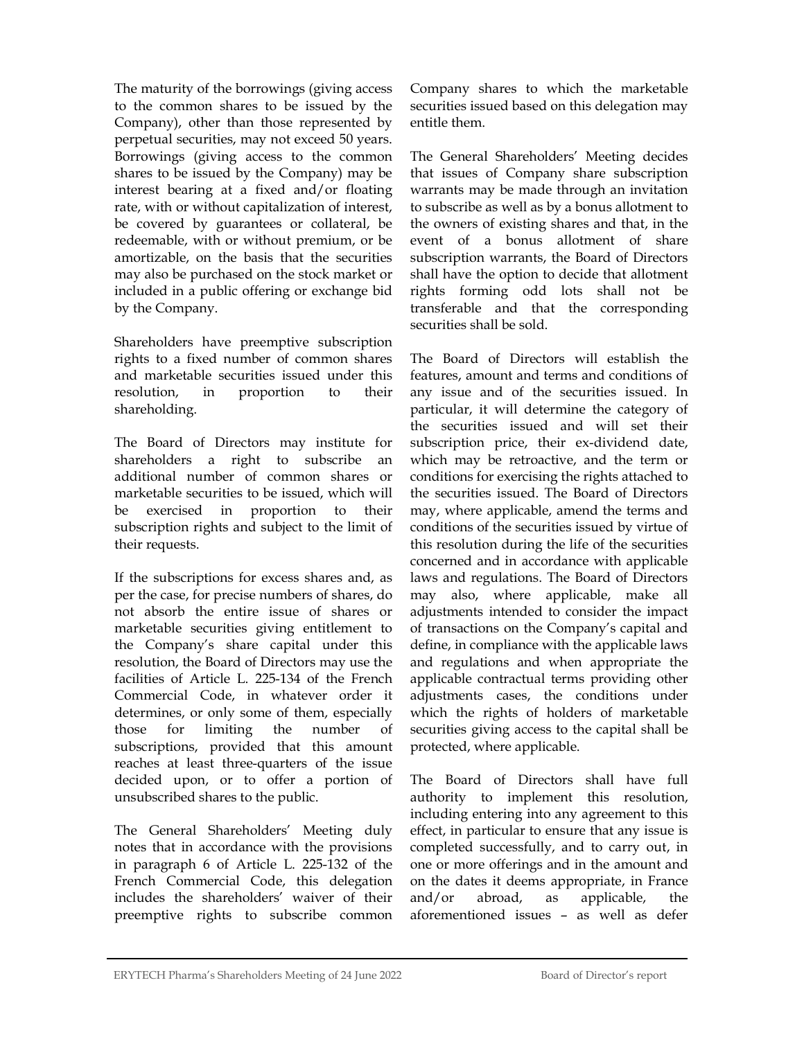The maturity of the borrowings (giving access to the common shares to be issued by the Company), other than those represented by perpetual securities, may not exceed 50 years. Borrowings (giving access to the common shares to be issued by the Company) may be interest bearing at a fixed and/or floating rate, with or without capitalization of interest, be covered by guarantees or collateral, be redeemable, with or without premium, or be amortizable, on the basis that the securities may also be purchased on the stock market or included in a public offering or exchange bid by the Company.

Shareholders have preemptive subscription rights to a fixed number of common shares and marketable securities issued under this resolution, in proportion to their shareholding.

The Board of Directors may institute for shareholders a right to subscribe an additional number of common shares or marketable securities to be issued, which will be exercised in proportion to their subscription rights and subject to the limit of their requests.

If the subscriptions for excess shares and, as per the case, for precise numbers of shares, do not absorb the entire issue of shares or marketable securities giving entitlement to the Company's share capital under this resolution, the Board of Directors may use the facilities of Article L. 225-134 of the French Commercial Code, in whatever order it determines, or only some of them, especially those for limiting the number of subscriptions, provided that this amount reaches at least three-quarters of the issue decided upon, or to offer a portion of unsubscribed shares to the public.

The General Shareholders' Meeting duly notes that in accordance with the provisions in paragraph 6 of Article L. 225-132 of the French Commercial Code, this delegation includes the shareholders' waiver of their preemptive rights to subscribe common Company shares to which the marketable securities issued based on this delegation may entitle them.

The General Shareholders' Meeting decides that issues of Company share subscription warrants may be made through an invitation to subscribe as well as by a bonus allotment to the owners of existing shares and that, in the event of a bonus allotment of share subscription warrants, the Board of Directors shall have the option to decide that allotment rights forming odd lots shall not be transferable and that the corresponding securities shall be sold.

The Board of Directors will establish the features, amount and terms and conditions of any issue and of the securities issued. In particular, it will determine the category of the securities issued and will set their subscription price, their ex-dividend date, which may be retroactive, and the term or conditions for exercising the rights attached to the securities issued. The Board of Directors may, where applicable, amend the terms and conditions of the securities issued by virtue of this resolution during the life of the securities concerned and in accordance with applicable laws and regulations. The Board of Directors may also, where applicable, make all adjustments intended to consider the impact of transactions on the Company's capital and define, in compliance with the applicable laws and regulations and when appropriate the applicable contractual terms providing other adjustments cases, the conditions under which the rights of holders of marketable securities giving access to the capital shall be protected, where applicable.

The Board of Directors shall have full authority to implement this resolution, including entering into any agreement to this effect, in particular to ensure that any issue is completed successfully, and to carry out, in one or more offerings and in the amount and on the dates it deems appropriate, in France and/or abroad, as applicable, the aforementioned issues – as well as defer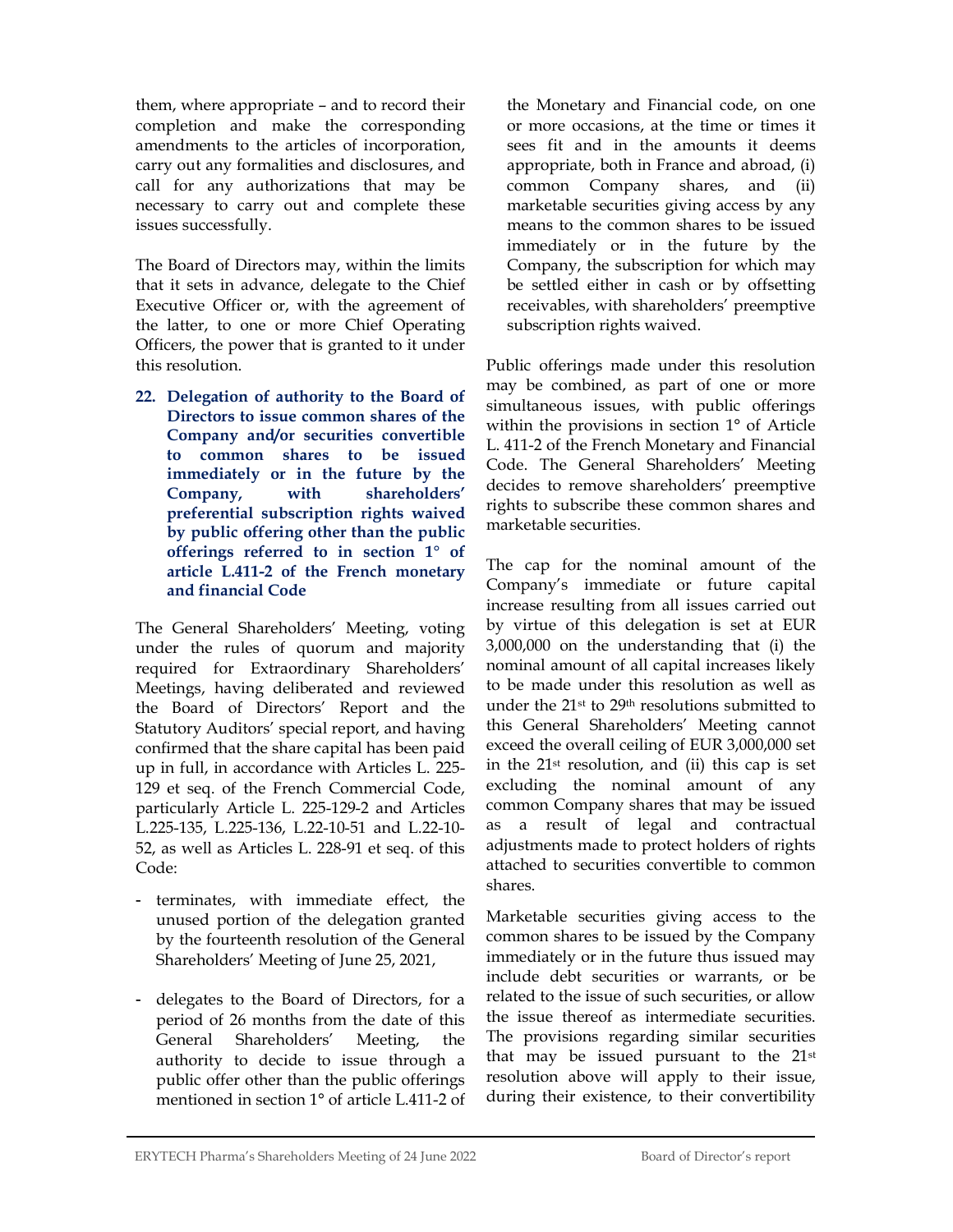them, where appropriate – and to record their completion and make the corresponding amendments to the articles of incorporation, carry out any formalities and disclosures, and call for any authorizations that may be necessary to carry out and complete these issues successfully.

The Board of Directors may, within the limits that it sets in advance, delegate to the Chief Executive Officer or, with the agreement of the latter, to one or more Chief Operating Officers, the power that is granted to it under this resolution.

**22. Delegation of authority to the Board of Directors to issue common shares of the Company and/or securities convertible to common shares to be issued immediately or in the future by the Company, with shareholders' preferential subscription rights waived by public offering other than the public offerings referred to in section 1° of article L.411-2 of the French monetary and financial Code**

The General Shareholders' Meeting, voting under the rules of quorum and majority required for Extraordinary Shareholders' Meetings, having deliberated and reviewed the Board of Directors' Report and the Statutory Auditors' special report, and having confirmed that the share capital has been paid up in full, in accordance with Articles L. 225-129 et seq. of the French Commercial Code, particularly Article L. 225-129-2 and Articles L.225-135, L.225-136, L.22-10-51 and L.22-10-52, as well as Articles L. 228-91 et seq. of this Code:

- terminates, with immediate effect, the unused portion of the delegation granted by the fourteenth resolution of the General Shareholders' Meeting of June 25, 2021,

- delegates to the Board of Directors, for a period of 26 months from the date of this General Shareholders' Meeting, the authority to decide to issue through a public offer other than the public offerings mentioned in section 1° of article L.411-2 of the Monetary and Financial code, on one or more occasions, at the time or times it sees fit and in the amounts it deems appropriate, both in France and abroad, (i) common Company shares, and (ii) marketable securities giving access by any means to the common shares to be issued immediately or in the future by the Company, the subscription for which may be settled either in cash or by offsetting receivables, with shareholders' preemptive subscription rights waived.

Public offerings made under this resolution may be combined, as part of one or more simultaneous issues, with public offerings within the provisions in section 1° of Article L. 411-2 of the French Monetary and Financial Code. The General Shareholders' Meeting decides to remove shareholders' preemptive rights to subscribe these common shares and marketable securities.

The cap for the nominal amount of the Company's immediate or future capital increase resulting from all issues carried out by virtue of this delegation is set at EUR 3,000,000 on the understanding that (i) the nominal amount of all capital increases likely to be made under this resolution as well as under the 21st to 29th resolutions submitted to this General Shareholders' Meeting cannot exceed the overall ceiling of EUR 3,000,000 set in the 21st resolution, and (ii) this cap is set excluding the nominal amount of any common Company shares that may be issued as a result of legal and contractual adjustments made to protect holders of rights attached to securities convertible to common shares.

Marketable securities giving access to the common shares to be issued by the Company immediately or in the future thus issued may include debt securities or warrants, or be related to the issue of such securities, or allow the issue thereof as intermediate securities. The provisions regarding similar securities that may be issued pursuant to the 21st resolution above will apply to their issue, during their existence, to their convertibility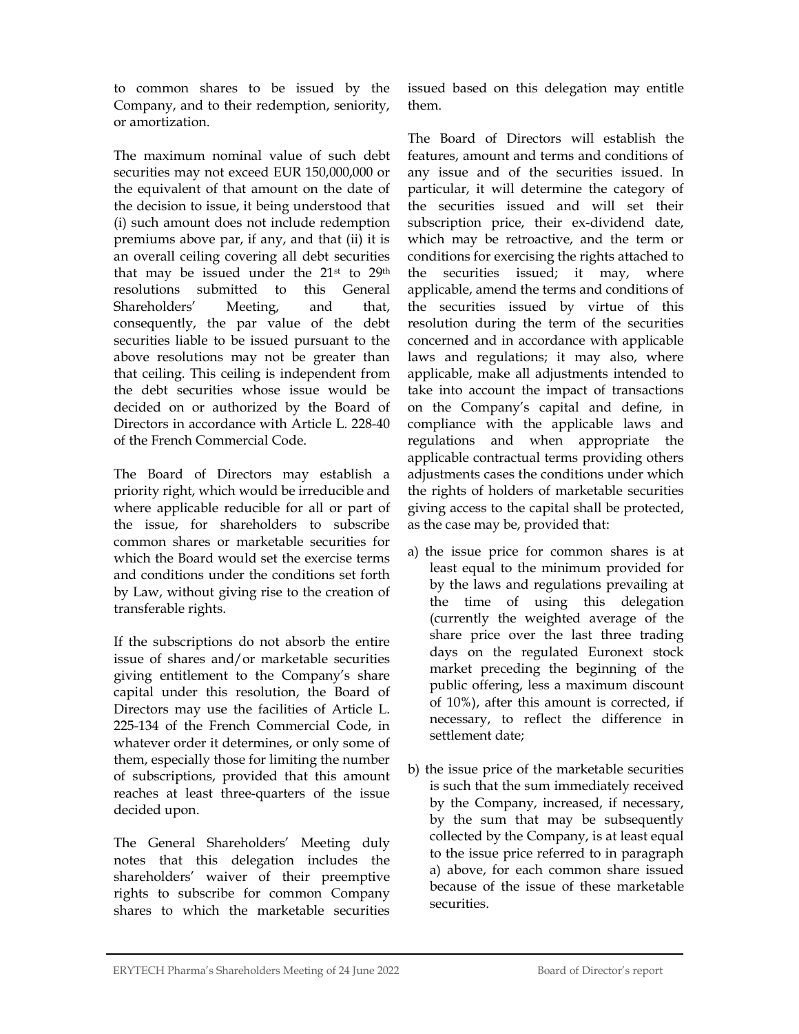to common shares to be issued by the Company, and to their redemption, seniority, or amortization.

The maximum nominal value of such debt securities may not exceed EUR 150,000,000 or the equivalent of that amount on the date of the decision to issue, it being understood that (i) such amount does not include redemption premiums above par, if any, and that (ii) it is an overall ceiling covering all debt securities that may be issued under the 21st to 29th resolutions submitted to this General Shareholders' Meeting, and that, consequently, the par value of the debt securities liable to be issued pursuant to the above resolutions may not be greater than that ceiling. This ceiling is independent from the debt securities whose issue would be decided on or authorized by the Board of Directors in accordance with Article L. 228-40 of the French Commercial Code.

The Board of Directors may establish a priority right, which would be irreducible and where applicable reducible for all or part of the issue, for shareholders to subscribe common shares or marketable securities for which the Board would set the exercise terms and conditions under the conditions set forth by Law, without giving rise to the creation of transferable rights.

If the subscriptions do not absorb the entire issue of shares and/or marketable securities giving entitlement to the Company's share capital under this resolution, the Board of Directors may use the facilities of Article L. 225-134 of the French Commercial Code, in whatever order it determines, or only some of them, especially those for limiting the number of subscriptions, provided that this amount reaches at least three-quarters of the issue decided upon.

The General Shareholders' Meeting duly notes that this delegation includes the shareholders' waiver of their preemptive rights to subscribe for common Company shares to which the marketable securities issued based on this delegation may entitle them.

The Board of Directors will establish the features, amount and terms and conditions of any issue and of the securities issued. In particular, it will determine the category of the securities issued and will set their subscription price, their ex-dividend date, which may be retroactive, and the term or conditions for exercising the rights attached to the securities issued; it may, where applicable, amend the terms and conditions of the securities issued by virtue of this resolution during the term of the securities concerned and in accordance with applicable laws and regulations; it may also, where applicable, make all adjustments intended to take into account the impact of transactions on the Company's capital and define, in compliance with the applicable laws and regulations and when appropriate the applicable contractual terms providing others adjustments cases the conditions under which the rights of holders of marketable securities giving access to the capital shall be protected, as the case may be, provided that:

a) the issue price for common shares is at least equal to the minimum provided for by the laws and regulations prevailing at the time of using this delegation (currently the weighted average of the share price over the last three trading days on the regulated Euronext stock market preceding the beginning of the public offering, less a maximum discount of 10%), after this amount is corrected, if necessary, to reflect the difference in settlement date;

b) the issue price of the marketable securities is such that the sum immediately received by the Company, increased, if necessary, by the sum that may be subsequently collected by the Company, is at least equal to the issue price referred to in paragraph a) above, for each common share issued because of the issue of these marketable securities.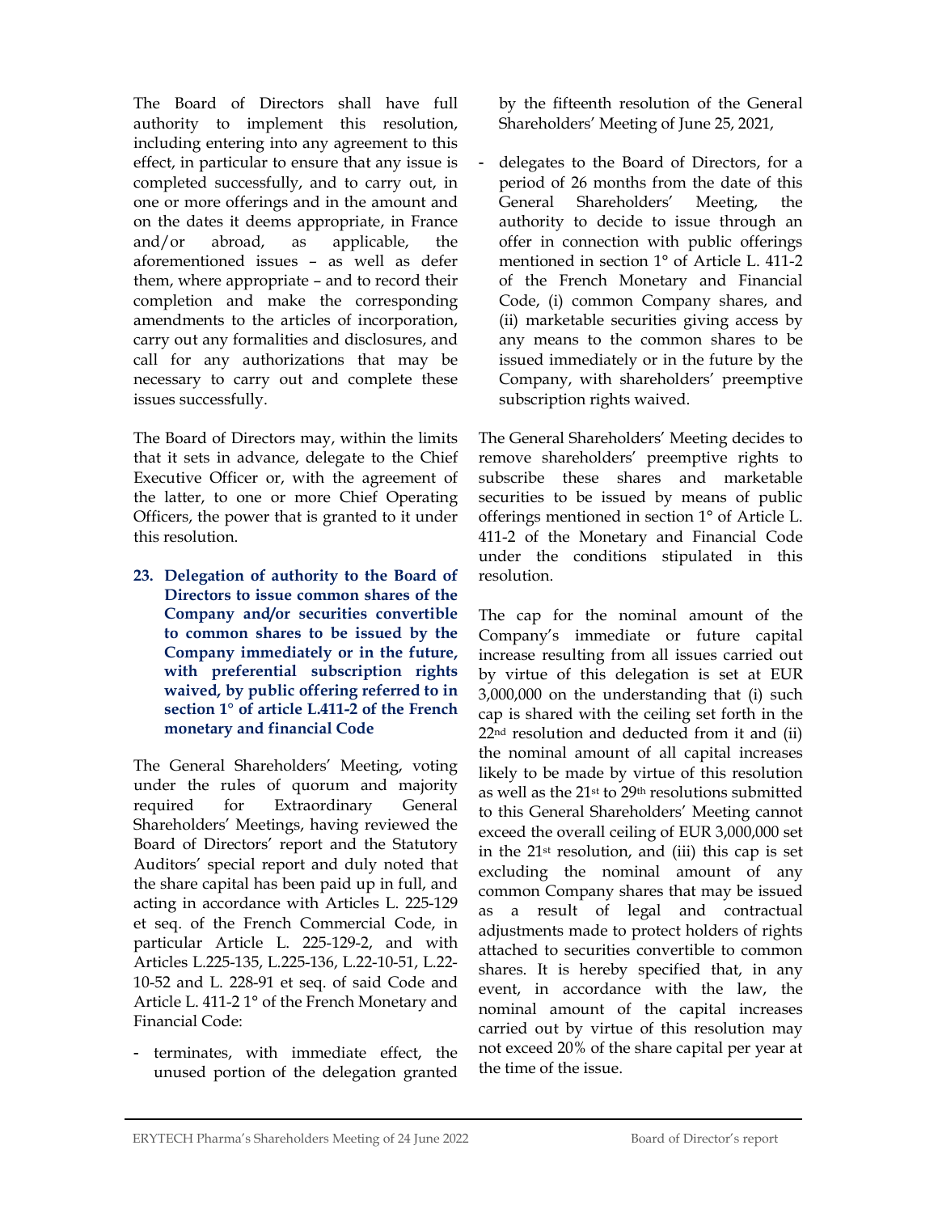The Board of Directors shall have full authority to implement this resolution, including entering into any agreement to this effect, in particular to ensure that any issue is completed successfully, and to carry out, in one or more offerings and in the amount and on the dates it deems appropriate, in France and/or abroad, as applicable, the aforementioned issues – as well as defer them, where appropriate – and to record their completion and make the corresponding amendments to the articles of incorporation, carry out any formalities and disclosures, and call for any authorizations that may be necessary to carry out and complete these issues successfully.

The Board of Directors may, within the limits that it sets in advance, delegate to the Chief Executive Officer or, with the agreement of the latter, to one or more Chief Operating Officers, the power that is granted to it under this resolution.

**23. Delegation of authority to the Board of Directors to issue common shares of the Company and/or securities convertible to common shares to be issued by the Company immediately or in the future, with preferential subscription rights waived, by public offering referred to in section 1° of article L.411-2 of the French monetary and financial Code**

The General Shareholders' Meeting, voting under the rules of quorum and majority required for Extraordinary General Shareholders' Meetings, having reviewed the Board of Directors' report and the Statutory Auditors' special report and duly noted that the share capital has been paid up in full, and acting in accordance with Articles L. 225-129 et seq. of the French Commercial Code, in particular Article L. 225-129-2, and with Articles L.225-135, L.225-136, L.22-10-51, L.22-10-52 and L. 228-91 et seq. of said Code and Article L. 411-2 1° of the French Monetary and Financial Code:

- terminates, with immediate effect, the unused portion of the delegation granted by the fifteenth resolution of the General Shareholders' Meeting of June 25, 2021,
- delegates to the Board of Directors, for a period of 26 months from the date of this General Shareholders' Meeting, the authority to decide to issue through an offer in connection with public offerings mentioned in section 1° of Article L. 411-2 of the French Monetary and Financial Code, (i) common Company shares, and (ii) marketable securities giving access by any means to the common shares to be issued immediately or in the future by the Company, with shareholders' preemptive subscription rights waived.

The General Shareholders' Meeting decides to remove shareholders' preemptive rights to subscribe these shares and marketable securities to be issued by means of public offerings mentioned in section 1° of Article L. 411-2 of the Monetary and Financial Code under the conditions stipulated in this resolution.

The cap for the nominal amount of the Company's immediate or future capital increase resulting from all issues carried out by virtue of this delegation is set at EUR 3,000,000 on the understanding that (i) such cap is shared with the ceiling set forth in the 22nd resolution and deducted from it and (ii) the nominal amount of all capital increases likely to be made by virtue of this resolution as well as the 21st to 29th resolutions submitted to this General Shareholders' Meeting cannot exceed the overall ceiling of EUR 3,000,000 set in the 21st resolution, and (iii) this cap is set excluding the nominal amount of any common Company shares that may be issued as a result of legal and contractual adjustments made to protect holders of rights attached to securities convertible to common shares. It is hereby specified that, in any event, in accordance with the law, the nominal amount of the capital increases carried out by virtue of this resolution may not exceed 20% of the share capital per year at the time of the issue.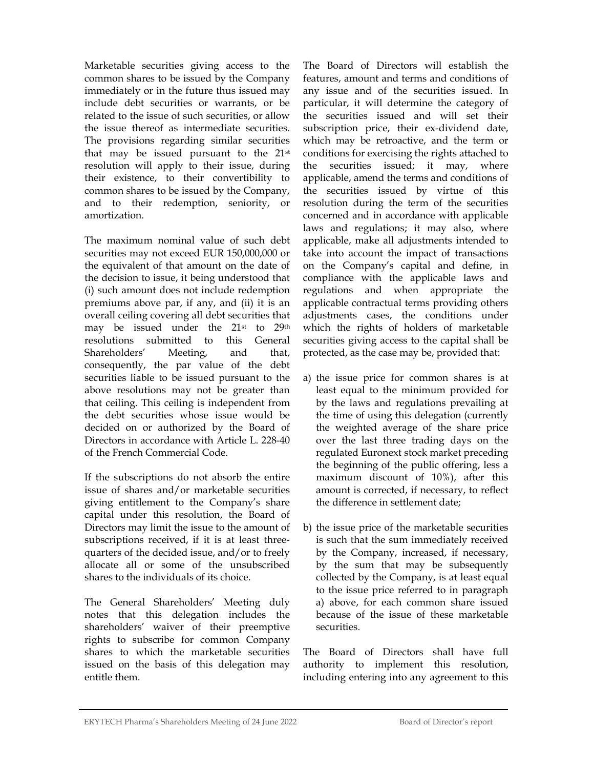Marketable securities giving access to the common shares to be issued by the Company immediately or in the future thus issued may include debt securities or warrants, or be related to the issue of such securities, or allow the issue thereof as intermediate securities. The provisions regarding similar securities that may be issued pursuant to the 21st resolution will apply to their issue, during their existence, to their convertibility to common shares to be issued by the Company, and to their redemption, seniority, or amortization.

The maximum nominal value of such debt securities may not exceed EUR 150,000,000 or the equivalent of that amount on the date of the decision to issue, it being understood that (i) such amount does not include redemption premiums above par, if any, and (ii) it is an overall ceiling covering all debt securities that may be issued under the 21st to 29th resolutions submitted to this General Shareholders' Meeting, and that, consequently, the par value of the debt securities liable to be issued pursuant to the above resolutions may not be greater than that ceiling. This ceiling is independent from the debt securities whose issue would be decided on or authorized by the Board of Directors in accordance with Article L. 228-40 of the French Commercial Code.

If the subscriptions do not absorb the entire issue of shares and/or marketable securities giving entitlement to the Company's share capital under this resolution, the Board of Directors may limit the issue to the amount of subscriptions received, if it is at least three-quarters of the decided issue, and/or to freely allocate all or some of the unsubscribed shares to the individuals of its choice.

The General Shareholders' Meeting duly notes that this delegation includes the shareholders' waiver of their preemptive rights to subscribe for common Company shares to which the marketable securities issued on the basis of this delegation may entitle them.

The Board of Directors will establish the features, amount and terms and conditions of any issue and of the securities issued. In particular, it will determine the category of the securities issued and will set their subscription price, their ex-dividend date, which may be retroactive, and the term or conditions for exercising the rights attached to the securities issued; it may, where applicable, amend the terms and conditions of the securities issued by virtue of this resolution during the term of the securities concerned and in accordance with applicable laws and regulations; it may also, where applicable, make all adjustments intended to take into account the impact of transactions on the Company's capital and define, in compliance with the applicable laws and regulations and when appropriate the applicable contractual terms providing others adjustments cases, the conditions under which the rights of holders of marketable securities giving access to the capital shall be protected, as the case may be, provided that:

a) the issue price for common shares is at least equal to the minimum provided for by the laws and regulations prevailing at the time of using this delegation (currently the weighted average of the share price over the last three trading days on the regulated Euronext stock market preceding the beginning of the public offering, less a maximum discount of 10%), after this amount is corrected, if necessary, to reflect the difference in settlement date;

b) the issue price of the marketable securities is such that the sum immediately received by the Company, increased, if necessary, by the sum that may be subsequently collected by the Company, is at least equal to the issue price referred to in paragraph a) above, for each common share issued because of the issue of these marketable securities.

The Board of Directors shall have full authority to implement this resolution, including entering into any agreement to this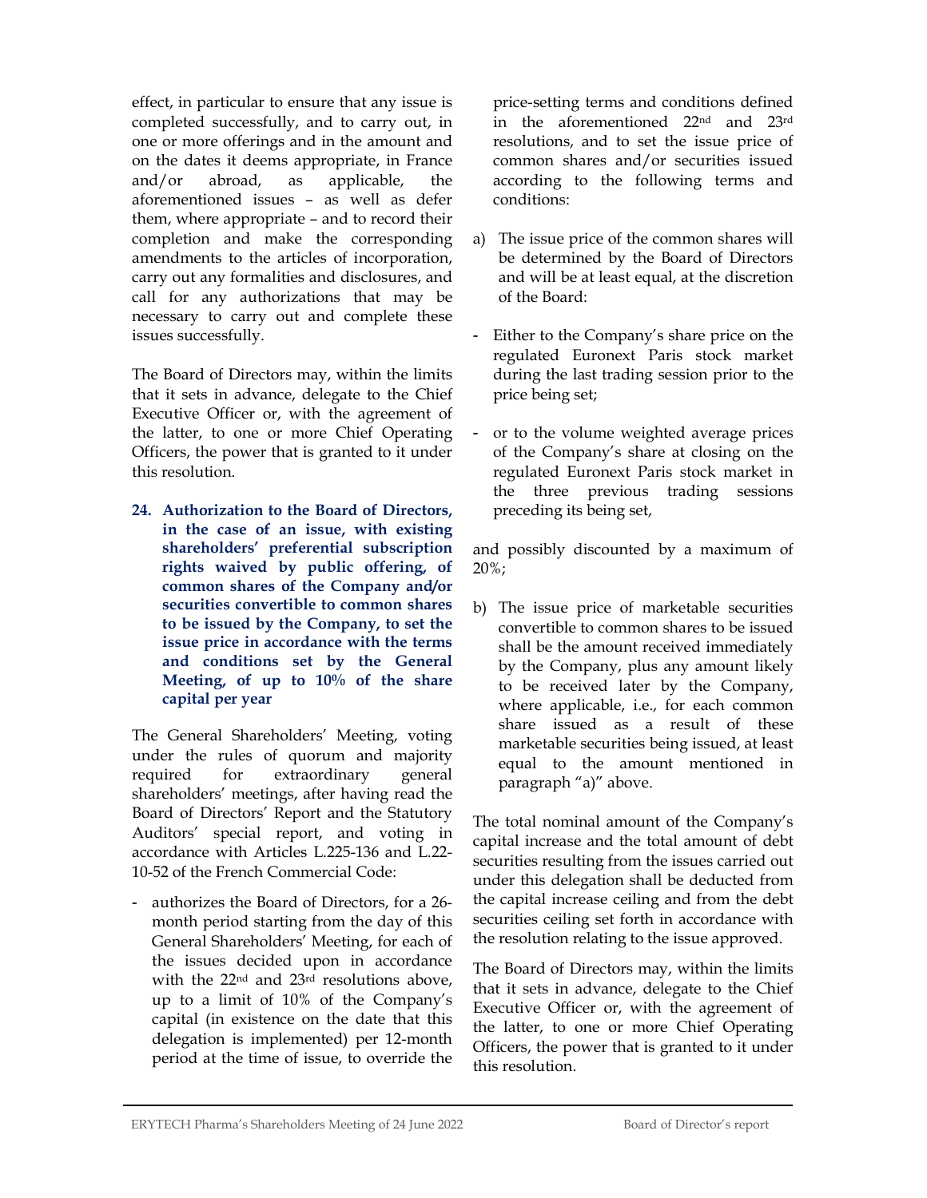effect, in particular to ensure that any issue is completed successfully, and to carry out, in one or more offerings and in the amount and on the dates it deems appropriate, in France and/or abroad, as applicable, the aforementioned issues – as well as defer them, where appropriate – and to record their completion and make the corresponding amendments to the articles of incorporation, carry out any formalities and disclosures, and call for any authorizations that may be necessary to carry out and complete these issues successfully.

The Board of Directors may, within the limits that it sets in advance, delegate to the Chief Executive Officer or, with the agreement of the latter, to one or more Chief Operating Officers, the power that is granted to it under this resolution.

**24. Authorization to the Board of Directors, in the case of an issue, with existing shareholders' preferential subscription rights waived by public offering, of common shares of the Company and/or securities convertible to common shares to be issued by the Company, to set the issue price in accordance with the terms and conditions set by the General Meeting, of up to 10% of the share capital per year**

The General Shareholders' Meeting, voting under the rules of quorum and majority required for extraordinary general shareholders' meetings, after having read the Board of Directors' Report and the Statutory Auditors' special report, and voting in accordance with Articles L.225-136 and L.22-10-52 of the French Commercial Code:

- authorizes the Board of Directors, for a 26-month period starting from the day of this General Shareholders' Meeting, for each of the issues decided upon in accordance with the 22nd and 23rd resolutions above, up to a limit of 10% of the Company's capital (in existence on the date that this delegation is implemented) per 12-month period at the time of issue, to override the price-setting terms and conditions defined in the aforementioned 22nd and 23rd resolutions, and to set the issue price of common shares and/or securities issued according to the following terms and conditions:

a) The issue price of the common shares will be determined by the Board of Directors and will be at least equal, at the discretion of the Board:

- Either to the Company's share price on the regulated Euronext Paris stock market during the last trading session prior to the price being set;
- or to the volume weighted average prices of the Company's share at closing on the regulated Euronext Paris stock market in the three previous trading sessions preceding its being set,

and possibly discounted by a maximum of 20%;

b) The issue price of marketable securities convertible to common shares to be issued shall be the amount received immediately by the Company, plus any amount likely to be received later by the Company, where applicable, i.e., for each common share issued as a result of these marketable securities being issued, at least equal to the amount mentioned in paragraph "a)" above.

The total nominal amount of the Company's capital increase and the total amount of debt securities resulting from the issues carried out under this delegation shall be deducted from the capital increase ceiling and from the debt securities ceiling set forth in accordance with the resolution relating to the issue approved.

The Board of Directors may, within the limits that it sets in advance, delegate to the Chief Executive Officer or, with the agreement of the latter, to one or more Chief Operating Officers, the power that is granted to it under this resolution.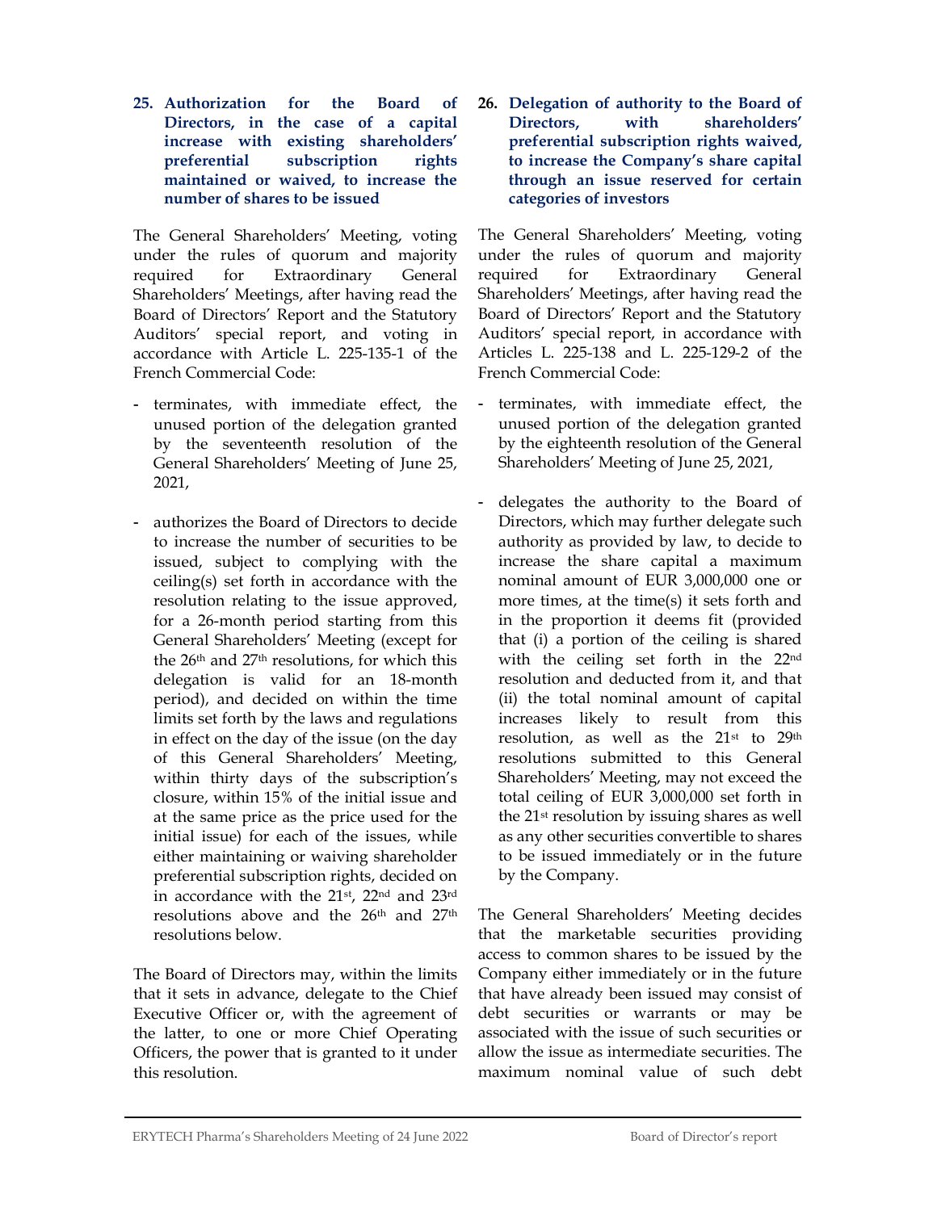**25. Authorization for the Board of Directors, in the case of a capital increase with existing shareholders' preferential subscription rights maintained or waived, to increase the number of shares to be issued**

The General Shareholders' Meeting, voting under the rules of quorum and majority required for Extraordinary General Shareholders' Meetings, after having read the Board of Directors' Report and the Statutory Auditors' special report, and voting in accordance with Article L. 225-135-1 of the French Commercial Code:

- terminates, with immediate effect, the unused portion of the delegation granted by the seventeenth resolution of the General Shareholders' Meeting of June 25, 2021,
- authorizes the Board of Directors to decide to increase the number of securities to be issued, subject to complying with the ceiling(s) set forth in accordance with the resolution relating to the issue approved, for a 26-month period starting from this General Shareholders' Meeting (except for the 26th and 27th resolutions, for which this delegation is valid for an 18-month period), and decided on within the time limits set forth by the laws and regulations in effect on the day of the issue (on the day of this General Shareholders' Meeting, within thirty days of the subscription's closure, within 15% of the initial issue and at the same price as the price used for the initial issue) for each of the issues, while either maintaining or waiving shareholder preferential subscription rights, decided on in accordance with the 21st, 22nd and 23rd resolutions above and the 26th and 27th resolutions below.

The Board of Directors may, within the limits that it sets in advance, delegate to the Chief Executive Officer or, with the agreement of the latter, to one or more Chief Operating Officers, the power that is granted to it under this resolution.

**26. Delegation of authority to the Board of Directors, with shareholders' preferential subscription rights waived, to increase the Company's share capital through an issue reserved for certain categories of investors**

The General Shareholders' Meeting, voting under the rules of quorum and majority required for Extraordinary General Shareholders' Meetings, after having read the Board of Directors' Report and the Statutory Auditors' special report, in accordance with Articles L. 225-138 and L. 225-129-2 of the French Commercial Code:

- terminates, with immediate effect, the unused portion of the delegation granted by the eighteenth resolution of the General Shareholders' Meeting of June 25, 2021,
- delegates the authority to the Board of Directors, which may further delegate such authority as provided by law, to decide to increase the share capital a maximum nominal amount of EUR 3,000,000 one or more times, at the time(s) it sets forth and in the proportion it deems fit (provided that (i) a portion of the ceiling is shared with the ceiling set forth in the 22nd resolution and deducted from it, and that (ii) the total nominal amount of capital increases likely to result from this resolution, as well as the 21st to 29th resolutions submitted to this General Shareholders' Meeting, may not exceed the total ceiling of EUR 3,000,000 set forth in the 21st resolution by issuing shares as well as any other securities convertible to shares to be issued immediately or in the future by the Company.

The General Shareholders' Meeting decides that the marketable securities providing access to common shares to be issued by the Company either immediately or in the future that have already been issued may consist of debt securities or warrants or may be associated with the issue of such securities or allow the issue as intermediate securities. The maximum nominal value of such debt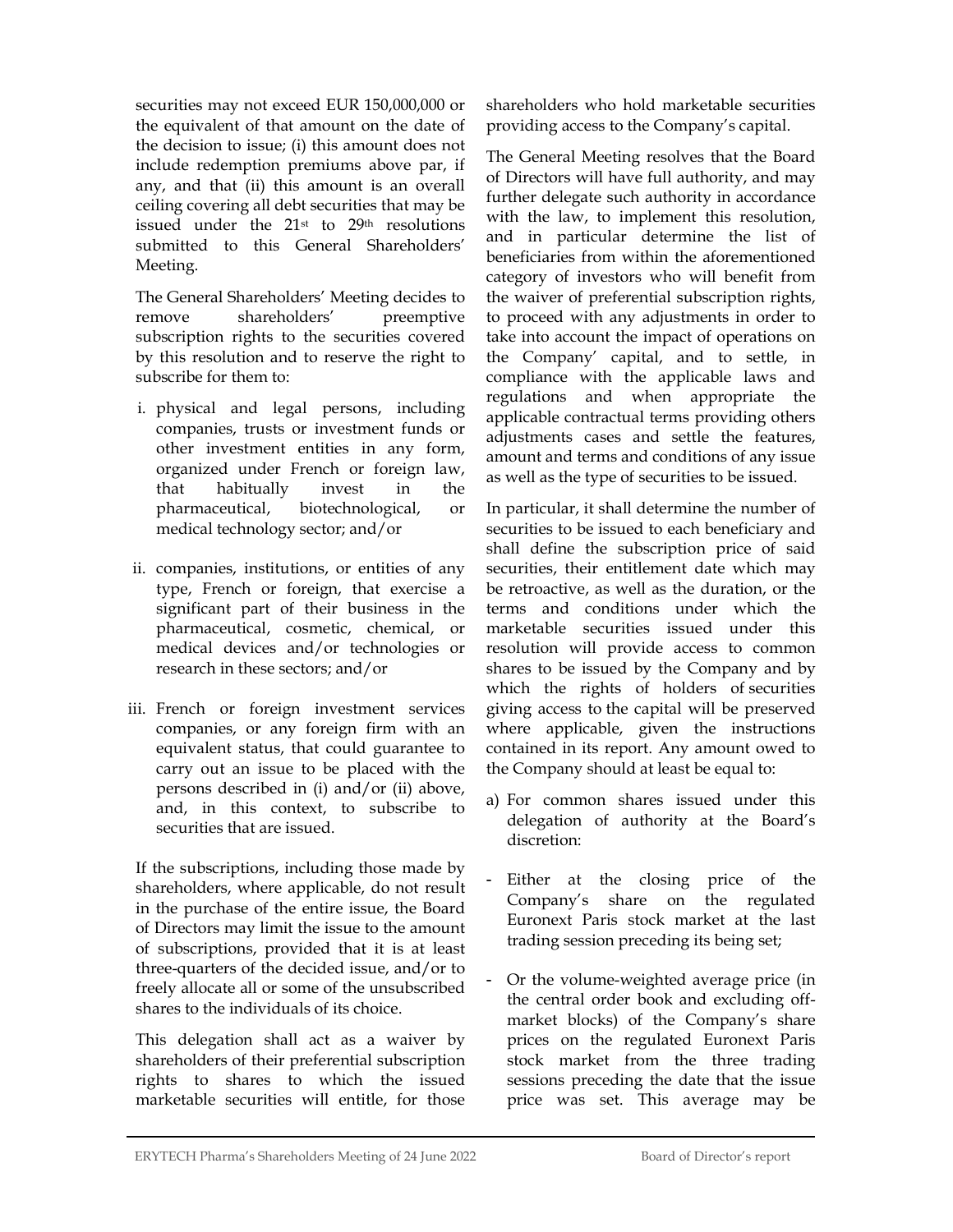securities may not exceed EUR 150,000,000 or the equivalent of that amount on the date of the decision to issue; (i) this amount does not include redemption premiums above par, if any, and that (ii) this amount is an overall ceiling covering all debt securities that may be issued under the 21st to 29th resolutions submitted to this General Shareholders' Meeting.

The General Shareholders' Meeting decides to remove shareholders' preemptive subscription rights to the securities covered by this resolution and to reserve the right to subscribe for them to:

i. physical and legal persons, including companies, trusts or investment funds or other investment entities in any form, organized under French or foreign law, that habitually invest in the pharmaceutical, biotechnological, or medical technology sector; and/or

ii. companies, institutions, or entities of any type, French or foreign, that exercise a significant part of their business in the pharmaceutical, cosmetic, chemical, or medical devices and/or technologies or research in these sectors; and/or

iii. French or foreign investment services companies, or any foreign firm with an equivalent status, that could guarantee to carry out an issue to be placed with the persons described in (i) and/or (ii) above, and, in this context, to subscribe to securities that are issued.

If the subscriptions, including those made by shareholders, where applicable, do not result in the purchase of the entire issue, the Board of Directors may limit the issue to the amount of subscriptions, provided that it is at least three-quarters of the decided issue, and/or to freely allocate all or some of the unsubscribed shares to the individuals of its choice.

This delegation shall act as a waiver by shareholders of their preferential subscription rights to shares to which the issued marketable securities will entitle, for those shareholders who hold marketable securities providing access to the Company's capital.

The General Meeting resolves that the Board of Directors will have full authority, and may further delegate such authority in accordance with the law, to implement this resolution, and in particular determine the list of beneficiaries from within the aforementioned category of investors who will benefit from the waiver of preferential subscription rights, to proceed with any adjustments in order to take into account the impact of operations on the Company' capital, and to settle, in compliance with the applicable laws and regulations and when appropriate the applicable contractual terms providing others adjustments cases and settle the features, amount and terms and conditions of any issue as well as the type of securities to be issued.

In particular, it shall determine the number of securities to be issued to each beneficiary and shall define the subscription price of said securities, their entitlement date which may be retroactive, as well as the duration, or the terms and conditions under which the marketable securities issued under this resolution will provide access to common shares to be issued by the Company and by which the rights of holders of securities giving access to the capital will be preserved where applicable, given the instructions contained in its report. Any amount owed to the Company should at least be equal to:

a) For common shares issued under this delegation of authority at the Board's discretion:

- Either at the closing price of the Company's share on the regulated Euronext Paris stock market at the last trading session preceding its being set;
- Or the volume-weighted average price (in the central order book and excluding off-market blocks) of the Company's share prices on the regulated Euronext Paris stock market from the three trading sessions preceding the date that the issue price was set. This average may be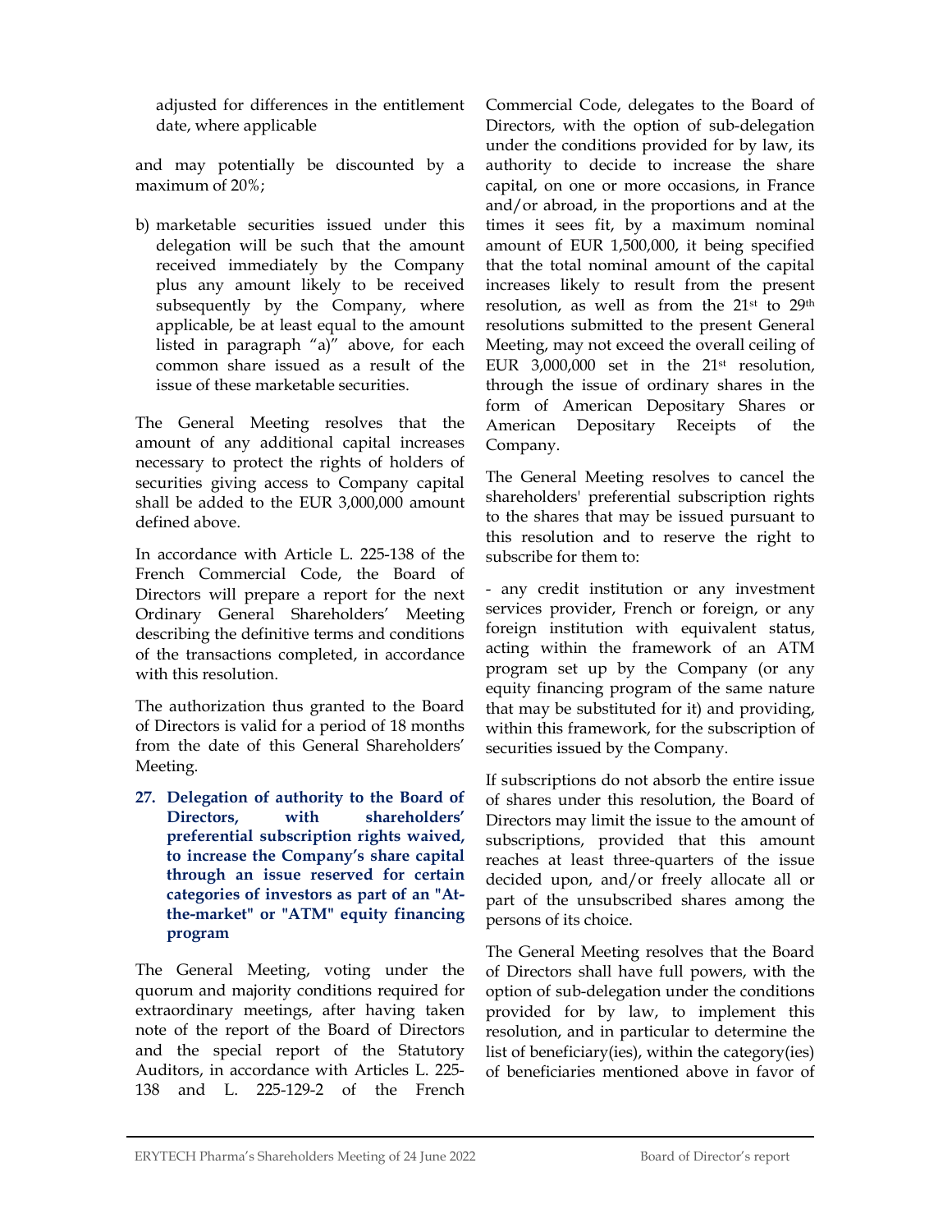adjusted for differences in the entitlement date, where applicable

and may potentially be discounted by a maximum of 20%;

b) marketable securities issued under this delegation will be such that the amount received immediately by the Company plus any amount likely to be received subsequently by the Company, where applicable, be at least equal to the amount listed in paragraph "a)" above, for each common share issued as a result of the issue of these marketable securities.

The General Meeting resolves that the amount of any additional capital increases necessary to protect the rights of holders of securities giving access to Company capital shall be added to the EUR 3,000,000 amount defined above.

In accordance with Article L. 225-138 of the French Commercial Code, the Board of Directors will prepare a report for the next Ordinary General Shareholders' Meeting describing the definitive terms and conditions of the transactions completed, in accordance with this resolution.

The authorization thus granted to the Board of Directors is valid for a period of 18 months from the date of this General Shareholders' Meeting.

**27. Delegation of authority to the Board of Directors, with shareholders' preferential subscription rights waived, to increase the Company's share capital through an issue reserved for certain categories of investors as part of an "At-the-market" or "ATM" equity financing program**

The General Meeting, voting under the quorum and majority conditions required for extraordinary meetings, after having taken note of the report of the Board of Directors and the special report of the Statutory Auditors, in accordance with Articles L. 225-138 and L. 225-129-2 of the French Commercial Code, delegates to the Board of Directors, with the option of sub-delegation under the conditions provided for by law, its authority to decide to increase the share capital, on one or more occasions, in France and/or abroad, in the proportions and at the times it sees fit, by a maximum nominal amount of EUR 1,500,000, it being specified that the total nominal amount of the capital increases likely to result from the present resolution, as well as from the 21st to 29th resolutions submitted to the present General Meeting, may not exceed the overall ceiling of EUR 3,000,000 set in the 21st resolution, through the issue of ordinary shares in the form of American Depositary Shares or American Depositary Receipts of the Company.

The General Meeting resolves to cancel the shareholders' preferential subscription rights to the shares that may be issued pursuant to this resolution and to reserve the right to subscribe for them to:

- any credit institution or any investment services provider, French or foreign, or any foreign institution with equivalent status, acting within the framework of an ATM program set up by the Company (or any equity financing program of the same nature that may be substituted for it) and providing, within this framework, for the subscription of securities issued by the Company.

If subscriptions do not absorb the entire issue of shares under this resolution, the Board of Directors may limit the issue to the amount of subscriptions, provided that this amount reaches at least three-quarters of the issue decided upon, and/or freely allocate all or part of the unsubscribed shares among the persons of its choice.

The General Meeting resolves that the Board of Directors shall have full powers, with the option of sub-delegation under the conditions provided for by law, to implement this resolution, and in particular to determine the list of beneficiary(ies), within the category(ies) of beneficiaries mentioned above in favor of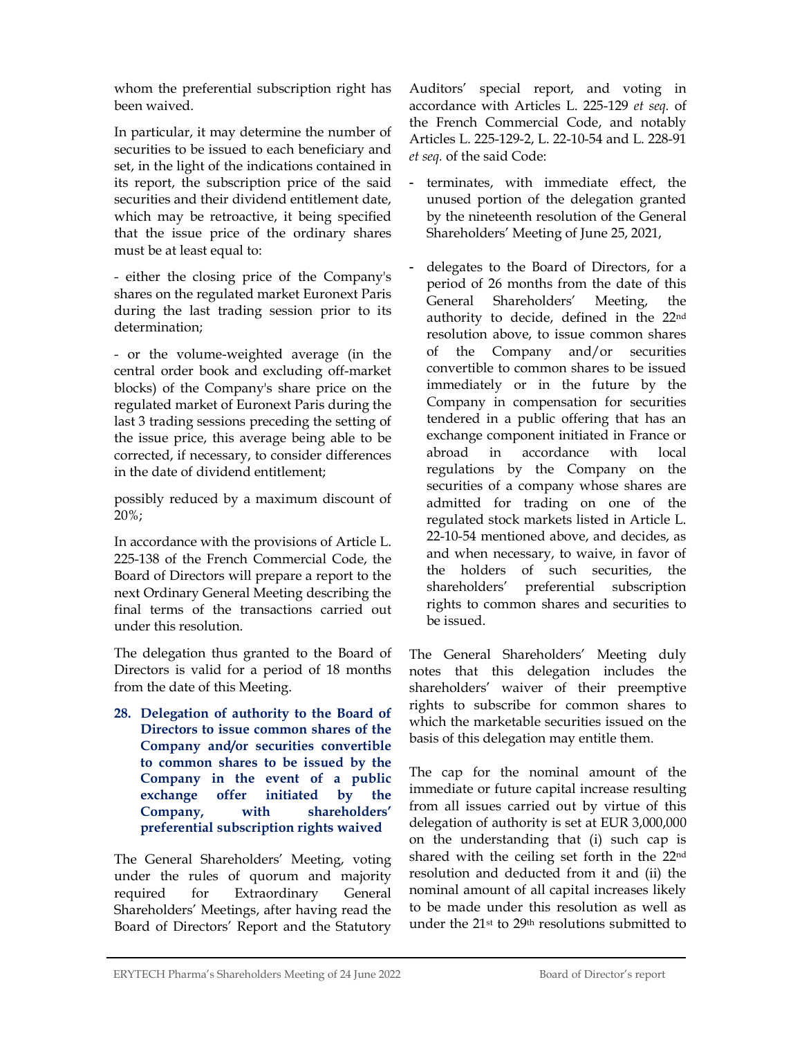whom the preferential subscription right has been waived.

In particular, it may determine the number of securities to be issued to each beneficiary and set, in the light of the indications contained in its report, the subscription price of the said securities and their dividend entitlement date, which may be retroactive, it being specified that the issue price of the ordinary shares must be at least equal to:

- either the closing price of the Company's shares on the regulated market Euronext Paris during the last trading session prior to its determination;

- or the volume-weighted average (in the central order book and excluding off-market blocks) of the Company's share price on the regulated market of Euronext Paris during the last 3 trading sessions preceding the setting of the issue price, this average being able to be corrected, if necessary, to consider differences in the date of dividend entitlement;

possibly reduced by a maximum discount of 20%;

In accordance with the provisions of Article L. 225-138 of the French Commercial Code, the Board of Directors will prepare a report to the next Ordinary General Meeting describing the final terms of the transactions carried out under this resolution.

The delegation thus granted to the Board of Directors is valid for a period of 18 months from the date of this Meeting.

**28. Delegation of authority to the Board of Directors to issue common shares of the Company and/or securities convertible to common shares to be issued by the Company in the event of a public exchange offer initiated by the Company, with shareholders' preferential subscription rights waived**

The General Shareholders' Meeting, voting under the rules of quorum and majority required for Extraordinary General Shareholders' Meetings, after having read the Board of Directors' Report and the Statutory Auditors' special report, and voting in accordance with Articles L. 225-129 *et seq.* of the French Commercial Code, and notably Articles L. 225-129-2, L. 22-10-54 and L. 228-91 *et seq.* of the said Code:

- terminates, with immediate effect, the unused portion of the delegation granted by the nineteenth resolution of the General Shareholders' Meeting of June 25, 2021,

- delegates to the Board of Directors, for a period of 26 months from the date of this General Shareholders' Meeting, the authority to decide, defined in the 22nd resolution above, to issue common shares of the Company and/or securities convertible to common shares to be issued immediately or in the future by the Company in compensation for securities tendered in a public offering that has an exchange component initiated in France or abroad in accordance with local regulations by the Company on the securities of a company whose shares are admitted for trading on one of the regulated stock markets listed in Article L. 22-10-54 mentioned above, and decides, as and when necessary, to waive, in favor of the holders of such securities, the shareholders' preferential subscription rights to common shares and securities to be issued.

The General Shareholders' Meeting duly notes that this delegation includes the shareholders' waiver of their preemptive rights to subscribe for common shares to which the marketable securities issued on the basis of this delegation may entitle them.

The cap for the nominal amount of the immediate or future capital increase resulting from all issues carried out by virtue of this delegation of authority is set at EUR 3,000,000 on the understanding that (i) such cap is shared with the ceiling set forth in the 22nd resolution and deducted from it and (ii) the nominal amount of all capital increases likely to be made under this resolution as well as under the 21st to 29th resolutions submitted to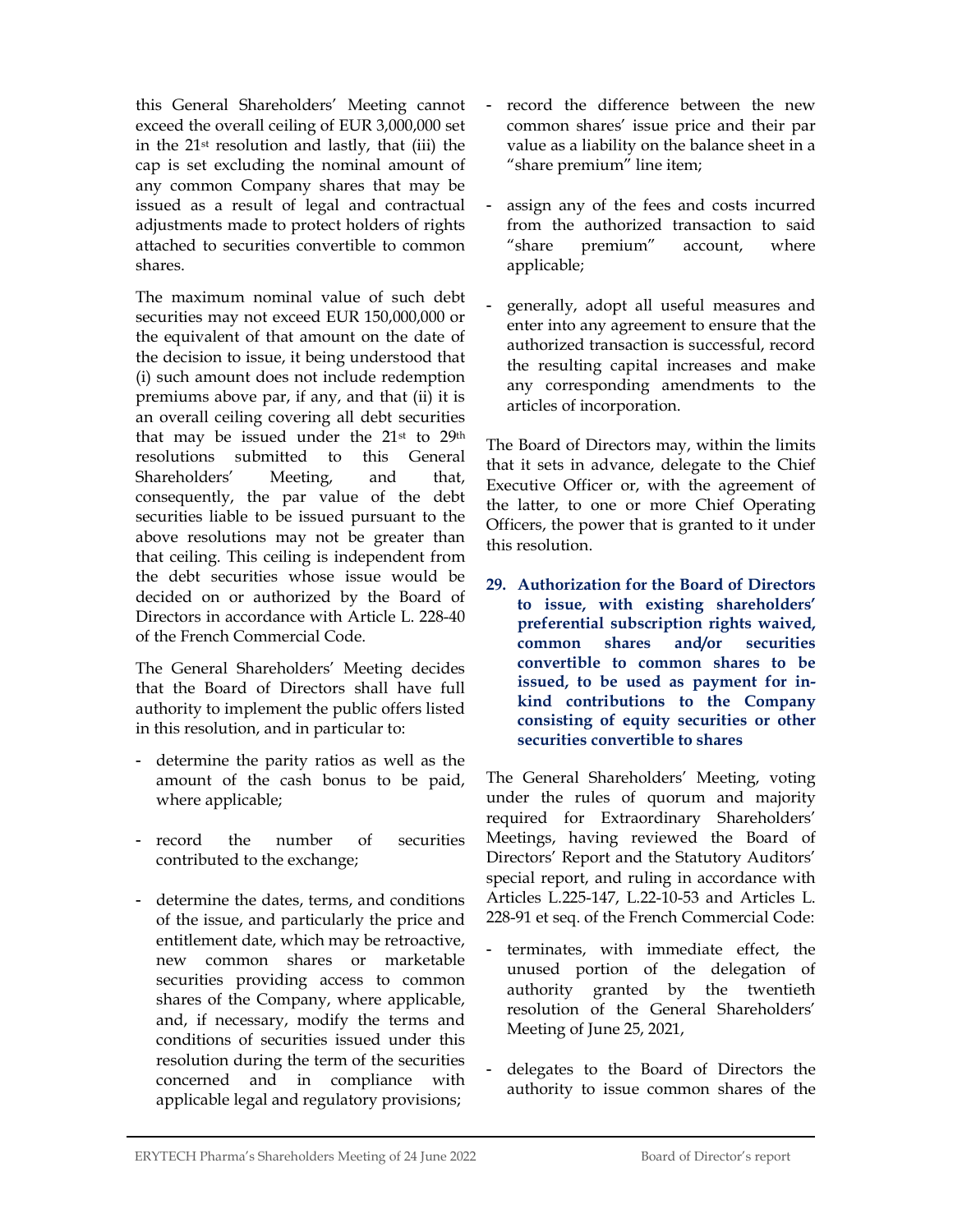this General Shareholders' Meeting cannot exceed the overall ceiling of EUR 3,000,000 set in the 21st resolution and lastly, that (iii) the cap is set excluding the nominal amount of any common Company shares that may be issued as a result of legal and contractual adjustments made to protect holders of rights attached to securities convertible to common shares.

The maximum nominal value of such debt securities may not exceed EUR 150,000,000 or the equivalent of that amount on the date of the decision to issue, it being understood that (i) such amount does not include redemption premiums above par, if any, and that (ii) it is an overall ceiling covering all debt securities that may be issued under the 21st to 29th resolutions submitted to this General Shareholders' Meeting, and that, consequently, the par value of the debt securities liable to be issued pursuant to the above resolutions may not be greater than that ceiling. This ceiling is independent from the debt securities whose issue would be decided on or authorized by the Board of Directors in accordance with Article L. 228-40 of the French Commercial Code.

The General Shareholders' Meeting decides that the Board of Directors shall have full authority to implement the public offers listed in this resolution, and in particular to:

- determine the parity ratios as well as the amount of the cash bonus to be paid, where applicable;
- record the number of securities contributed to the exchange;
- determine the dates, terms, and conditions of the issue, and particularly the price and entitlement date, which may be retroactive, new common shares or marketable securities providing access to common shares of the Company, where applicable, and, if necessary, modify the terms and conditions of securities issued under this resolution during the term of the securities concerned and in compliance with applicable legal and regulatory provisions;
- record the difference between the new common shares' issue price and their par value as a liability on the balance sheet in a "share premium" line item;
- assign any of the fees and costs incurred from the authorized transaction to said "share premium" account, where applicable;
- generally, adopt all useful measures and enter into any agreement to ensure that the authorized transaction is successful, record the resulting capital increases and make any corresponding amendments to the articles of incorporation.

The Board of Directors may, within the limits that it sets in advance, delegate to the Chief Executive Officer or, with the agreement of the latter, to one or more Chief Operating Officers, the power that is granted to it under this resolution.

**29. Authorization for the Board of Directors to issue, with existing shareholders' preferential subscription rights waived, common shares and/or securities convertible to common shares to be issued, to be used as payment for in-kind contributions to the Company consisting of equity securities or other securities convertible to shares**

The General Shareholders' Meeting, voting under the rules of quorum and majority required for Extraordinary Shareholders' Meetings, having reviewed the Board of Directors' Report and the Statutory Auditors' special report, and ruling in accordance with Articles L.225-147, L.22-10-53 and Articles L. 228-91 et seq. of the French Commercial Code:

- terminates, with immediate effect, the unused portion of the delegation of authority granted by the twentieth resolution of the General Shareholders' Meeting of June 25, 2021,
- delegates to the Board of Directors the authority to issue common shares of the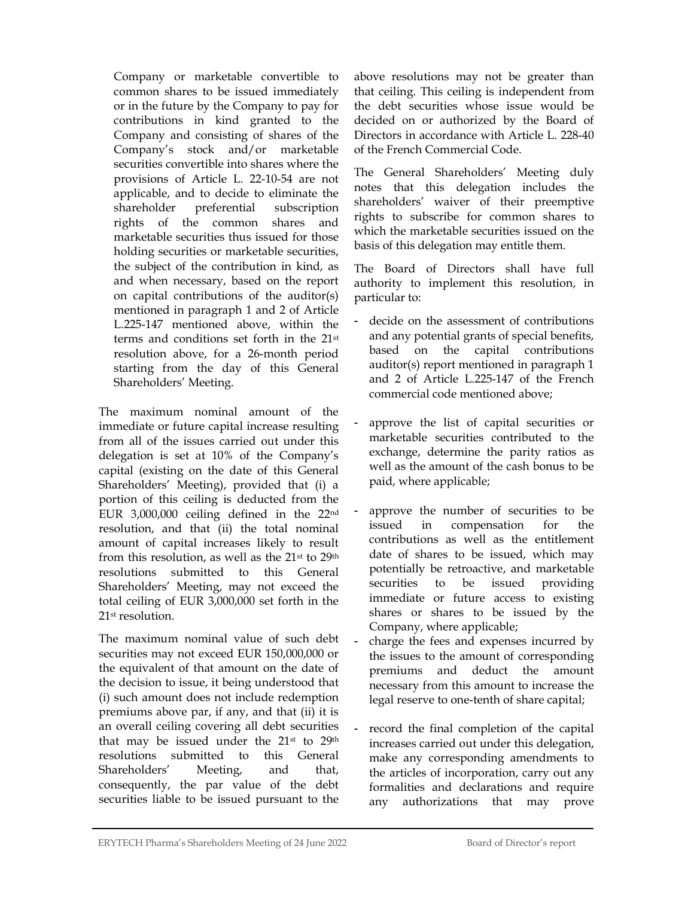Company or marketable convertible to common shares to be issued immediately or in the future by the Company to pay for contributions in kind granted to the Company and consisting of shares of the Company's stock and/or marketable securities convertible into shares where the provisions of Article L. 22-10-54 are not applicable, and to decide to eliminate the shareholder preferential subscription rights of the common shares and marketable securities thus issued for those holding securities or marketable securities, the subject of the contribution in kind, as and when necessary, based on the report on capital contributions of the auditor(s) mentioned in paragraph 1 and 2 of Article L.225-147 mentioned above, within the terms and conditions set forth in the 21st resolution above, for a 26-month period starting from the day of this General Shareholders' Meeting.

The maximum nominal amount of the immediate or future capital increase resulting from all of the issues carried out under this delegation is set at 10% of the Company's capital (existing on the date of this General Shareholders' Meeting), provided that (i) a portion of this ceiling is deducted from the EUR 3,000,000 ceiling defined in the 22nd resolution, and that (ii) the total nominal amount of capital increases likely to result from this resolution, as well as the 21st to 29th resolutions submitted to this General Shareholders' Meeting, may not exceed the total ceiling of EUR 3,000,000 set forth in the 21st resolution.

The maximum nominal value of such debt securities may not exceed EUR 150,000,000 or the equivalent of that amount on the date of the decision to issue, it being understood that (i) such amount does not include redemption premiums above par, if any, and that (ii) it is an overall ceiling covering all debt securities that may be issued under the 21st to 29th resolutions submitted to this General Shareholders' Meeting, and that, consequently, the par value of the debt securities liable to be issued pursuant to the above resolutions may not be greater than that ceiling. This ceiling is independent from the debt securities whose issue would be decided on or authorized by the Board of Directors in accordance with Article L. 228-40 of the French Commercial Code.

The General Shareholders' Meeting duly notes that this delegation includes the shareholders' waiver of their preemptive rights to subscribe for common shares to which the marketable securities issued on the basis of this delegation may entitle them.

The Board of Directors shall have full authority to implement this resolution, in particular to:

- decide on the assessment of contributions and any potential grants of special benefits, based on the capital contributions auditor(s) report mentioned in paragraph 1 and 2 of Article L.225-147 of the French commercial code mentioned above;
- approve the list of capital securities or marketable securities contributed to the exchange, determine the parity ratios as well as the amount of the cash bonus to be paid, where applicable;
- approve the number of securities to be issued in compensation for the contributions as well as the entitlement date of shares to be issued, which may potentially be retroactive, and marketable securities to be issued providing immediate or future access to existing shares or shares to be issued by the Company, where applicable;
- charge the fees and expenses incurred by the issues to the amount of corresponding premiums and deduct the amount necessary from this amount to increase the legal reserve to one-tenth of share capital;
- record the final completion of the capital increases carried out under this delegation, make any corresponding amendments to the articles of incorporation, carry out any formalities and declarations and require any authorizations that may prove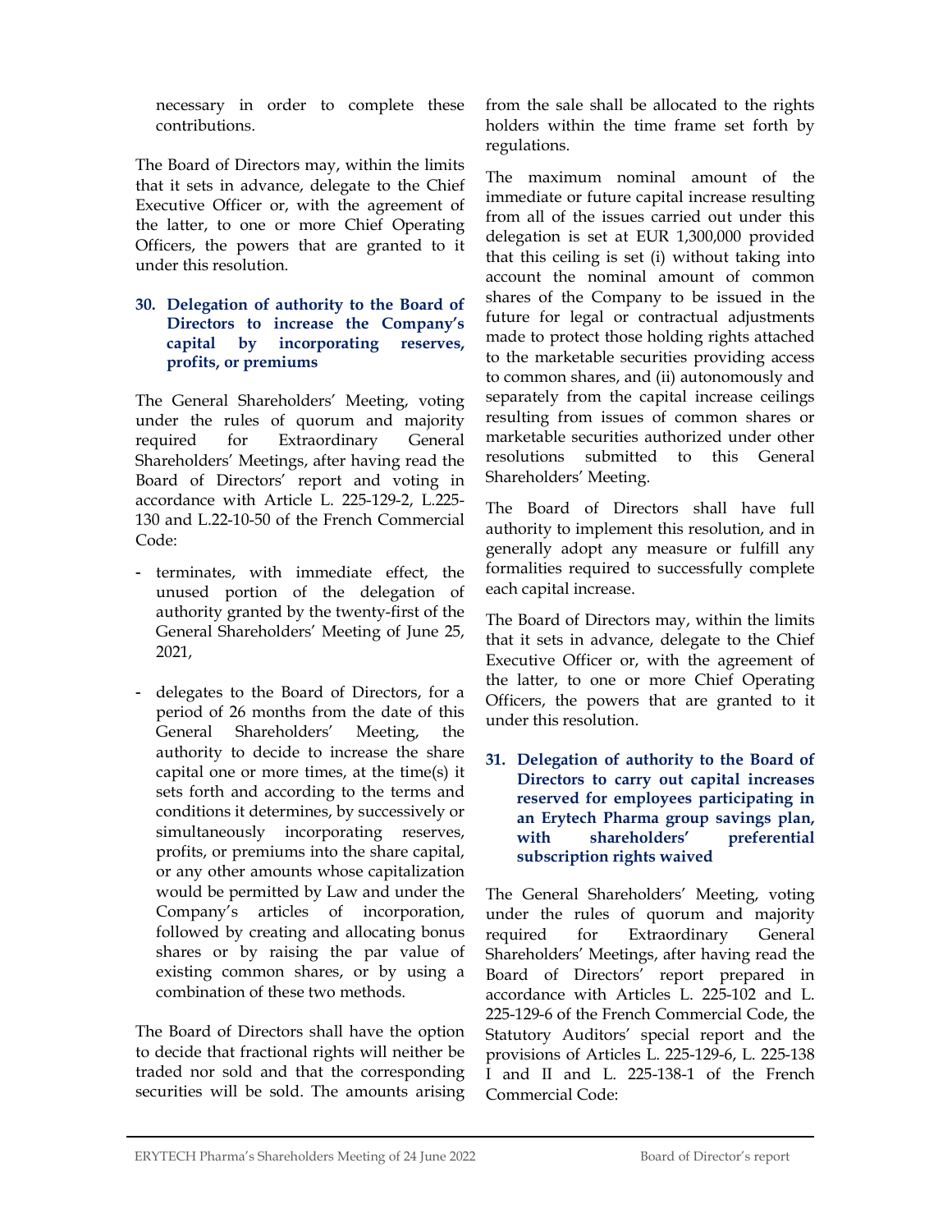necessary in order to complete these contributions.

The Board of Directors may, within the limits that it sets in advance, delegate to the Chief Executive Officer or, with the agreement of the latter, to one or more Chief Operating Officers, the powers that are granted to it under this resolution.

### 30. Delegation of authority to the Board of Directors to increase the Company's capital by incorporating reserves, profits, or premiums

The General Shareholders' Meeting, voting under the rules of quorum and majority required for Extraordinary General Shareholders' Meetings, after having read the Board of Directors' report and voting in accordance with Article L. 225-129-2, L.225-130 and L.22-10-50 of the French Commercial Code:

- terminates, with immediate effect, the unused portion of the delegation of authority granted by the twenty-first of the General Shareholders' Meeting of June 25, 2021,
- delegates to the Board of Directors, for a period of 26 months from the date of this General Shareholders' Meeting, the authority to decide to increase the share capital one or more times, at the time(s) it sets forth and according to the terms and conditions it determines, by successively or simultaneously incorporating reserves, profits, or premiums into the share capital, or any other amounts whose capitalization would be permitted by Law and under the Company's articles of incorporation, followed by creating and allocating bonus shares or by raising the par value of existing common shares, or by using a combination of these two methods.

The Board of Directors shall have the option to decide that fractional rights will neither be traded nor sold and that the corresponding securities will be sold. The amounts arising from the sale shall be allocated to the rights holders within the time frame set forth by regulations.

The maximum nominal amount of the immediate or future capital increase resulting from all of the issues carried out under this delegation is set at EUR 1,300,000 provided that this ceiling is set (i) without taking into account the nominal amount of common shares of the Company to be issued in the future for legal or contractual adjustments made to protect those holding rights attached to the marketable securities providing access to common shares, and (ii) autonomously and separately from the capital increase ceilings resulting from issues of common shares or marketable securities authorized under other resolutions submitted to this General Shareholders' Meeting.

The Board of Directors shall have full authority to implement this resolution, and in generally adopt any measure or fulfill any formalities required to successfully complete each capital increase.

The Board of Directors may, within the limits that it sets in advance, delegate to the Chief Executive Officer or, with the agreement of the latter, to one or more Chief Operating Officers, the powers that are granted to it under this resolution.

### 31. Delegation of authority to the Board of Directors to carry out capital increases reserved for employees participating in an Erytech Pharma group savings plan, with shareholders' preferential subscription rights waived

The General Shareholders' Meeting, voting under the rules of quorum and majority required for Extraordinary General Shareholders' Meetings, after having read the Board of Directors' report prepared in accordance with Articles L. 225-102 and L. 225-129-6 of the French Commercial Code, the Statutory Auditors' special report and the provisions of Articles L. 225-129-6, L. 225-138 I and II and L. 225-138-1 of the French Commercial Code: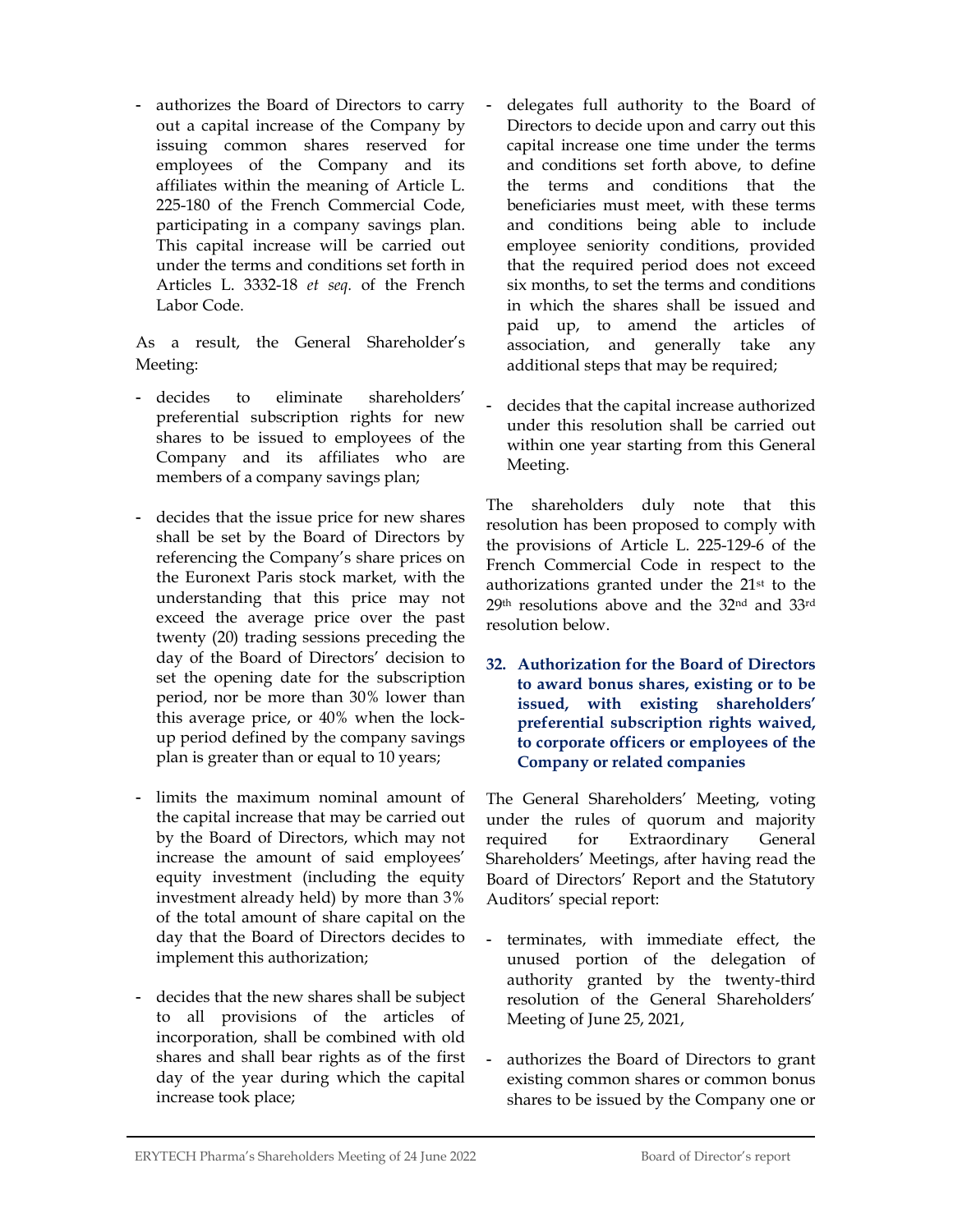- authorizes the Board of Directors to carry out a capital increase of the Company by issuing common shares reserved for employees of the Company and its affiliates within the meaning of Article L. 225-180 of the French Commercial Code, participating in a company savings plan. This capital increase will be carried out under the terms and conditions set forth in Articles L. 3332-18 *et seq.* of the French Labor Code.

As a result, the General Shareholder's Meeting:

- decides to eliminate shareholders' preferential subscription rights for new shares to be issued to employees of the Company and its affiliates who are members of a company savings plan;

- decides that the issue price for new shares shall be set by the Board of Directors by referencing the Company's share prices on the Euronext Paris stock market, with the understanding that this price may not exceed the average price over the past twenty (20) trading sessions preceding the day of the Board of Directors' decision to set the opening date for the subscription period, nor be more than 30% lower than this average price, or 40% when the lock-up period defined by the company savings plan is greater than or equal to 10 years;

- limits the maximum nominal amount of the capital increase that may be carried out by the Board of Directors, which may not increase the amount of said employees' equity investment (including the equity investment already held) by more than 3% of the total amount of share capital on the day that the Board of Directors decides to implement this authorization;

- decides that the new shares shall be subject to all provisions of the articles of incorporation, shall be combined with old shares and shall bear rights as of the first day of the year during which the capital increase took place;

- delegates full authority to the Board of Directors to decide upon and carry out this capital increase one time under the terms and conditions set forth above, to define the terms and conditions that the beneficiaries must meet, with these terms and conditions being able to include employee seniority conditions, provided that the required period does not exceed six months, to set the terms and conditions in which the shares shall be issued and paid up, to amend the articles of association, and generally take any additional steps that may be required;

- decides that the capital increase authorized under this resolution shall be carried out within one year starting from this General Meeting.

The shareholders duly note that this resolution has been proposed to comply with the provisions of Article L. 225-129-6 of the French Commercial Code in respect to the authorizations granted under the 21st to the 29th resolutions above and the 32nd and 33rd resolution below.

### 32. Authorization for the Board of Directors to award bonus shares, existing or to be issued, with existing shareholders' preferential subscription rights waived, to corporate officers or employees of the Company or related companies

The General Shareholders' Meeting, voting under the rules of quorum and majority required for Extraordinary General Shareholders' Meetings, after having read the Board of Directors' Report and the Statutory Auditors' special report:

- terminates, with immediate effect, the unused portion of the delegation of authority granted by the twenty-third resolution of the General Shareholders' Meeting of June 25, 2021,

- authorizes the Board of Directors to grant existing common shares or common bonus shares to be issued by the Company one or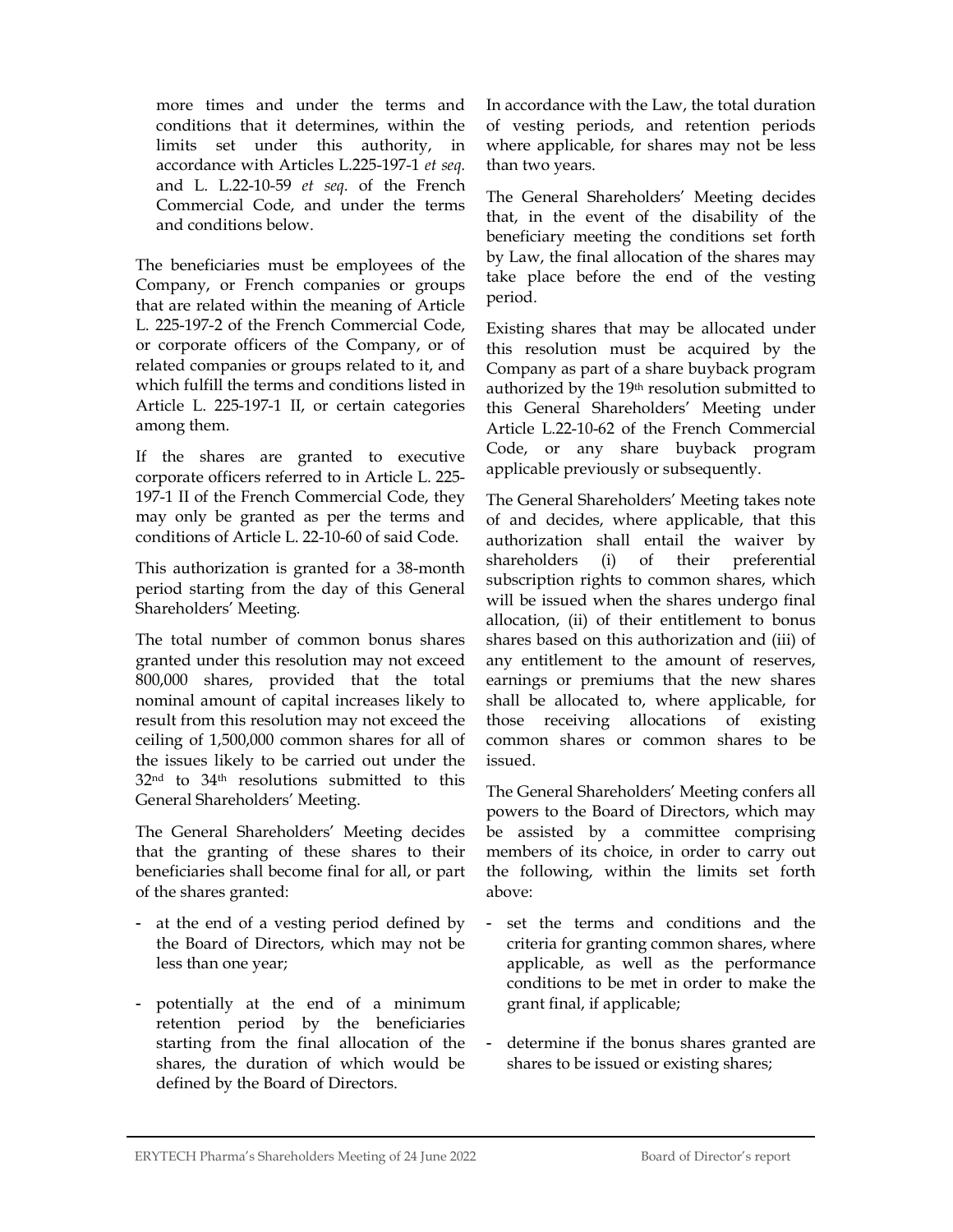more times and under the terms and conditions that it determines, within the limits set under this authority, in accordance with Articles L.225-197-1 *et seq.* and L. L.22-10-59 *et seq.* of the French Commercial Code, and under the terms and conditions below.

The beneficiaries must be employees of the Company, or French companies or groups that are related within the meaning of Article L. 225-197-2 of the French Commercial Code, or corporate officers of the Company, or of related companies or groups related to it, and which fulfill the terms and conditions listed in Article L. 225-197-1 II, or certain categories among them.

If the shares are granted to executive corporate officers referred to in Article L. 225-197-1 II of the French Commercial Code, they may only be granted as per the terms and conditions of Article L. 22-10-60 of said Code.

This authorization is granted for a 38-month period starting from the day of this General Shareholders' Meeting.

The total number of common bonus shares granted under this resolution may not exceed 800,000 shares, provided that the total nominal amount of capital increases likely to result from this resolution may not exceed the ceiling of 1,500,000 common shares for all of the issues likely to be carried out under the 32nd to 34th resolutions submitted to this General Shareholders' Meeting.

The General Shareholders' Meeting decides that the granting of these shares to their beneficiaries shall become final for all, or part of the shares granted:

- at the end of a vesting period defined by the Board of Directors, which may not be less than one year;
- potentially at the end of a minimum retention period by the beneficiaries starting from the final allocation of the shares, the duration of which would be defined by the Board of Directors.

In accordance with the Law, the total duration of vesting periods, and retention periods where applicable, for shares may not be less than two years.

The General Shareholders' Meeting decides that, in the event of the disability of the beneficiary meeting the conditions set forth by Law, the final allocation of the shares may take place before the end of the vesting period.

Existing shares that may be allocated under this resolution must be acquired by the Company as part of a share buyback program authorized by the 19th resolution submitted to this General Shareholders' Meeting under Article L.22-10-62 of the French Commercial Code, or any share buyback program applicable previously or subsequently.

The General Shareholders' Meeting takes note of and decides, where applicable, that this authorization shall entail the waiver by shareholders (i) of their preferential subscription rights to common shares, which will be issued when the shares undergo final allocation, (ii) of their entitlement to bonus shares based on this authorization and (iii) of any entitlement to the amount of reserves, earnings or premiums that the new shares shall be allocated to, where applicable, for those receiving allocations of existing common shares or common shares to be issued.

The General Shareholders' Meeting confers all powers to the Board of Directors, which may be assisted by a committee comprising members of its choice, in order to carry out the following, within the limits set forth above:

- set the terms and conditions and the criteria for granting common shares, where applicable, as well as the performance conditions to be met in order to make the grant final, if applicable;
- determine if the bonus shares granted are shares to be issued or existing shares;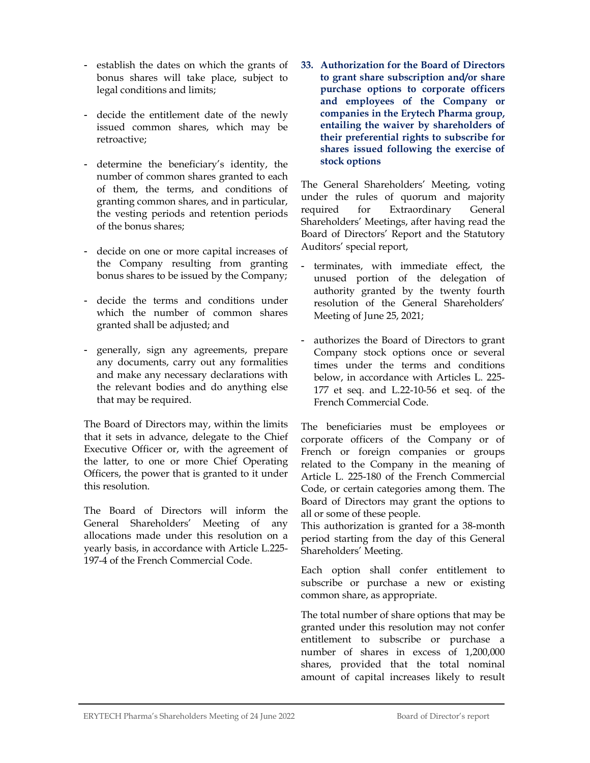- establish the dates on which the grants of bonus shares will take place, subject to legal conditions and limits;

- decide the entitlement date of the newly issued common shares, which may be retroactive;

- determine the beneficiary's identity, the number of common shares granted to each of them, the terms, and conditions of granting common shares, and in particular, the vesting periods and retention periods of the bonus shares;

- decide on one or more capital increases of the Company resulting from granting bonus shares to be issued by the Company;

- decide the terms and conditions under which the number of common shares granted shall be adjusted; and

- generally, sign any agreements, prepare any documents, carry out any formalities and make any necessary declarations with the relevant bodies and do anything else that may be required.

The Board of Directors may, within the limits that it sets in advance, delegate to the Chief Executive Officer or, with the agreement of the latter, to one or more Chief Operating Officers, the power that is granted to it under this resolution.

The Board of Directors will inform the General Shareholders' Meeting of any allocations made under this resolution on a yearly basis, in accordance with Article L.225-197-4 of the French Commercial Code.

**33. Authorization for the Board of Directors to grant share subscription and/or share purchase options to corporate officers and employees of the Company or companies in the Erytech Pharma group, entailing the waiver by shareholders of their preferential rights to subscribe for shares issued following the exercise of stock options**

The General Shareholders' Meeting, voting under the rules of quorum and majority required for Extraordinary General Shareholders' Meetings, after having read the Board of Directors' Report and the Statutory Auditors' special report,

- terminates, with immediate effect, the unused portion of the delegation of authority granted by the twenty fourth resolution of the General Shareholders' Meeting of June 25, 2021;

- authorizes the Board of Directors to grant Company stock options once or several times under the terms and conditions below, in accordance with Articles L. 225-177 et seq. and L.22-10-56 et seq. of the French Commercial Code.

The beneficiaries must be employees or corporate officers of the Company or of French or foreign companies or groups related to the Company in the meaning of Article L. 225-180 of the French Commercial Code, or certain categories among them. The Board of Directors may grant the options to all or some of these people.
This authorization is granted for a 38-month period starting from the day of this General Shareholders' Meeting.

Each option shall confer entitlement to subscribe or purchase a new or existing common share, as appropriate.

The total number of share options that may be granted under this resolution may not confer entitlement to subscribe or purchase a number of shares in excess of 1,200,000 shares, provided that the total nominal amount of capital increases likely to result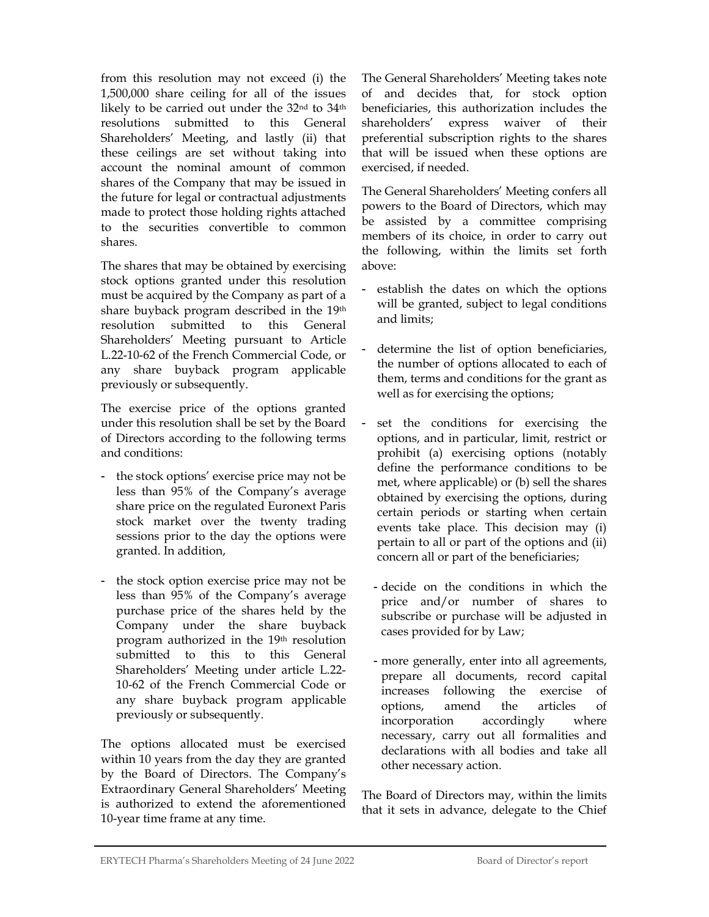from this resolution may not exceed (i) the 1,500,000 share ceiling for all of the issues likely to be carried out under the 32nd to 34th resolutions submitted to this General Shareholders' Meeting, and lastly (ii) that these ceilings are set without taking into account the nominal amount of common shares of the Company that may be issued in the future for legal or contractual adjustments made to protect those holding rights attached to the securities convertible to common shares.

The shares that may be obtained by exercising stock options granted under this resolution must be acquired by the Company as part of a share buyback program described in the 19th resolution submitted to this General Shareholders' Meeting pursuant to Article L.22-10-62 of the French Commercial Code, or any share buyback program applicable previously or subsequently.

The exercise price of the options granted under this resolution shall be set by the Board of Directors according to the following terms and conditions:

- the stock options' exercise price may not be less than 95% of the Company's average share price on the regulated Euronext Paris stock market over the twenty trading sessions prior to the day the options were granted. In addition,
- the stock option exercise price may not be less than 95% of the Company's average purchase price of the shares held by the Company under the share buyback program authorized in the 19th resolution submitted to this to this General Shareholders' Meeting under article L.22-10-62 of the French Commercial Code or any share buyback program applicable previously or subsequently.

The options allocated must be exercised within 10 years from the day they are granted by the Board of Directors. The Company's Extraordinary General Shareholders' Meeting is authorized to extend the aforementioned 10-year time frame at any time.

The General Shareholders' Meeting takes note of and decides that, for stock option beneficiaries, this authorization includes the shareholders' express waiver of their preferential subscription rights to the shares that will be issued when these options are exercised, if needed.

The General Shareholders' Meeting confers all powers to the Board of Directors, which may be assisted by a committee comprising members of its choice, in order to carry out the following, within the limits set forth above:

- establish the dates on which the options will be granted, subject to legal conditions and limits;
- determine the list of option beneficiaries, the number of options allocated to each of them, terms and conditions for the grant as well as for exercising the options;
- set the conditions for exercising the options, and in particular, limit, restrict or prohibit (a) exercising options (notably define the performance conditions to be met, where applicable) or (b) sell the shares obtained by exercising the options, during certain periods or starting when certain events take place. This decision may (i) pertain to all or part of the options and (ii) concern all or part of the beneficiaries;
- decide on the conditions in which the price and/or number of shares to subscribe or purchase will be adjusted in cases provided for by Law;
- more generally, enter into all agreements, prepare all documents, record capital increases following the exercise of options, amend the articles of incorporation accordingly where necessary, carry out all formalities and declarations with all bodies and take all other necessary action.

The Board of Directors may, within the limits that it sets in advance, delegate to the Chief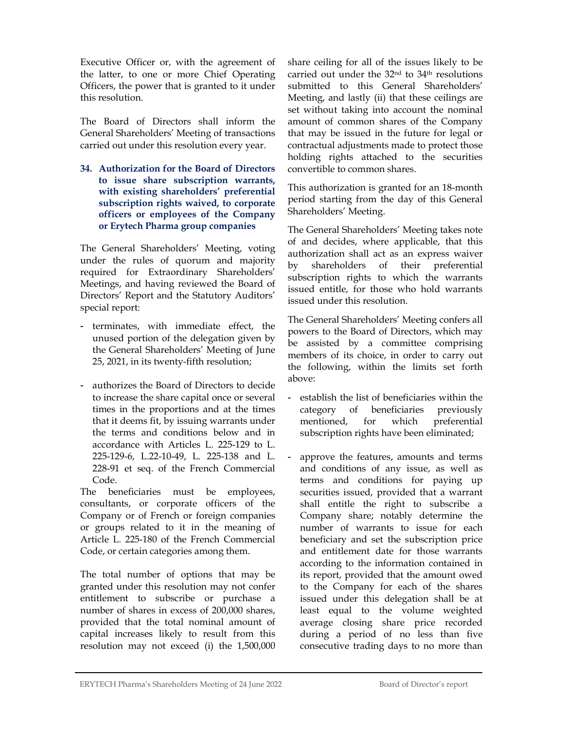Executive Officer or, with the agreement of the latter, to one or more Chief Operating Officers, the power that is granted to it under this resolution.

The Board of Directors shall inform the General Shareholders' Meeting of transactions carried out under this resolution every year.

### 34. Authorization for the Board of Directors to issue share subscription warrants, with existing shareholders' preferential subscription rights waived, to corporate officers or employees of the Company or Erytech Pharma group companies

The General Shareholders' Meeting, voting under the rules of quorum and majority required for Extraordinary Shareholders' Meetings, and having reviewed the Board of Directors' Report and the Statutory Auditors' special report:

- terminates, with immediate effect, the unused portion of the delegation given by the General Shareholders' Meeting of June 25, 2021, in its twenty-fifth resolution;

- authorizes the Board of Directors to decide to increase the share capital once or several times in the proportions and at the times that it deems fit, by issuing warrants under the terms and conditions below and in accordance with Articles L. 225-129 to L. 225-129-6, L.22-10-49, L. 225-138 and L. 228-91 et seq. of the French Commercial Code.

The beneficiaries must be employees, consultants, or corporate officers of the Company or of French or foreign companies or groups related to it in the meaning of Article L. 225-180 of the French Commercial Code, or certain categories among them.

The total number of options that may be granted under this resolution may not confer entitlement to subscribe or purchase a number of shares in excess of 200,000 shares, provided that the total nominal amount of capital increases likely to result from this resolution may not exceed (i) the 1,500,000 share ceiling for all of the issues likely to be carried out under the 32nd to 34th resolutions submitted to this General Shareholders' Meeting, and lastly (ii) that these ceilings are set without taking into account the nominal amount of common shares of the Company that may be issued in the future for legal or contractual adjustments made to protect those holding rights attached to the securities convertible to common shares.

This authorization is granted for an 18-month period starting from the day of this General Shareholders' Meeting.

The General Shareholders' Meeting takes note of and decides, where applicable, that this authorization shall act as an express waiver by shareholders of their preferential subscription rights to which the warrants issued entitle, for those who hold warrants issued under this resolution.

The General Shareholders' Meeting confers all powers to the Board of Directors, which may be assisted by a committee comprising members of its choice, in order to carry out the following, within the limits set forth above:

- establish the list of beneficiaries within the category of beneficiaries previously mentioned, for which preferential subscription rights have been eliminated;

- approve the features, amounts and terms and conditions of any issue, as well as terms and conditions for paying up securities issued, provided that a warrant shall entitle the right to subscribe a Company share; notably determine the number of warrants to issue for each beneficiary and set the subscription price and entitlement date for those warrants according to the information contained in its report, provided that the amount owed to the Company for each of the shares issued under this delegation shall be at least equal to the volume weighted average closing share price recorded during a period of no less than five consecutive trading days to no more than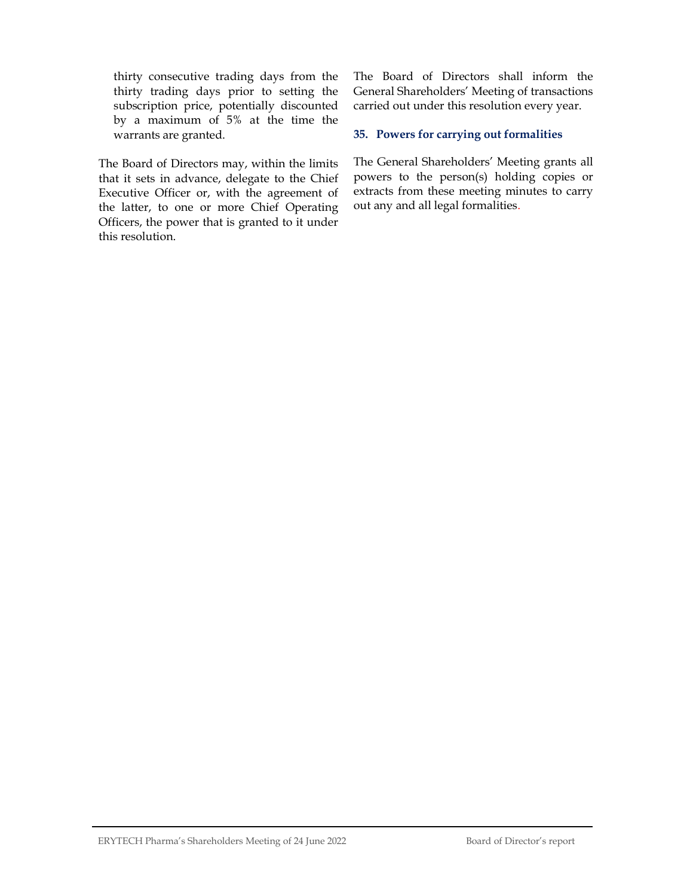thirty consecutive trading days from the thirty trading days prior to setting the subscription price, potentially discounted by a maximum of 5% at the time the warrants are granted.

The Board of Directors may, within the limits that it sets in advance, delegate to the Chief Executive Officer or, with the agreement of the latter, to one or more Chief Operating Officers, the power that is granted to it under this resolution.

The Board of Directors shall inform the General Shareholders' Meeting of transactions carried out under this resolution every year.

### 35. Powers for carrying out formalities

The General Shareholders' Meeting grants all powers to the person(s) holding copies or extracts from these meeting minutes to carry out any and all legal formalities.